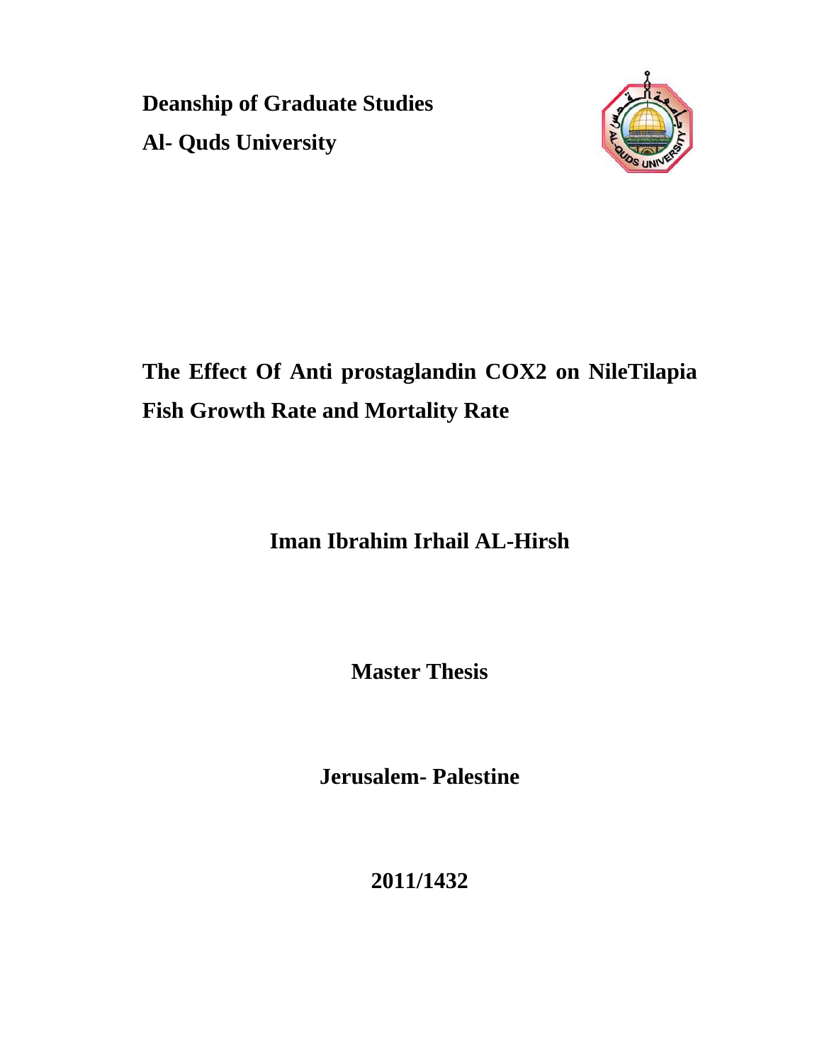**Deanship of Graduate Studies**

**Al- Quds University**

# The Effect Of Anti prostaglandin COX2 on NileTilapia Fish Growth Rate and Mortality Rate

**Iman Ibrahim Irhail AL-Hirsh**

**Master Thesis**

**Jerusalem- Palestine**

**2011/1432**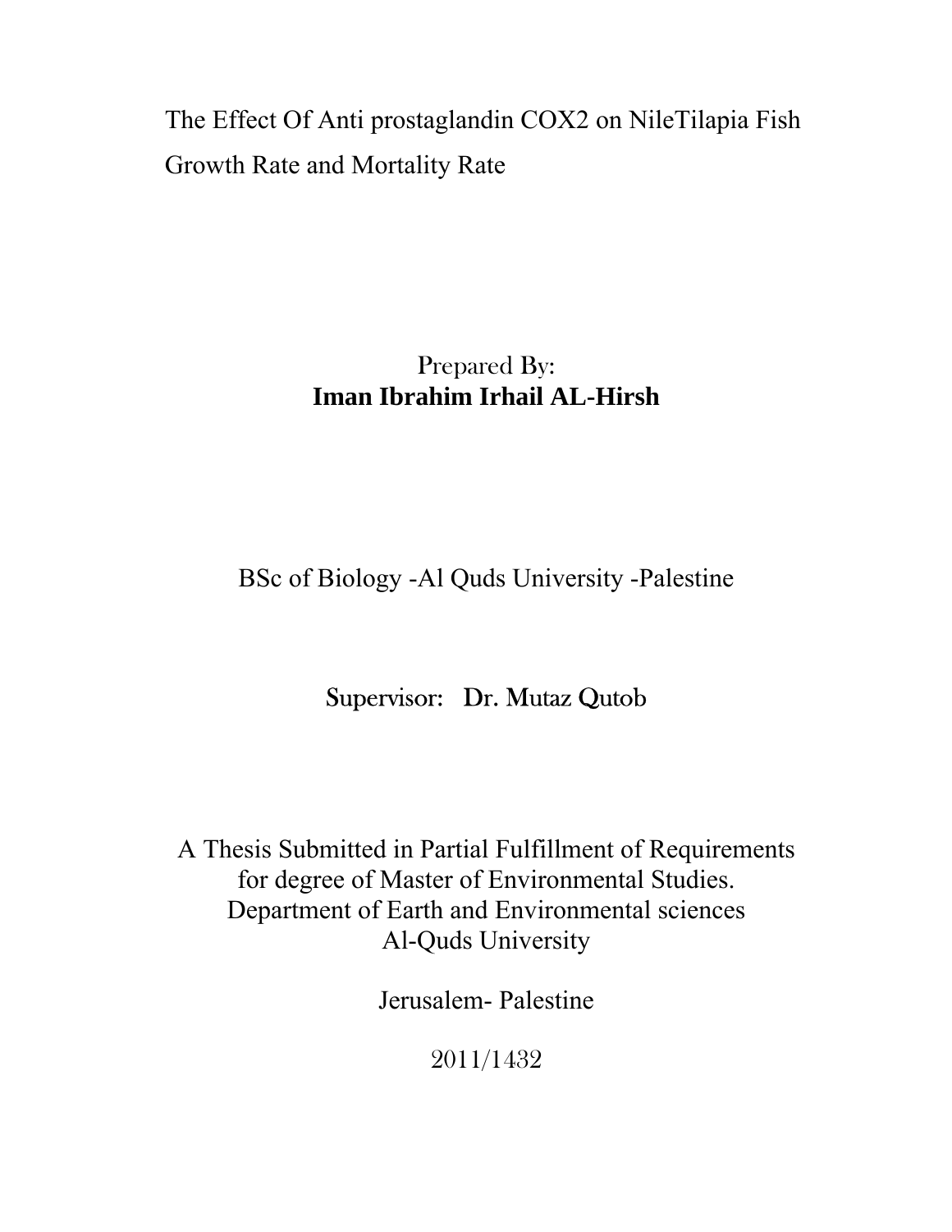The Effect Of Anti prostaglandin COX2 on NileTilapia Fish Growth Rate and Mortality Rate

Prepared By:

**Iman Ibrahim Irhail AL-Hirsh**

BSc of Biology -Al Quds University -Palestine

Supervisor: Dr. Mutaz Qutob

A Thesis Submitted in Partial Fulfillment of Requirements for degree of Master of Environmental Studies.
Department of Earth and Environmental sciences
Al-Quds University

Jerusalem- Palestine

2011/1432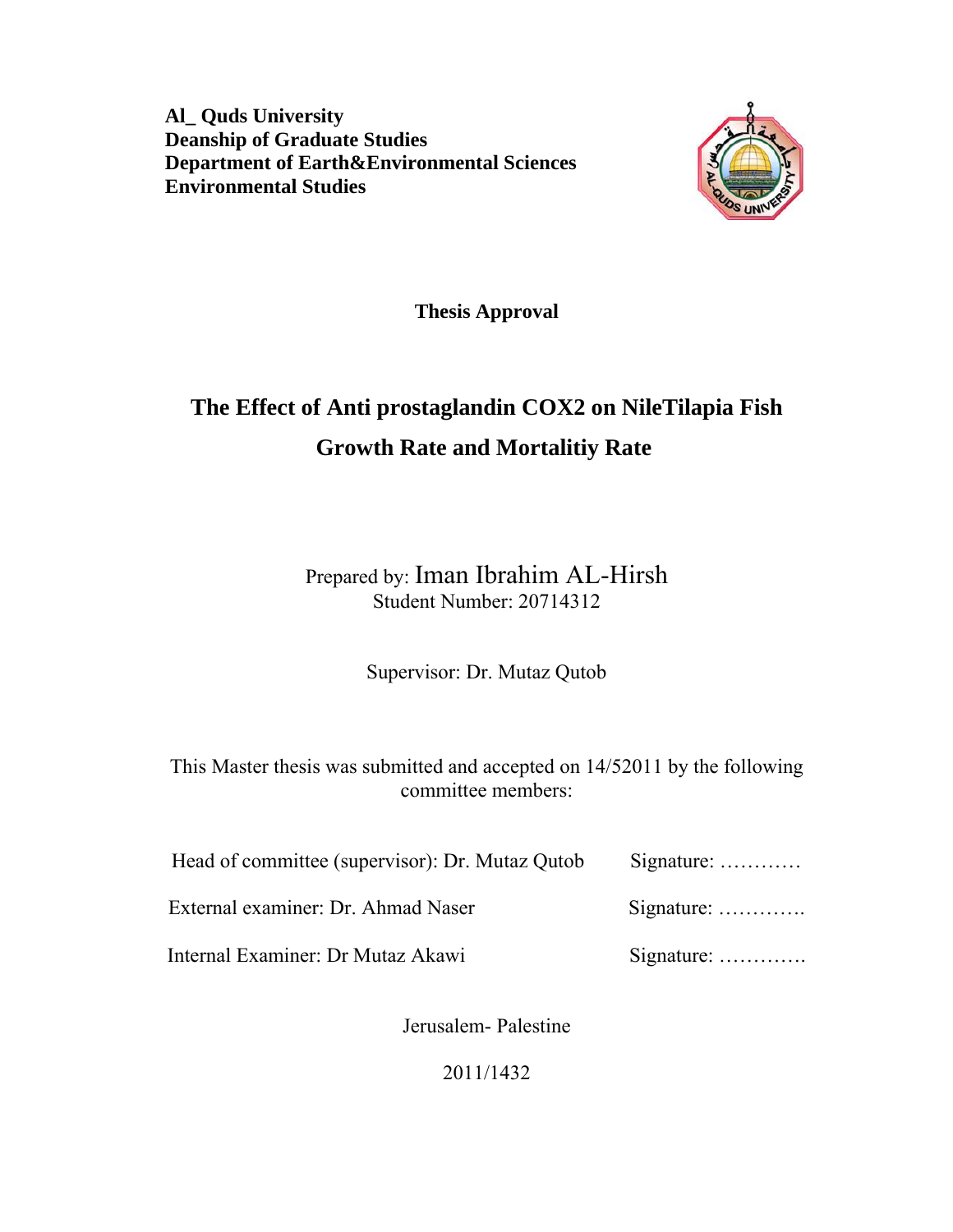**Al_ Quds University**
**Deanship of Graduate Studies**
**Department of Earth&Environmental Sciences**
**Environmental Studies**

**Thesis Approval**

# The Effect of Anti prostaglandin COX2 on NileTilapia Fish Growth Rate and Mortalitiy Rate

Prepared by: Iman Ibrahim AL-Hirsh
Student Number: 20714312

Supervisor: Dr. Mutaz Qutob

This Master thesis was submitted and accepted on 14/52011 by the following committee members:

Head of committee (supervisor): Dr. Mutaz Qutob Signature: …………

External examiner: Dr. Ahmad Naser Signature: ………….

Internal Examiner: Dr Mutaz Akawi Signature: ………….

Jerusalem- Palestine

2011/1432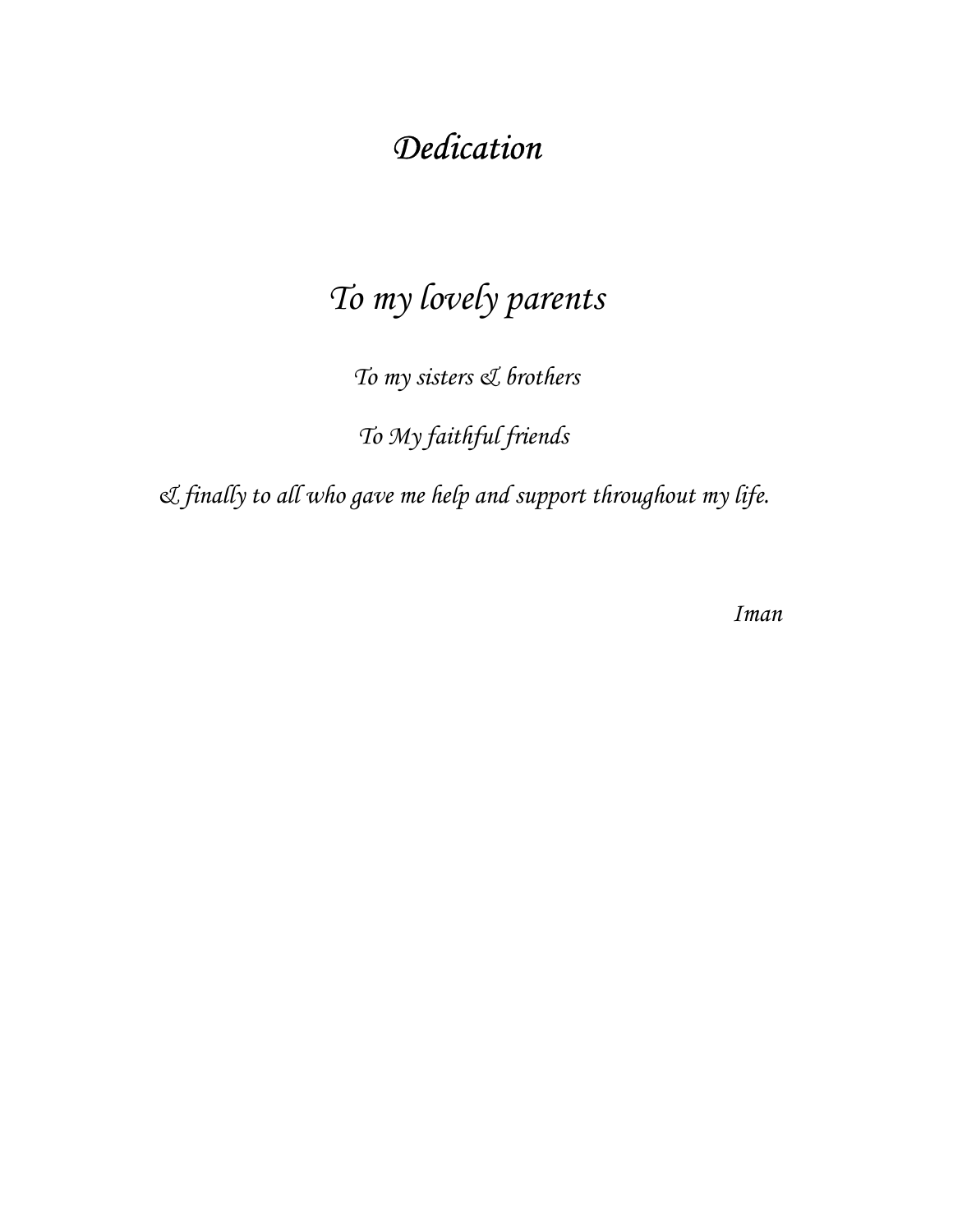# *Dedication*

*To my lovely parents*

*To my sisters & brothers*

*To My faithful friends*

*& finally to all who gave me help and support throughout my life.*

*Iman*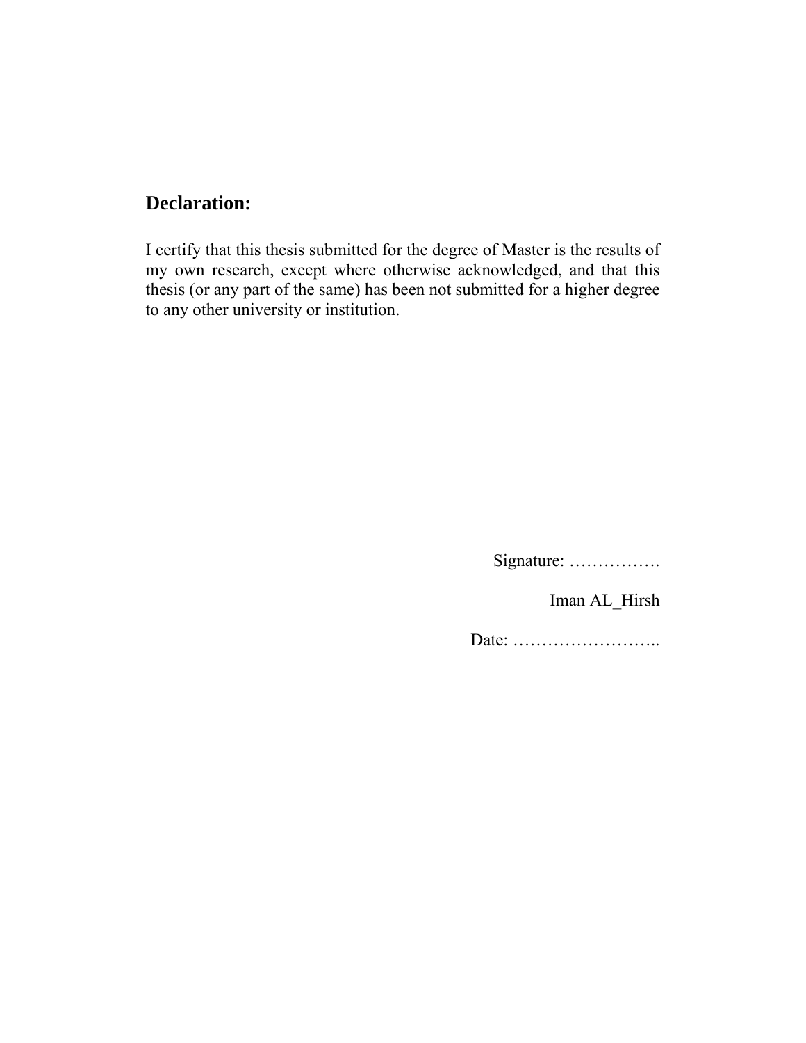## Declaration:

I certify that this thesis submitted for the degree of Master is the results of my own research, except where otherwise acknowledged, and that this thesis (or any part of the same) has been not submitted for a higher degree to any other university or institution.

Signature: …………….

Iman AL_Hirsh

Date: ……………………..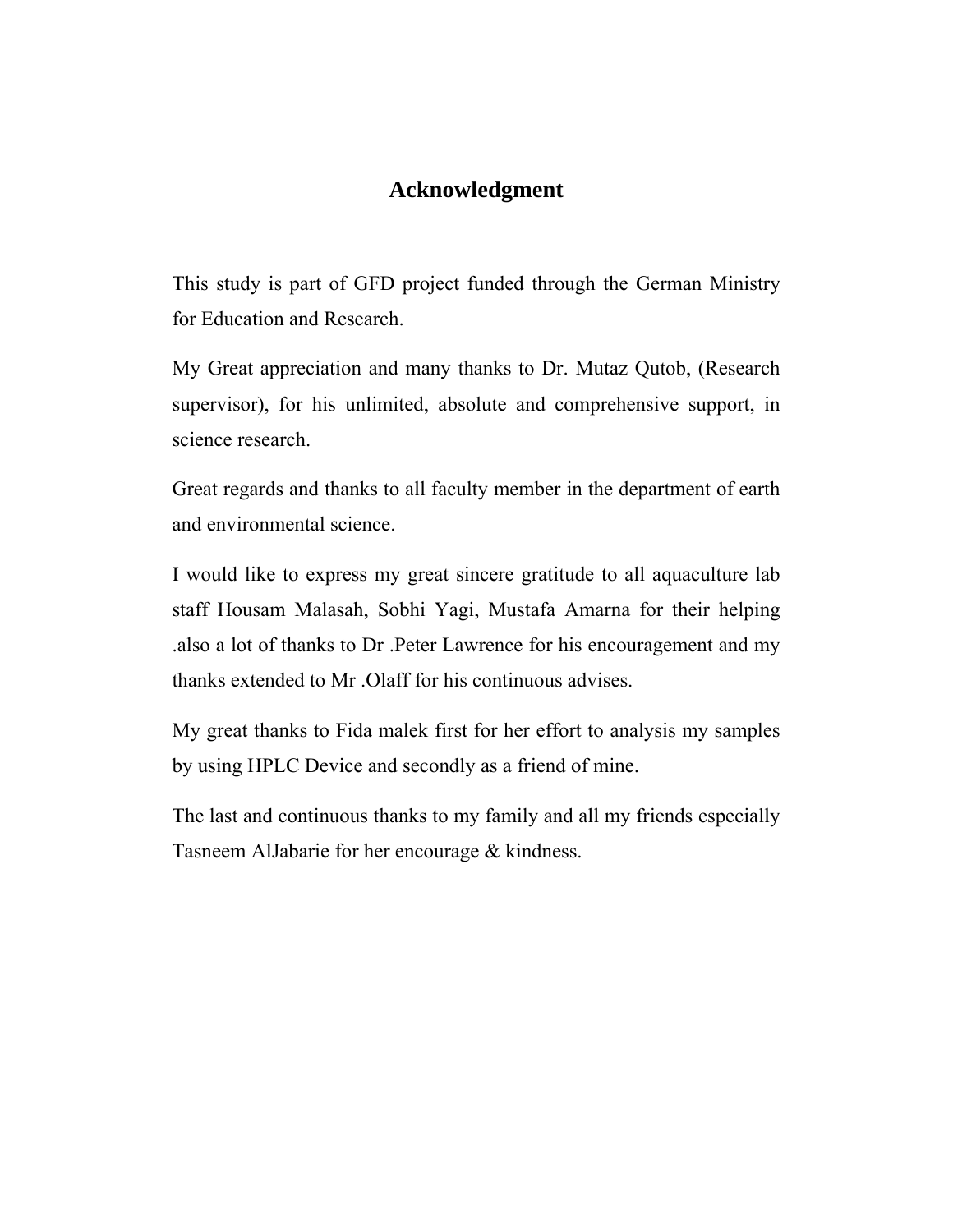# Acknowledgment

This study is part of GFD project funded through the German Ministry for Education and Research.

My Great appreciation and many thanks to Dr. Mutaz Qutob, (Research supervisor), for his unlimited, absolute and comprehensive support, in science research.

Great regards and thanks to all faculty member in the department of earth and environmental science.

I would like to express my great sincere gratitude to all aquaculture lab staff Housam Malasah, Sobhi Yagi, Mustafa Amarna for their helping .also a lot of thanks to Dr .Peter Lawrence for his encouragement and my thanks extended to Mr .Olaff for his continuous advises.

My great thanks to Fida malek first for her effort to analysis my samples by using HPLC Device and secondly as a friend of mine.

The last and continuous thanks to my family and all my friends especially Tasneem AlJabarie for her encourage & kindness.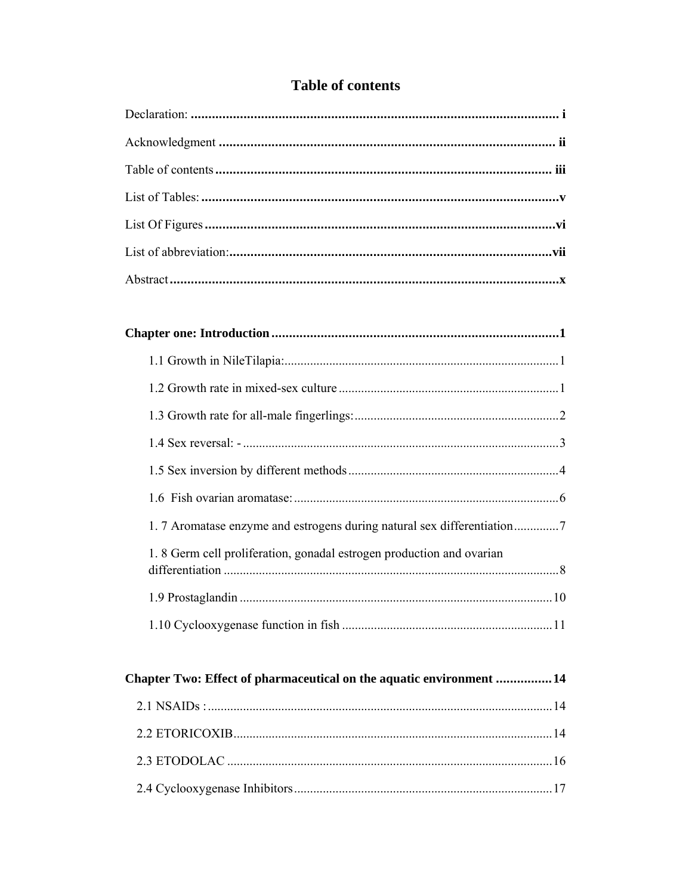# Table of contents

Declaration: ........................................................................................................ i

Acknowledgment ................................................................................................ ii

Table of contents ................................................................................................ iii

List of Tables: ........................................................................................................v

List Of Figures .....................................................................................................vi

List of abbreviation:............................................................................................vii

Abstract ................................................................................................................x

**Chapter one: Introduction ..................................................................................1**

1.1 Growth in NileTilapia:.....................................................................................1

1.2 Growth rate in mixed-sex culture ....................................................................1

1.3 Growth rate for all-male fingerlings:...............................................................2

1.4 Sex reversal: - .................................................................................................3

1.5 Sex inversion by different methods .................................................................4

1.6 Fish ovarian aromatase: ..................................................................................6

1. 7 Aromatase enzyme and estrogens during natural sex differentiation..............7

1. 8 Germ cell proliferation, gonadal estrogen production and ovarian differentiation ........................................................................................................8

1.9 Prostaglandin .................................................................................................10

1.10 Cyclooxygenase function in fish .................................................................11

**Chapter Two: Effect of pharmaceutical on the aquatic environment ................14**

2.1 NSAIDs : ..........................................................................................................14

2.2 ETORICOXIB...................................................................................................14

2.3 ETODOLAC ....................................................................................................16

2.4 Cyclooxygenase Inhibitors ...............................................................................17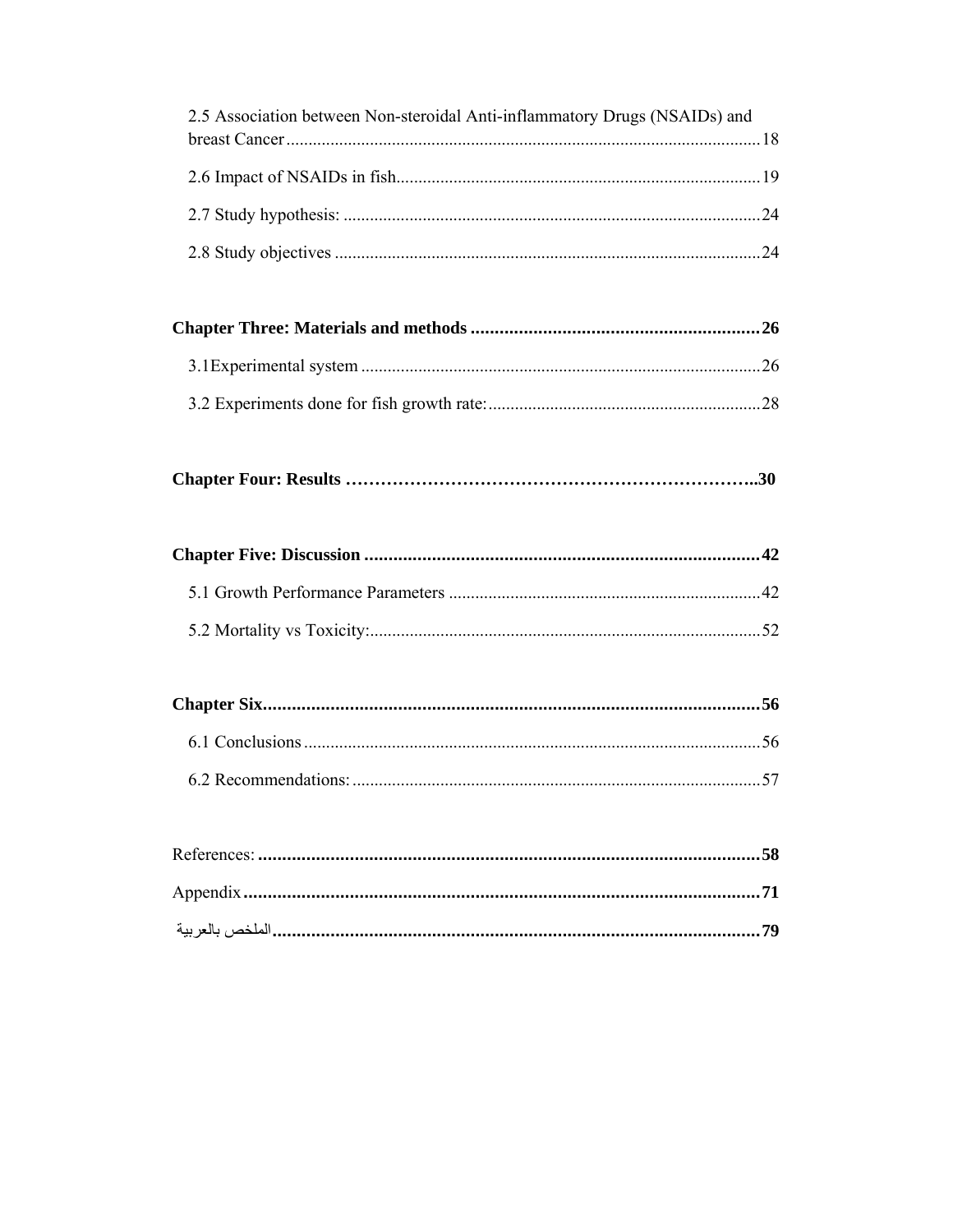2.5 Association between Non-steroidal Anti-inflammatory Drugs (NSAIDs) and breast Cancer ........................................................................................................ 18

2.6 Impact of NSAIDs in fish.................................................................................. 19

2.7 Study hypothesis: .............................................................................................. 24

2.8 Study objectives ................................................................................................ 24

**Chapter Three: Materials and methods ............................................................ 26**

3.1Experimental system .......................................................................................... 26

3.2 Experiments done for fish growth rate:............................................................. 28

**Chapter Four: Results ……………………………………………………………..30**

**Chapter Five: Discussion .................................................................................. 42**

5.1 Growth Performance Parameters ...................................................................... 42

5.2 Mortality vs Toxicity:........................................................................................ 52

**Chapter Six....................................................................................................... 56**

6.1 Conclusions ....................................................................................................... 56

6.2 Recommendations: ............................................................................................ 57

References: **.......................................................................................................... 58**

Appendix **........................................................................................................... 71**

الملخص بالعربية**.................................................................................................. 79**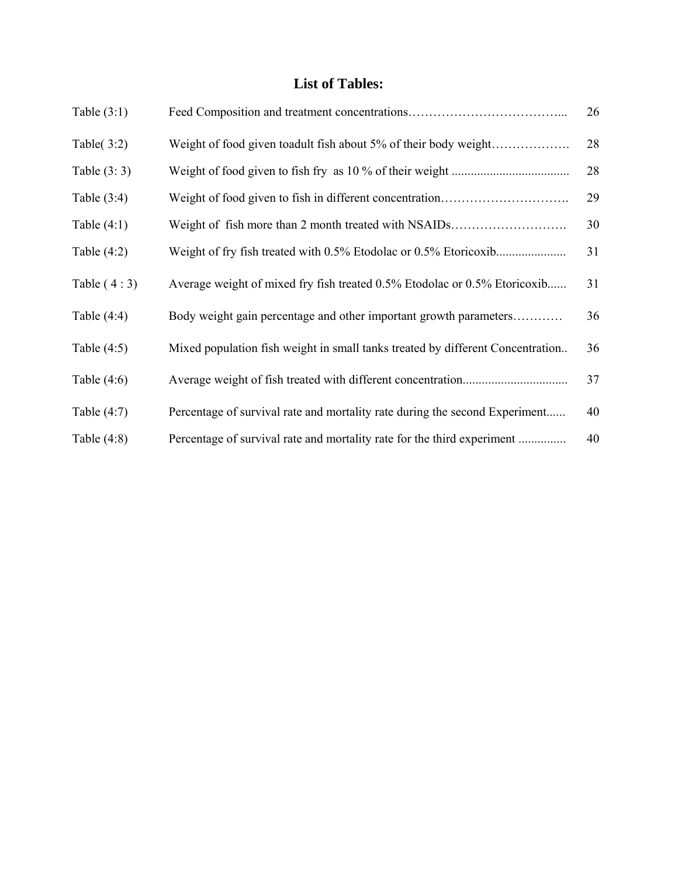## List of Tables:

| | | |
|---|---|---|
| Table (3:1) | Feed Composition and treatment concentrations………………………………... | 26 |
| Table( 3:2) | Weight of food given toadult fish about 5% of their body weight………………. | 28 |
| Table (3: 3) | Weight of food given to fish fry as 10 % of their weight .................................... | 28 |
| Table (3:4) | Weight of food given to fish in different concentration…………………………. | 29 |
| Table (4:1) | Weight of fish more than 2 month treated with NSAIDs………………………. | 30 |
| Table (4:2) | Weight of fry fish treated with 0.5% Etodolac or 0.5% Etoricoxib..................... | 31 |
| Table ( 4 : 3) | Average weight of mixed fry fish treated 0.5% Etodolac or 0.5% Etoricoxib...... | 31 |
| Table (4:4) | Body weight gain percentage and other important growth parameters………… | 36 |
| Table (4:5) | Mixed population fish weight in small tanks treated by different Concentration.. | 36 |
| Table (4:6) | Average weight of fish treated with different concentration................................ | 37 |
| Table (4:7) | Percentage of survival rate and mortality rate during the second Experiment...... | 40 |
| Table (4:8) | Percentage of survival rate and mortality rate for the third experiment ............... | 40 |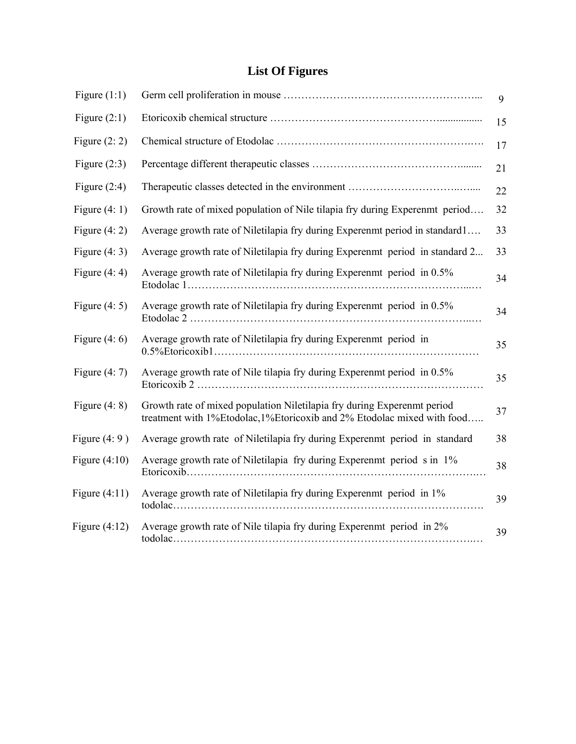# List Of Figures

| | | |
|---|---|---|
| Figure (1:1) | Germ cell proliferation in mouse ………………………………………………... | 9 |
| Figure (2:1) | Etoricoxib chemical structure ………………………………………….............. | 15 |
| Figure (2: 2) | Chemical structure of Etodolac ……………………………………………….… | 17 |
| Figure (2:3) | Percentage different therapeutic classes …………………………………........ | 21 |
| Figure (2:4) | Therapeutic classes detected in the environment …………………………..…..... | 22 |
| Figure (4: 1) | Growth rate of mixed population of Nile tilapia fry during Experenmt period…. | 32 |
| Figure (4: 2) | Average growth rate of Niletilapia fry during Experenmt period in standard1…. | 33 |
| Figure (4: 3) | Average growth rate of Niletilapia fry during Experenmt period in standard 2... | 33 |
| Figure (4: 4) | Average growth rate of Niletilapia fry during Experenmt period in 0.5% Etodolac 1……………………………………………………………………...… | 34 |
| Figure (4: 5) | Average growth rate of Niletilapia fry during Experenmt period in 0.5% Etodolac 2 ………………………………………………………………….…… | 34 |
| Figure (4: 6) | Average growth rate of Niletilapia fry during Experenmt period in 0.5%Etoricoxib1………………………………………………………………… | 35 |
| Figure (4: 7) | Average growth rate of Nile tilapia fry during Experenmt period in 0.5% Etoricoxib 2 ……………………………………………………………………… | 35 |
| Figure (4: 8) | Growth rate of mixed population Niletilapia fry during Experenmt period treatment with 1%Etodolac,1%Etoricoxib and 2% Etodolac mixed with food….. | 37 |
| Figure (4: 9 ) | Average growth rate of Niletilapia fry during Experenmt period in standard | 38 |
| Figure (4:10) | Average growth rate of Niletilapia fry during Experenmt period s in 1% Etoricoxib……………………………………………………………………….… | 38 |
| Figure (4:11) | Average growth rate of Niletilapia fry during Experenmt period in 1% todolac…………………………………………………………………………. | 39 |
| Figure (4:12) | Average growth rate of Nile tilapia fry during Experenmt period in 2% todolac……………………………………………………………………….…… | 39 |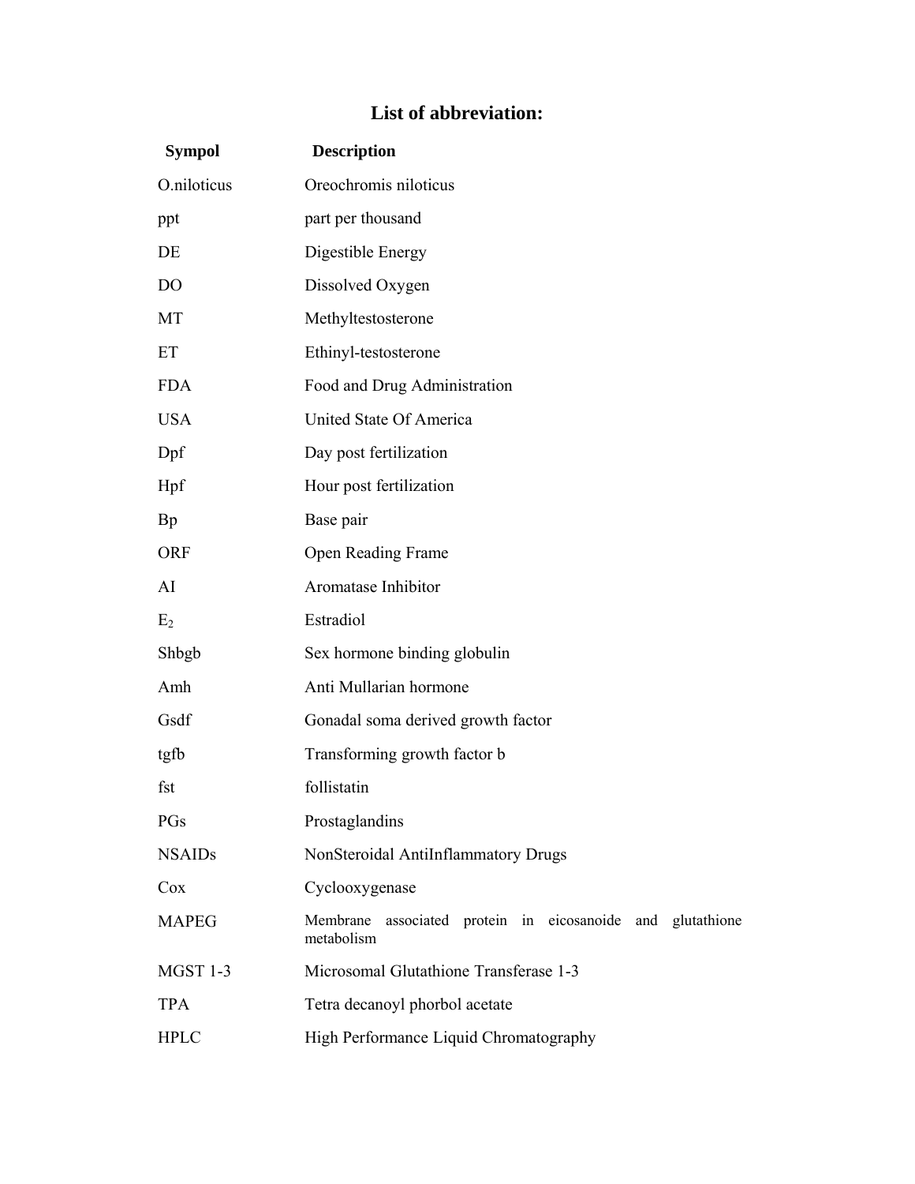## List of abbreviation:

| Sympol | Description |
|---|---|
| O.niloticus | Oreochromis niloticus |
| ppt | part per thousand |
| DE | Digestible Energy |
| DO | Dissolved Oxygen |
| MT | Methyltestosterone |
| ET | Ethinyl-testosterone |
| FDA | Food and Drug Administration |
| USA | United State Of America |
| Dpf | Day post fertilization |
| Hpf | Hour post fertilization |
| Bp | Base pair |
| ORF | Open Reading Frame |
| AI | Aromatase Inhibitor |
| $E_2$ | Estradiol |
| Shbgb | Sex hormone binding globulin |
| Amh | Anti Mullarian hormone |
| Gsdf | Gonadal soma derived growth factor |
| tgfb | Transforming growth factor b |
| fst | follistatin |
| PGs | Prostaglandins |
| NSAIDs | NonSteroidal AntiInflammatory Drugs |
| Cox | Cyclooxygenase |
| MAPEG | Membrane associated protein in eicosanoide and glutathione metabolism |
| MGST 1-3 | Microsomal Glutathione Transferase 1-3 |
| TPA | Tetra decanoyl phorbol acetate |
| HPLC | High Performance Liquid Chromatography |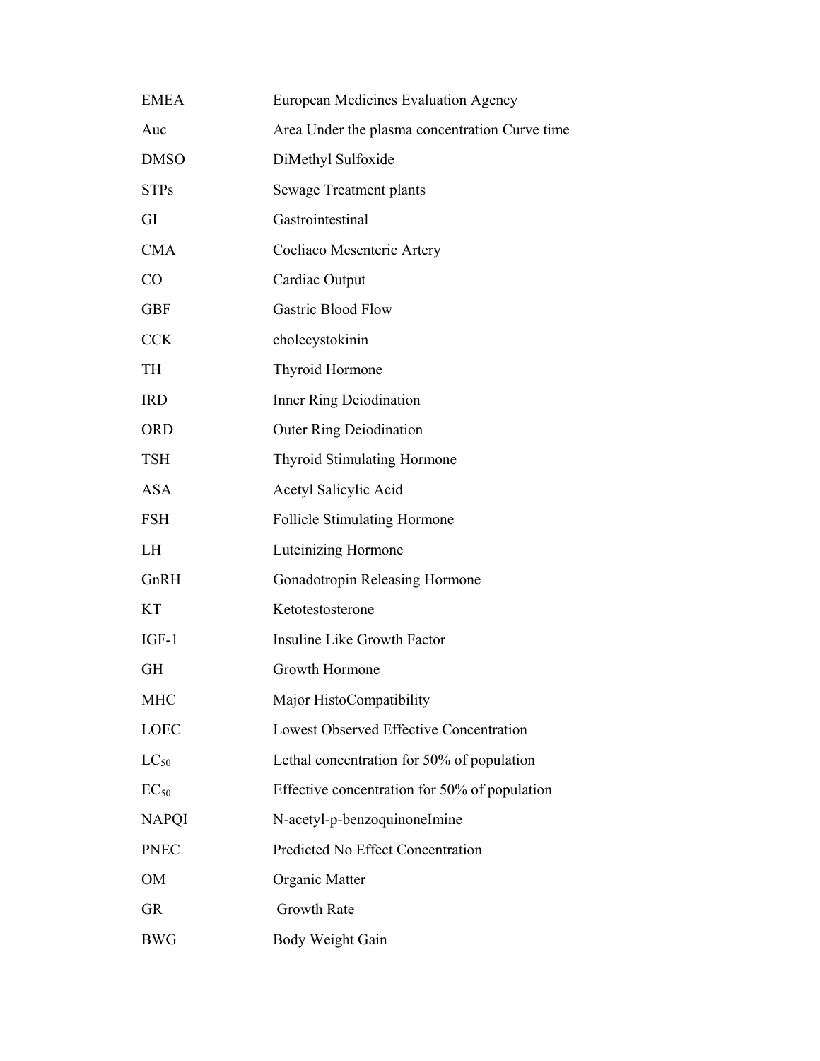| | |
|---|---|
| EMEA | European Medicines Evaluation Agency |
| Auc | Area Under the plasma concentration Curve time |
| DMSO | DiMethyl Sulfoxide |
| STPs | Sewage Treatment plants |
| GI | Gastrointestinal |
| CMA | Coeliaco Mesenteric Artery |
| CO | Cardiac Output |
| GBF | Gastric Blood Flow |
| CCK | cholecystokinin |
| TH | Thyroid Hormone |
| IRD | Inner Ring Deiodination |
| ORD | Outer Ring Deiodination |
| TSH | Thyroid Stimulating Hormone |
| ASA | Acetyl Salicylic Acid |
| FSH | Follicle Stimulating Hormone |
| LH | Luteinizing Hormone |
| GnRH | Gonadotropin Releasing Hormone |
| KT | Ketotestosterone |
| IGF-1 | Insuline Like Growth Factor |
| GH | Growth Hormone |
| MHC | Major HistoCompatibility |
| LOEC | Lowest Observed Effective Concentration |
| $LC_{50}$ | Lethal concentration for 50% of population |
| $EC_{50}$ | Effective concentration for 50% of population |
| NAPQI | N-acetyl-p-benzoquinoneImine |
| PNEC | Predicted No Effect Concentration |
| OM | Organic Matter |
| GR | Growth Rate |
| BWG | Body Weight Gain |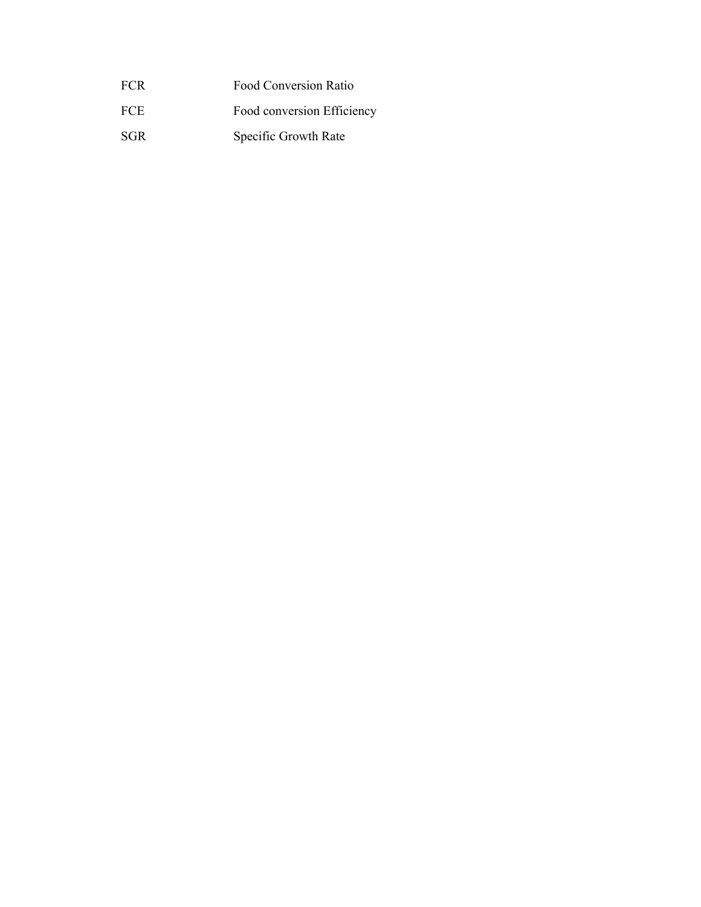| | |
|---|---|
| FCR | Food Conversion Ratio |
| FCE | Food conversion Efficiency |
| SGR | Specific Growth Rate |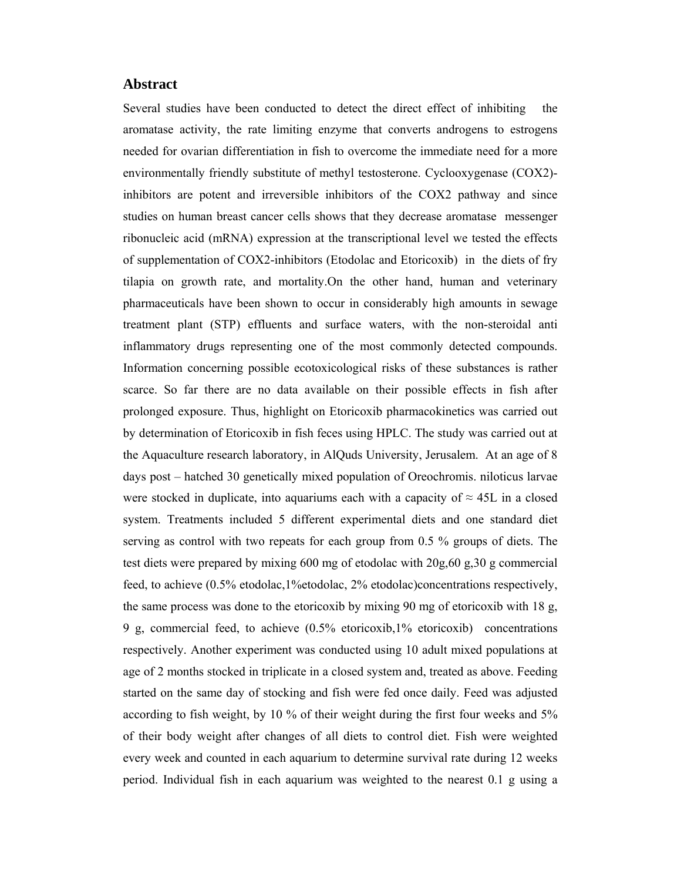## Abstract

Several studies have been conducted to detect the direct effect of inhibiting the aromatase activity, the rate limiting enzyme that converts androgens to estrogens needed for ovarian differentiation in fish to overcome the immediate need for a more environmentally friendly substitute of methyl testosterone. Cyclooxygenase (COX2)-inhibitors are potent and irreversible inhibitors of the COX2 pathway and since studies on human breast cancer cells shows that they decrease aromatase messenger ribonucleic acid (mRNA) expression at the transcriptional level we tested the effects of supplementation of COX2-inhibitors (Etodolac and Etoricoxib) in the diets of fry tilapia on growth rate, and mortality.On the other hand, human and veterinary pharmaceuticals have been shown to occur in considerably high amounts in sewage treatment plant (STP) effluents and surface waters, with the non-steroidal anti inflammatory drugs representing one of the most commonly detected compounds. Information concerning possible ecotoxicological risks of these substances is rather scarce. So far there are no data available on their possible effects in fish after prolonged exposure. Thus, highlight on Etoricoxib pharmacokinetics was carried out by determination of Etoricoxib in fish feces using HPLC. The study was carried out at the Aquaculture research laboratory, in AlQuds University, Jerusalem. At an age of 8 days post – hatched 30 genetically mixed population of Oreochromis. niloticus larvae were stocked in duplicate, into aquariums each with a capacity of ≈ 45L in a closed system. Treatments included 5 different experimental diets and one standard diet serving as control with two repeats for each group from 0.5 % groups of diets. The test diets were prepared by mixing 600 mg of etodolac with 20g,60 g,30 g commercial feed, to achieve (0.5% etodolac,1%etodolac, 2% etodolac)concentrations respectively, the same process was done to the etoricoxib by mixing 90 mg of etoricoxib with 18 g, 9 g, commercial feed, to achieve (0.5% etoricoxib,1% etoricoxib) concentrations respectively. Another experiment was conducted using 10 adult mixed populations at age of 2 months stocked in triplicate in a closed system and, treated as above. Feeding started on the same day of stocking and fish were fed once daily. Feed was adjusted according to fish weight, by 10 % of their weight during the first four weeks and 5% of their body weight after changes of all diets to control diet. Fish were weighted every week and counted in each aquarium to determine survival rate during 12 weeks period. Individual fish in each aquarium was weighted to the nearest 0.1 g using a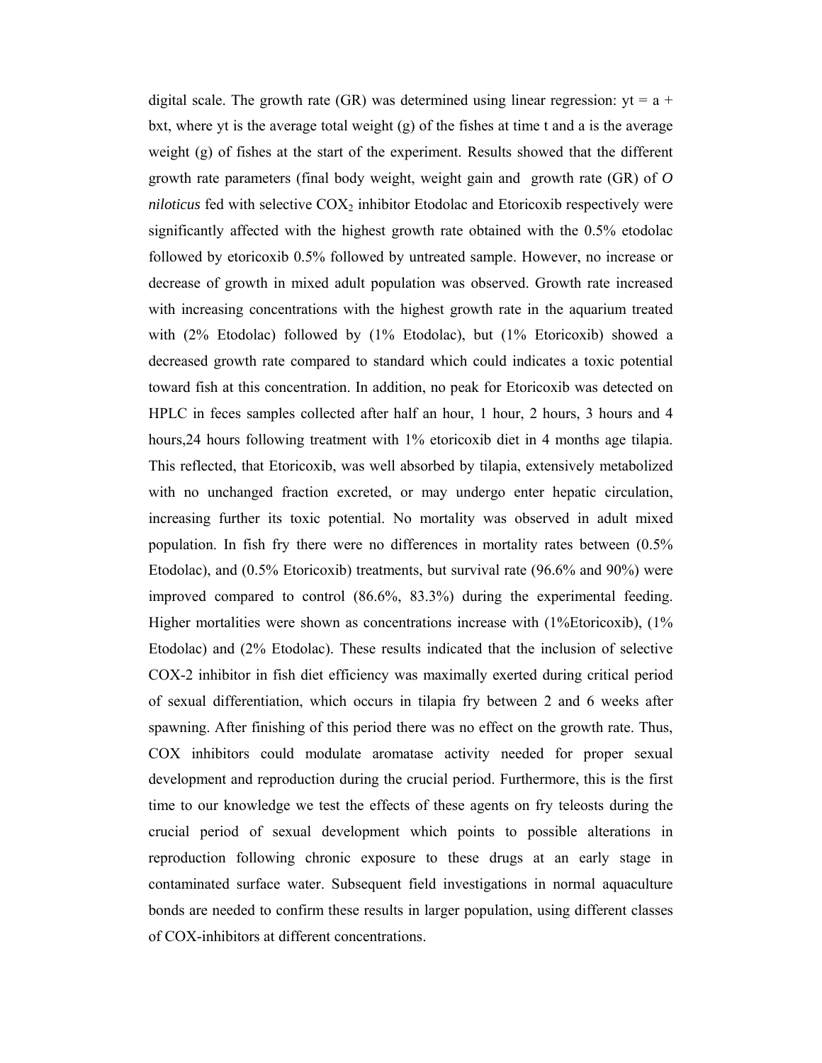digital scale. The growth rate (GR) was determined using linear regression: $yt = a + bxt$, where yt is the average total weight (g) of the fishes at time t and a is the average weight (g) of fishes at the start of the experiment. Results showed that the different growth rate parameters (final body weight, weight gain and growth rate (GR) of *O niloticus* fed with selective $COX_2$ inhibitor Etodolac and Etoricoxib respectively were significantly affected with the highest growth rate obtained with the 0.5% etodolac followed by etoricoxib 0.5% followed by untreated sample. However, no increase or decrease of growth in mixed adult population was observed. Growth rate increased with increasing concentrations with the highest growth rate in the aquarium treated with (2% Etodolac) followed by (1% Etodolac), but (1% Etoricoxib) showed a decreased growth rate compared to standard which could indicates a toxic potential toward fish at this concentration. In addition, no peak for Etoricoxib was detected on HPLC in feces samples collected after half an hour, 1 hour, 2 hours, 3 hours and 4 hours,24 hours following treatment with 1% etoricoxib diet in 4 months age tilapia. This reflected, that Etoricoxib, was well absorbed by tilapia, extensively metabolized with no unchanged fraction excreted, or may undergo enter hepatic circulation, increasing further its toxic potential. No mortality was observed in adult mixed population. In fish fry there were no differences in mortality rates between (0.5% Etodolac), and (0.5% Etoricoxib) treatments, but survival rate (96.6% and 90%) were improved compared to control (86.6%, 83.3%) during the experimental feeding. Higher mortalities were shown as concentrations increase with (1%Etoricoxib), (1% Etodolac) and (2% Etodolac). These results indicated that the inclusion of selective COX-2 inhibitor in fish diet efficiency was maximally exerted during critical period of sexual differentiation, which occurs in tilapia fry between 2 and 6 weeks after spawning. After finishing of this period there was no effect on the growth rate. Thus, COX inhibitors could modulate aromatase activity needed for proper sexual development and reproduction during the crucial period. Furthermore, this is the first time to our knowledge we test the effects of these agents on fry teleosts during the crucial period of sexual development which points to possible alterations in reproduction following chronic exposure to these drugs at an early stage in contaminated surface water. Subsequent field investigations in normal aquaculture bonds are needed to confirm these results in larger population, using different classes of COX-inhibitors at different concentrations.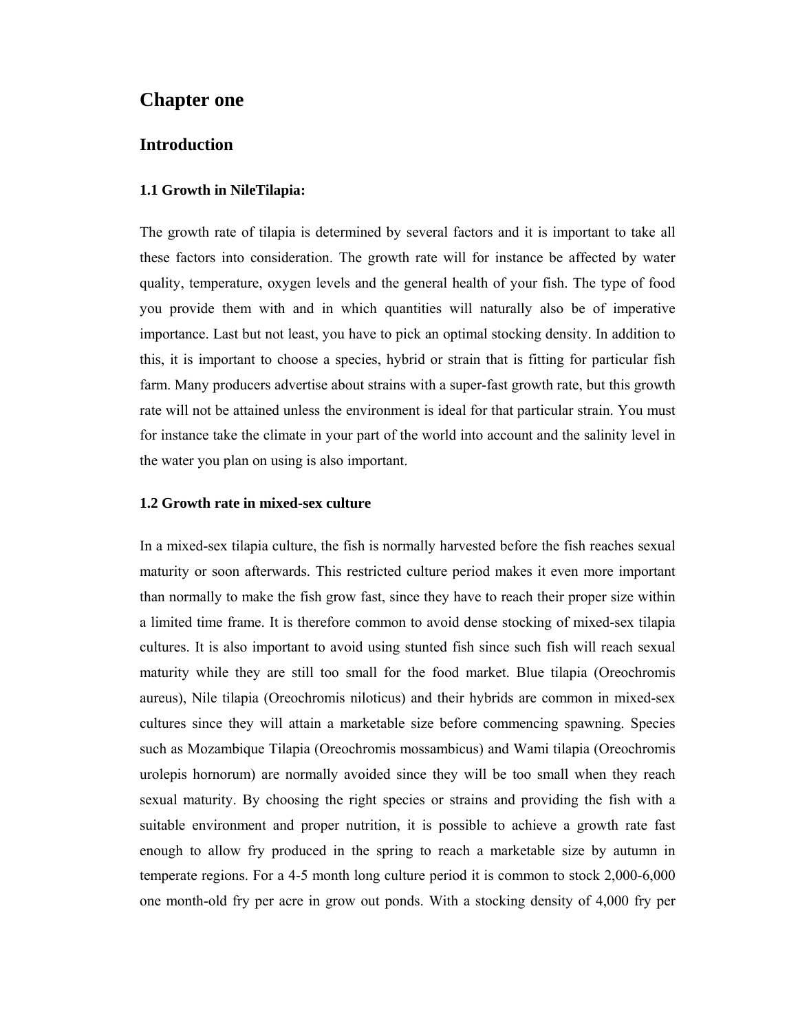# Chapter one

## Introduction

### 1.1 Growth in NileTilapia:

The growth rate of tilapia is determined by several factors and it is important to take all these factors into consideration. The growth rate will for instance be affected by water quality, temperature, oxygen levels and the general health of your fish. The type of food you provide them with and in which quantities will naturally also be of imperative importance. Last but not least, you have to pick an optimal stocking density. In addition to this, it is important to choose a species, hybrid or strain that is fitting for particular fish farm. Many producers advertise about strains with a super-fast growth rate, but this growth rate will not be attained unless the environment is ideal for that particular strain. You must for instance take the climate in your part of the world into account and the salinity level in the water you plan on using is also important.

### 1.2 Growth rate in mixed-sex culture

In a mixed-sex tilapia culture, the fish is normally harvested before the fish reaches sexual maturity or soon afterwards. This restricted culture period makes it even more important than normally to make the fish grow fast, since they have to reach their proper size within a limited time frame. It is therefore common to avoid dense stocking of mixed-sex tilapia cultures. It is also important to avoid using stunted fish since such fish will reach sexual maturity while they are still too small for the food market. Blue tilapia (Oreochromis aureus), Nile tilapia (Oreochromis niloticus) and their hybrids are common in mixed-sex cultures since they will attain a marketable size before commencing spawning. Species such as Mozambique Tilapia (Oreochromis mossambicus) and Wami tilapia (Oreochromis urolepis hornorum) are normally avoided since they will be too small when they reach sexual maturity. By choosing the right species or strains and providing the fish with a suitable environment and proper nutrition, it is possible to achieve a growth rate fast enough to allow fry produced in the spring to reach a marketable size by autumn in temperate regions. For a 4-5 month long culture period it is common to stock 2,000-6,000 one month-old fry per acre in grow out ponds. With a stocking density of 4,000 fry per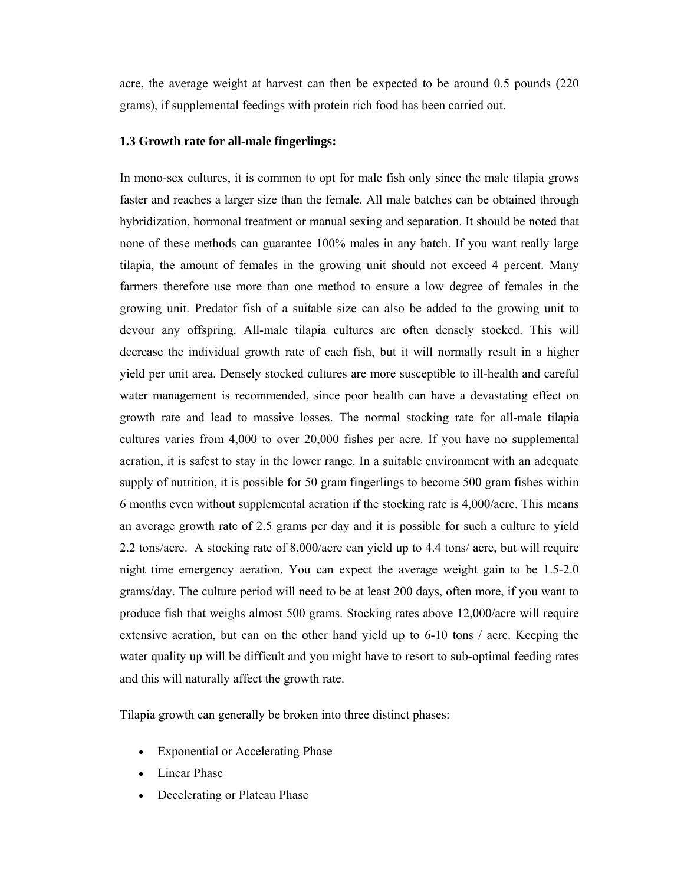acre, the average weight at harvest can then be expected to be around 0.5 pounds (220 grams), if supplemental feedings with protein rich food has been carried out.

### 1.3 Growth rate for all-male fingerlings:

In mono-sex cultures, it is common to opt for male fish only since the male tilapia grows faster and reaches a larger size than the female. All male batches can be obtained through hybridization, hormonal treatment or manual sexing and separation. It should be noted that none of these methods can guarantee 100% males in any batch. If you want really large tilapia, the amount of females in the growing unit should not exceed 4 percent. Many farmers therefore use more than one method to ensure a low degree of females in the growing unit. Predator fish of a suitable size can also be added to the growing unit to devour any offspring. All-male tilapia cultures are often densely stocked. This will decrease the individual growth rate of each fish, but it will normally result in a higher yield per unit area. Densely stocked cultures are more susceptible to ill-health and careful water management is recommended, since poor health can have a devastating effect on growth rate and lead to massive losses. The normal stocking rate for all-male tilapia cultures varies from 4,000 to over 20,000 fishes per acre. If you have no supplemental aeration, it is safest to stay in the lower range. In a suitable environment with an adequate supply of nutrition, it is possible for 50 gram fingerlings to become 500 gram fishes within 6 months even without supplemental aeration if the stocking rate is 4,000/acre. This means an average growth rate of 2.5 grams per day and it is possible for such a culture to yield 2.2 tons/acre. A stocking rate of 8,000/acre can yield up to 4.4 tons/ acre, but will require night time emergency aeration. You can expect the average weight gain to be 1.5-2.0 grams/day. The culture period will need to be at least 200 days, often more, if you want to produce fish that weighs almost 500 grams. Stocking rates above 12,000/acre will require extensive aeration, but can on the other hand yield up to 6-10 tons / acre. Keeping the water quality up will be difficult and you might have to resort to sub-optimal feeding rates and this will naturally affect the growth rate.

Tilapia growth can generally be broken into three distinct phases:

- Exponential or Accelerating Phase
- Linear Phase
- Decelerating or Plateau Phase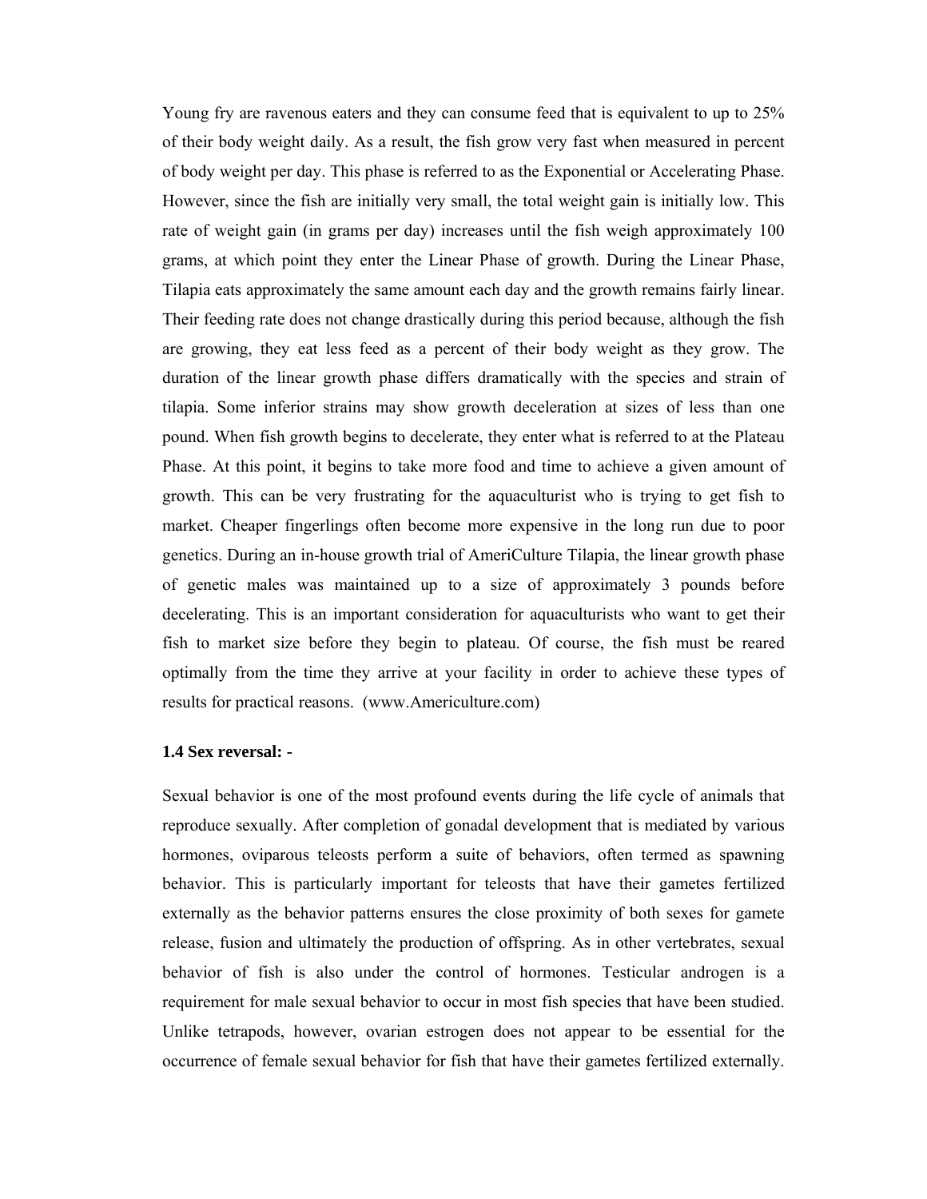Young fry are ravenous eaters and they can consume feed that is equivalent to up to 25% of their body weight daily. As a result, the fish grow very fast when measured in percent of body weight per day. This phase is referred to as the Exponential or Accelerating Phase. However, since the fish are initially very small, the total weight gain is initially low. This rate of weight gain (in grams per day) increases until the fish weigh approximately 100 grams, at which point they enter the Linear Phase of growth. During the Linear Phase, Tilapia eats approximately the same amount each day and the growth remains fairly linear. Their feeding rate does not change drastically during this period because, although the fish are growing, they eat less feed as a percent of their body weight as they grow. The duration of the linear growth phase differs dramatically with the species and strain of tilapia. Some inferior strains may show growth deceleration at sizes of less than one pound. When fish growth begins to decelerate, they enter what is referred to at the Plateau Phase. At this point, it begins to take more food and time to achieve a given amount of growth. This can be very frustrating for the aquaculturist who is trying to get fish to market. Cheaper fingerlings often become more expensive in the long run due to poor genetics. During an in-house growth trial of AmeriCulture Tilapia, the linear growth phase of genetic males was maintained up to a size of approximately 3 pounds before decelerating. This is an important consideration for aquaculturists who want to get their fish to market size before they begin to plateau. Of course, the fish must be reared optimally from the time they arrive at your facility in order to achieve these types of results for practical reasons. (www.Americulture.com)

### 1.4 Sex reversal: -

Sexual behavior is one of the most profound events during the life cycle of animals that reproduce sexually. After completion of gonadal development that is mediated by various hormones, oviparous teleosts perform a suite of behaviors, often termed as spawning behavior. This is particularly important for teleosts that have their gametes fertilized externally as the behavior patterns ensures the close proximity of both sexes for gamete release, fusion and ultimately the production of offspring. As in other vertebrates, sexual behavior of fish is also under the control of hormones. Testicular androgen is a requirement for male sexual behavior to occur in most fish species that have been studied. Unlike tetrapods, however, ovarian estrogen does not appear to be essential for the occurrence of female sexual behavior for fish that have their gametes fertilized externally.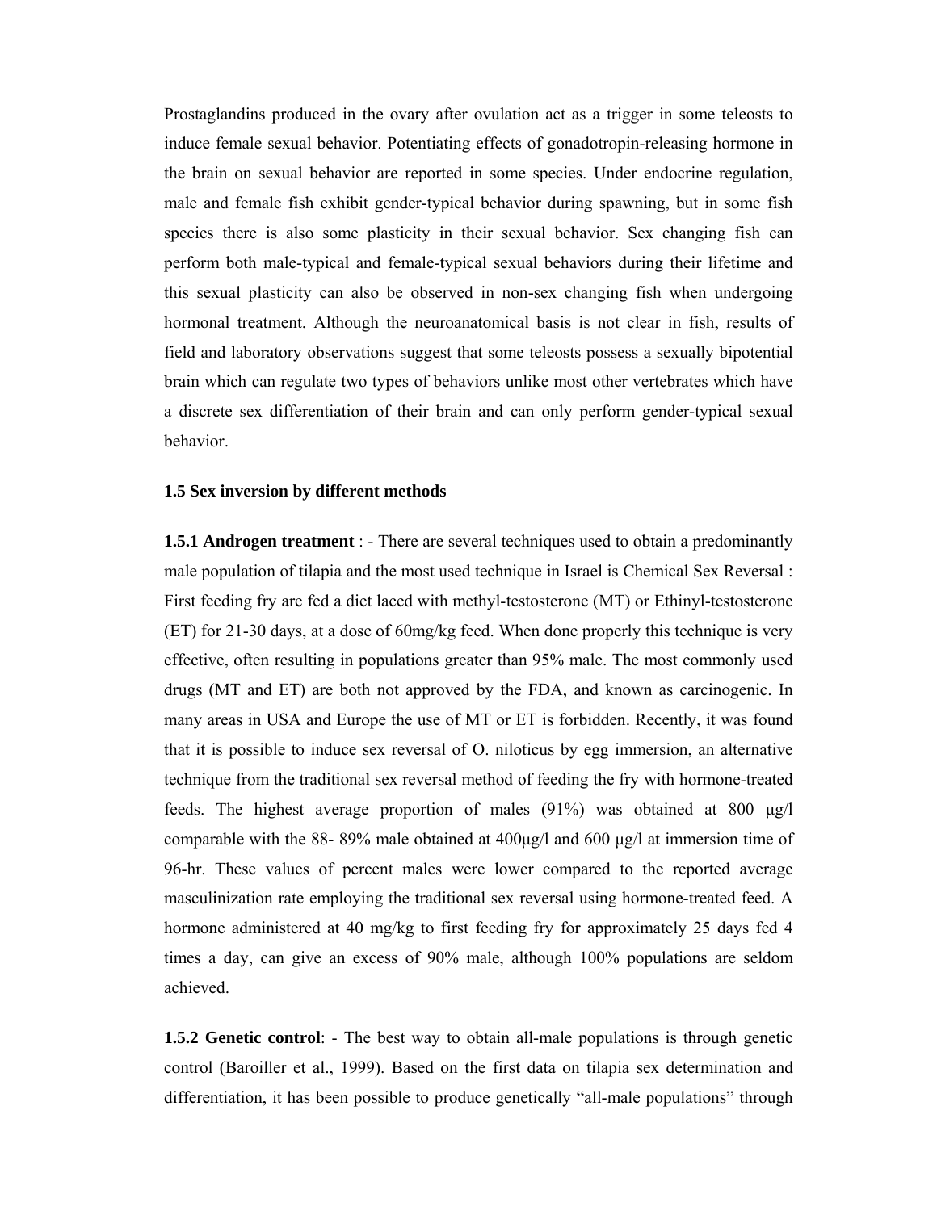Prostaglandins produced in the ovary after ovulation act as a trigger in some teleosts to induce female sexual behavior. Potentiating effects of gonadotropin-releasing hormone in the brain on sexual behavior are reported in some species. Under endocrine regulation, male and female fish exhibit gender-typical behavior during spawning, but in some fish species there is also some plasticity in their sexual behavior. Sex changing fish can perform both male-typical and female-typical sexual behaviors during their lifetime and this sexual plasticity can also be observed in non-sex changing fish when undergoing hormonal treatment. Although the neuroanatomical basis is not clear in fish, results of field and laboratory observations suggest that some teleosts possess a sexually bipotential brain which can regulate two types of behaviors unlike most other vertebrates which have a discrete sex differentiation of their brain and can only perform gender-typical sexual behavior.

### 1.5 Sex inversion by different methods

**1.5.1 Androgen treatment** : - There are several techniques used to obtain a predominantly male population of tilapia and the most used technique in Israel is Chemical Sex Reversal : First feeding fry are fed a diet laced with methyl-testosterone (MT) or Ethinyl-testosterone (ET) for 21-30 days, at a dose of 60mg/kg feed. When done properly this technique is very effective, often resulting in populations greater than 95% male. The most commonly used drugs (MT and ET) are both not approved by the FDA, and known as carcinogenic. In many areas in USA and Europe the use of MT or ET is forbidden. Recently, it was found that it is possible to induce sex reversal of O. niloticus by egg immersion, an alternative technique from the traditional sex reversal method of feeding the fry with hormone-treated feeds. The highest average proportion of males (91%) was obtained at 800 µg/l comparable with the 88- 89% male obtained at 400µg/l and 600 µg/l at immersion time of 96-hr. These values of percent males were lower compared to the reported average masculinization rate employing the traditional sex reversal using hormone-treated feed. A hormone administered at 40 mg/kg to first feeding fry for approximately 25 days fed 4 times a day, can give an excess of 90% male, although 100% populations are seldom achieved.

**1.5.2 Genetic control**: - The best way to obtain all-male populations is through genetic control (Baroiller et al., 1999). Based on the first data on tilapia sex determination and differentiation, it has been possible to produce genetically "all-male populations" through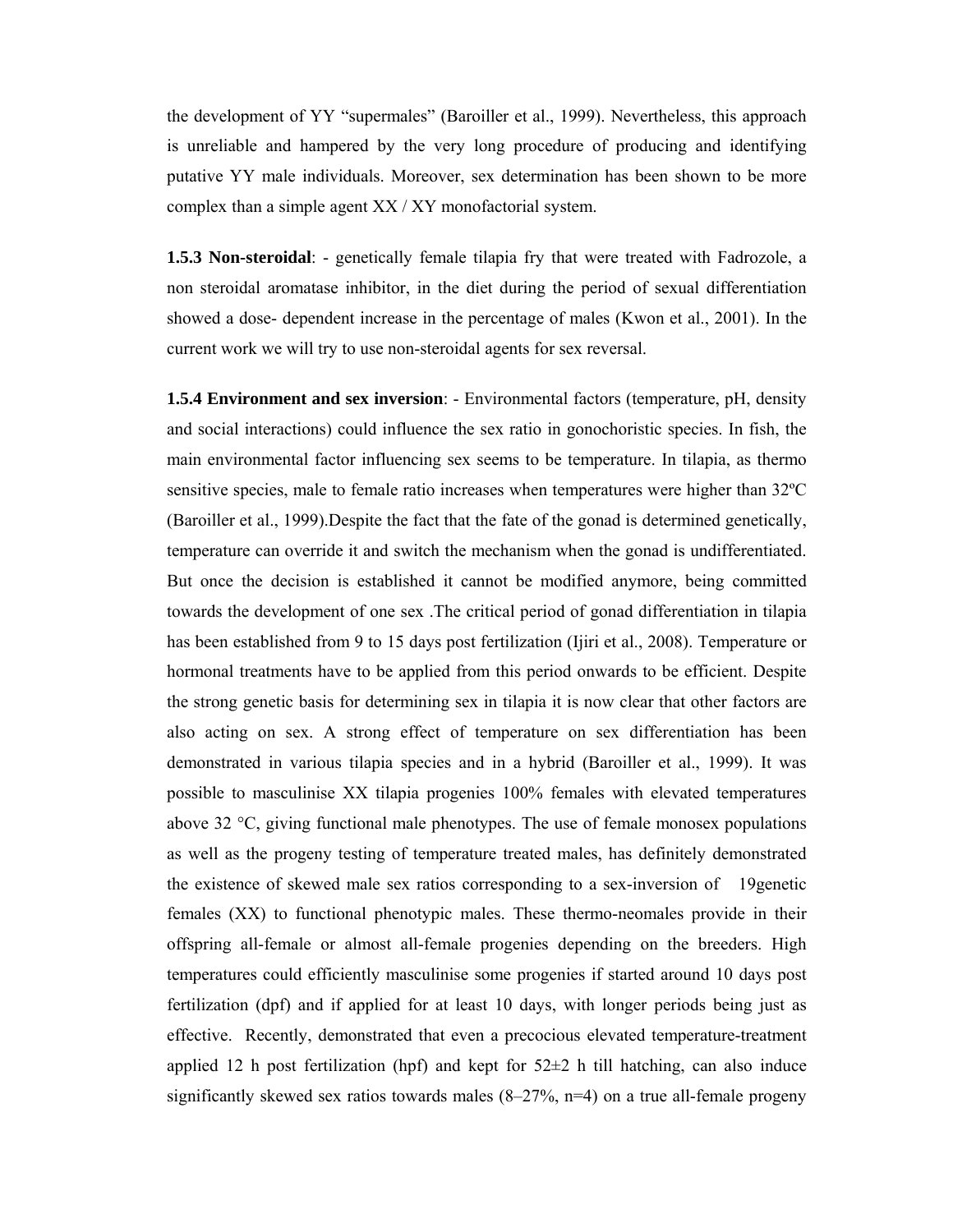the development of YY "supermales" (Baroiller et al., 1999). Nevertheless, this approach is unreliable and hampered by the very long procedure of producing and identifying putative YY male individuals. Moreover, sex determination has been shown to be more complex than a simple agent XX / XY monofactorial system.

**1.5.3 Non-steroidal**: - genetically female tilapia fry that were treated with Fadrozole, a non steroidal aromatase inhibitor, in the diet during the period of sexual differentiation showed a dose- dependent increase in the percentage of males (Kwon et al., 2001). In the current work we will try to use non-steroidal agents for sex reversal.

**1.5.4 Environment and sex inversion**: - Environmental factors (temperature, pH, density and social interactions) could influence the sex ratio in gonochoristic species. In fish, the main environmental factor influencing sex seems to be temperature. In tilapia, as thermo sensitive species, male to female ratio increases when temperatures were higher than 32ºC (Baroiller et al., 1999).Despite the fact that the fate of the gonad is determined genetically, temperature can override it and switch the mechanism when the gonad is undifferentiated. But once the decision is established it cannot be modified anymore, being committed towards the development of one sex .The critical period of gonad differentiation in tilapia has been established from 9 to 15 days post fertilization (Ijiri et al., 2008). Temperature or hormonal treatments have to be applied from this period onwards to be efficient. Despite the strong genetic basis for determining sex in tilapia it is now clear that other factors are also acting on sex. A strong effect of temperature on sex differentiation has been demonstrated in various tilapia species and in a hybrid (Baroiller et al., 1999). It was possible to masculinise XX tilapia progenies 100% females with elevated temperatures above 32 °C, giving functional male phenotypes. The use of female monosex populations as well as the progeny testing of temperature treated males, has definitely demonstrated the existence of skewed male sex ratios corresponding to a sex-inversion of 19genetic females (XX) to functional phenotypic males. These thermo-neomales provide in their offspring all-female or almost all-female progenies depending on the breeders. High temperatures could efficiently masculinise some progenies if started around 10 days post fertilization (dpf) and if applied for at least 10 days, with longer periods being just as effective. Recently, demonstrated that even a precocious elevated temperature-treatment applied 12 h post fertilization (hpf) and kept for 52±2 h till hatching, can also induce significantly skewed sex ratios towards males (8–27%, n=4) on a true all-female progeny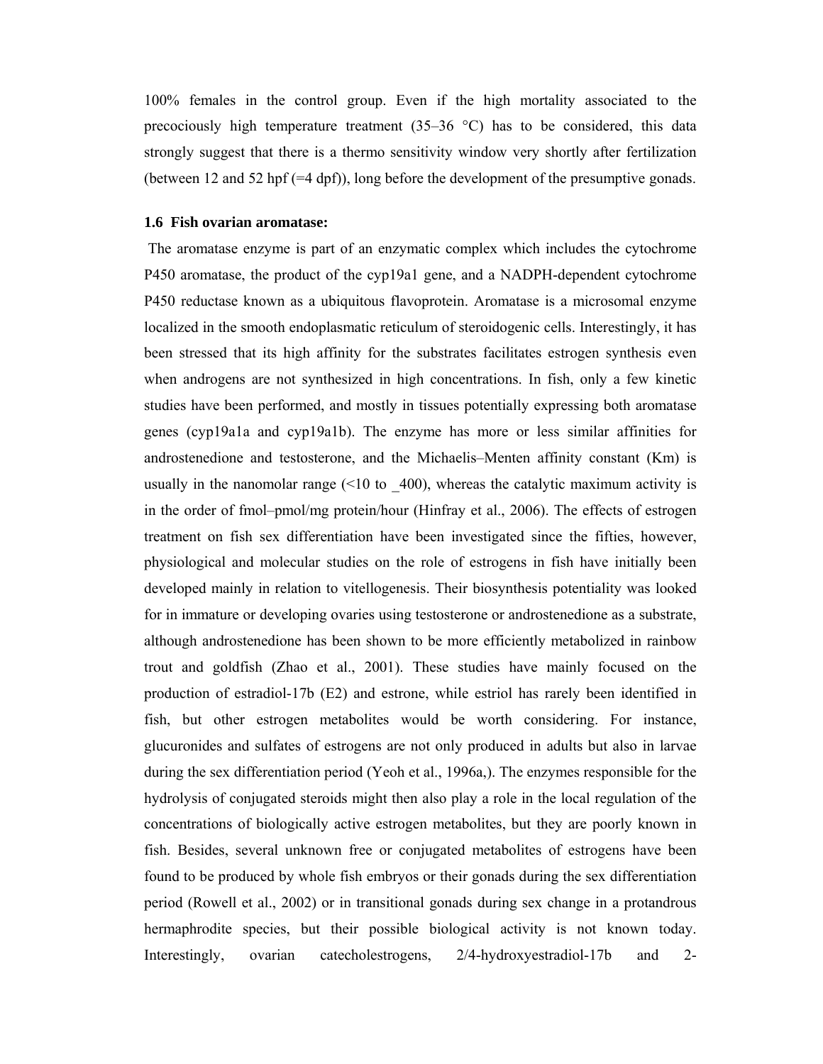100% females in the control group. Even if the high mortality associated to the precociously high temperature treatment (35–36 °C) has to be considered, this data strongly suggest that there is a thermo sensitivity window very shortly after fertilization (between 12 and 52 hpf (=4 dpf)), long before the development of the presumptive gonads.

### 1.6 Fish ovarian aromatase:

The aromatase enzyme is part of an enzymatic complex which includes the cytochrome P450 aromatase, the product of the cyp19a1 gene, and a NADPH-dependent cytochrome P450 reductase known as a ubiquitous flavoprotein. Aromatase is a microsomal enzyme localized in the smooth endoplasmatic reticulum of steroidogenic cells. Interestingly, it has been stressed that its high affinity for the substrates facilitates estrogen synthesis even when androgens are not synthesized in high concentrations. In fish, only a few kinetic studies have been performed, and mostly in tissues potentially expressing both aromatase genes (cyp19a1a and cyp19a1b). The enzyme has more or less similar affinities for androstenedione and testosterone, and the Michaelis–Menten affinity constant (Km) is usually in the nanomolar range (<10 to _400), whereas the catalytic maximum activity is in the order of fmol–pmol/mg protein/hour (Hinfray et al., 2006). The effects of estrogen treatment on fish sex differentiation have been investigated since the fifties, however, physiological and molecular studies on the role of estrogens in fish have initially been developed mainly in relation to vitellogenesis. Their biosynthesis potentiality was looked for in immature or developing ovaries using testosterone or androstenedione as a substrate, although androstenedione has been shown to be more efficiently metabolized in rainbow trout and goldfish (Zhao et al., 2001). These studies have mainly focused on the production of estradiol-17b (E2) and estrone, while estriol has rarely been identified in fish, but other estrogen metabolites would be worth considering. For instance, glucuronides and sulfates of estrogens are not only produced in adults but also in larvae during the sex differentiation period (Yeoh et al., 1996a,). The enzymes responsible for the hydrolysis of conjugated steroids might then also play a role in the local regulation of the concentrations of biologically active estrogen metabolites, but they are poorly known in fish. Besides, several unknown free or conjugated metabolites of estrogens have been found to be produced by whole fish embryos or their gonads during the sex differentiation period (Rowell et al., 2002) or in transitional gonads during sex change in a protandrous hermaphrodite species, but their possible biological activity is not known today. Interestingly, ovarian catecholestrogens, 2/4-hydroxyestradiol-17b and 2-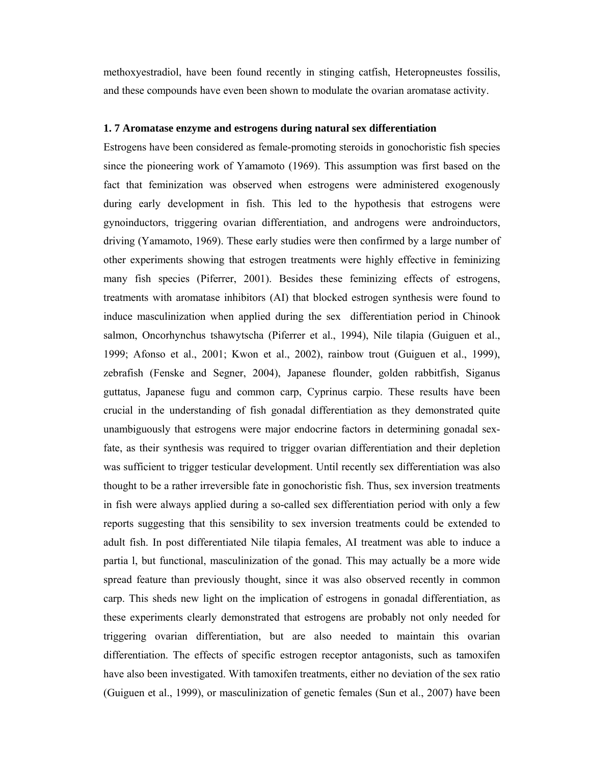methoxyestradiol, have been found recently in stinging catfish, Heteropneustes fossilis, and these compounds have even been shown to modulate the ovarian aromatase activity.

### 1. 7 Aromatase enzyme and estrogens during natural sex differentiation

Estrogens have been considered as female-promoting steroids in gonochoristic fish species since the pioneering work of Yamamoto (1969). This assumption was first based on the fact that feminization was observed when estrogens were administered exogenously during early development in fish. This led to the hypothesis that estrogens were gynoinductors, triggering ovarian differentiation, and androgens were androinductors, driving (Yamamoto, 1969). These early studies were then confirmed by a large number of other experiments showing that estrogen treatments were highly effective in feminizing many fish species (Piferrer, 2001). Besides these feminizing effects of estrogens, treatments with aromatase inhibitors (AI) that blocked estrogen synthesis were found to induce masculinization when applied during the sex differentiation period in Chinook salmon, Oncorhynchus tshawytscha (Piferrer et al., 1994), Nile tilapia (Guiguen et al., 1999; Afonso et al., 2001; Kwon et al., 2002), rainbow trout (Guiguen et al., 1999), zebrafish (Fenske and Segner, 2004), Japanese flounder, golden rabbitfish, Siganus guttatus, Japanese fugu and common carp, Cyprinus carpio. These results have been crucial in the understanding of fish gonadal differentiation as they demonstrated quite unambiguously that estrogens were major endocrine factors in determining gonadal sex-fate, as their synthesis was required to trigger ovarian differentiation and their depletion was sufficient to trigger testicular development. Until recently sex differentiation was also thought to be a rather irreversible fate in gonochoristic fish. Thus, sex inversion treatments in fish were always applied during a so-called sex differentiation period with only a few reports suggesting that this sensibility to sex inversion treatments could be extended to adult fish. In post differentiated Nile tilapia females, AI treatment was able to induce a partia l, but functional, masculinization of the gonad. This may actually be a more wide spread feature than previously thought, since it was also observed recently in common carp. This sheds new light on the implication of estrogens in gonadal differentiation, as these experiments clearly demonstrated that estrogens are probably not only needed for triggering ovarian differentiation, but are also needed to maintain this ovarian differentiation. The effects of specific estrogen receptor antagonists, such as tamoxifen have also been investigated. With tamoxifen treatments, either no deviation of the sex ratio (Guiguen et al., 1999), or masculinization of genetic females (Sun et al., 2007) have been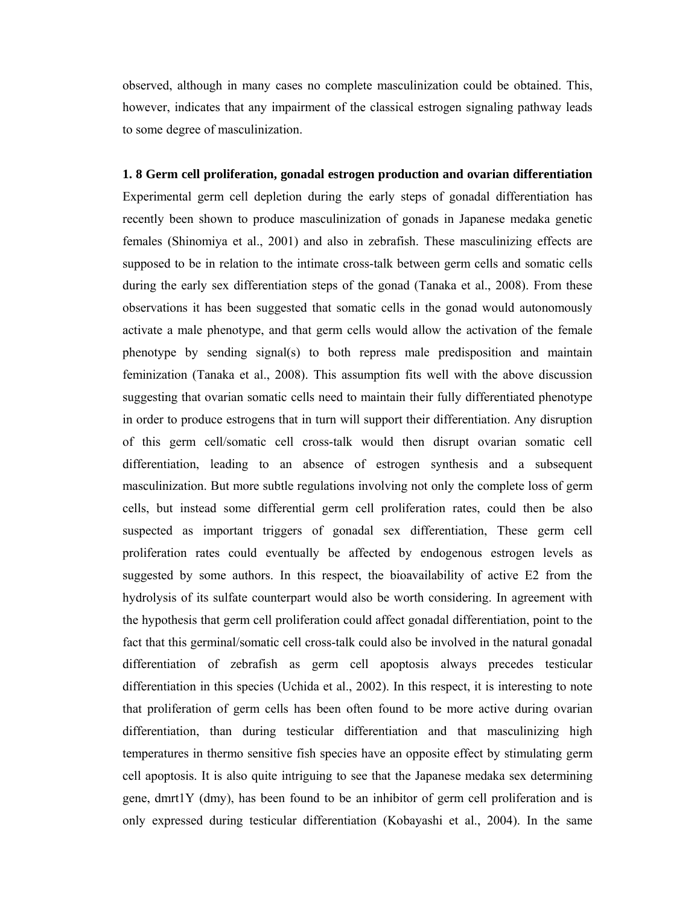observed, although in many cases no complete masculinization could be obtained. This, however, indicates that any impairment of the classical estrogen signaling pathway leads to some degree of masculinization.

### 1. 8 Germ cell proliferation, gonadal estrogen production and ovarian differentiation

Experimental germ cell depletion during the early steps of gonadal differentiation has recently been shown to produce masculinization of gonads in Japanese medaka genetic females (Shinomiya et al., 2001) and also in zebrafish. These masculinizing effects are supposed to be in relation to the intimate cross-talk between germ cells and somatic cells during the early sex differentiation steps of the gonad (Tanaka et al., 2008). From these observations it has been suggested that somatic cells in the gonad would autonomously activate a male phenotype, and that germ cells would allow the activation of the female phenotype by sending signal(s) to both repress male predisposition and maintain feminization (Tanaka et al., 2008). This assumption fits well with the above discussion suggesting that ovarian somatic cells need to maintain their fully differentiated phenotype in order to produce estrogens that in turn will support their differentiation. Any disruption of this germ cell/somatic cell cross-talk would then disrupt ovarian somatic cell differentiation, leading to an absence of estrogen synthesis and a subsequent masculinization. But more subtle regulations involving not only the complete loss of germ cells, but instead some differential germ cell proliferation rates, could then be also suspected as important triggers of gonadal sex differentiation, These germ cell proliferation rates could eventually be affected by endogenous estrogen levels as suggested by some authors. In this respect, the bioavailability of active E2 from the hydrolysis of its sulfate counterpart would also be worth considering. In agreement with the hypothesis that germ cell proliferation could affect gonadal differentiation, point to the fact that this germinal/somatic cell cross-talk could also be involved in the natural gonadal differentiation of zebrafish as germ cell apoptosis always precedes testicular differentiation in this species (Uchida et al., 2002). In this respect, it is interesting to note that proliferation of germ cells has been often found to be more active during ovarian differentiation, than during testicular differentiation and that masculinizing high temperatures in thermo sensitive fish species have an opposite effect by stimulating germ cell apoptosis. It is also quite intriguing to see that the Japanese medaka sex determining gene, dmrt1Y (dmy), has been found to be an inhibitor of germ cell proliferation and is only expressed during testicular differentiation (Kobayashi et al., 2004). In the same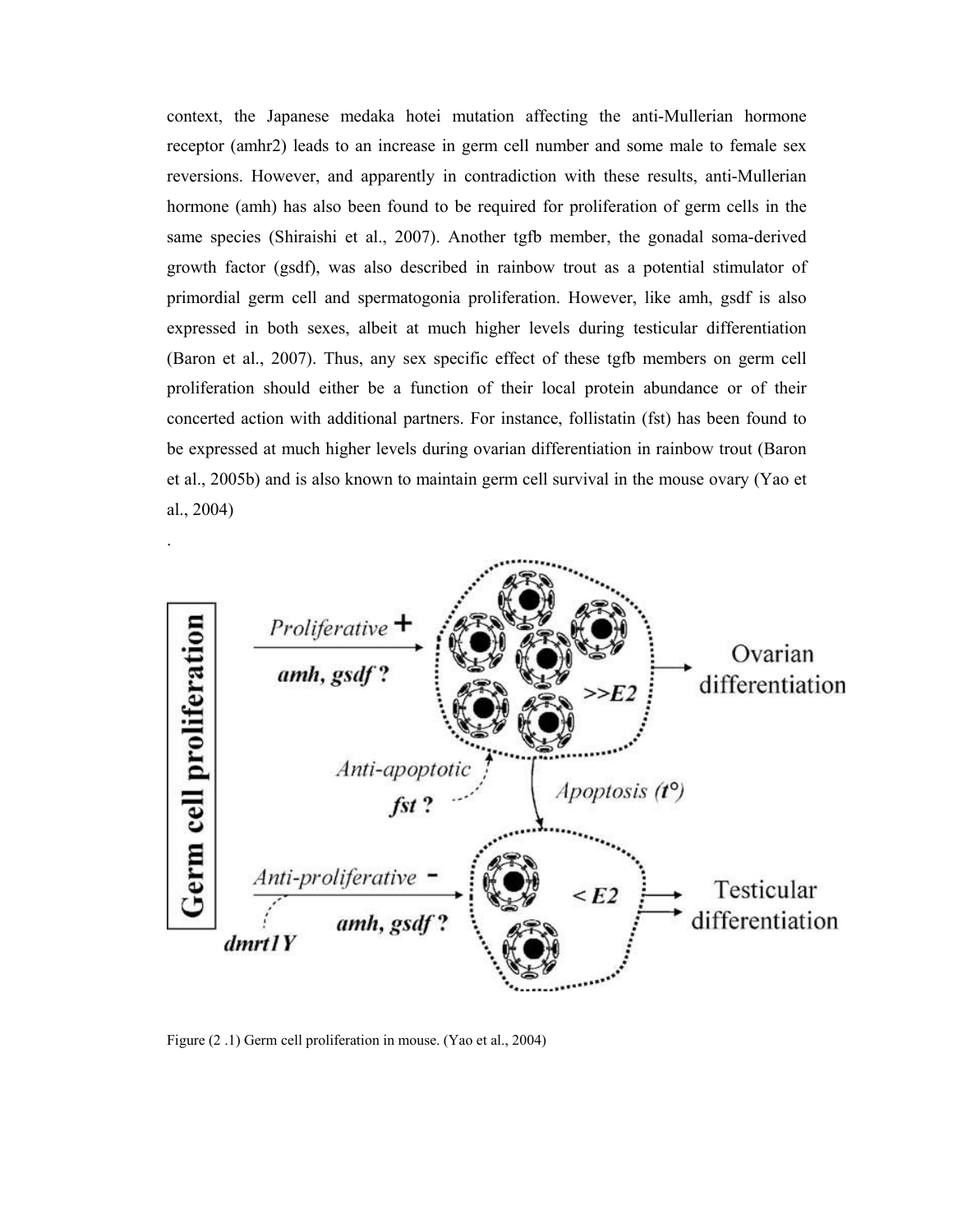context, the Japanese medaka hotei mutation affecting the anti-Mullerian hormone receptor (amhr2) leads to an increase in germ cell number and some male to female sex reversions. However, and apparently in contradiction with these results, anti-Mullerian hormone (amh) has also been found to be required for proliferation of germ cells in the same species (Shiraishi et al., 2007). Another tgfb member, the gonadal soma-derived growth factor (gsdf), was also described in rainbow trout as a potential stimulator of primordial germ cell and spermatogonia proliferation. However, like amh, gsdf is also expressed in both sexes, albeit at much higher levels during testicular differentiation (Baron et al., 2007). Thus, any sex specific effect of these tgfb members on germ cell proliferation should either be a function of their local protein abundance or of their concerted action with additional partners. For instance, follistatin (fst) has been found to be expressed at much higher levels during ovarian differentiation in rainbow trout (Baron et al., 2005b) and is also known to maintain germ cell survival in the mouse ovary (Yao et al., 2004)

.

Figure (2 .1) Germ cell proliferation in mouse. (Yao et al., 2004)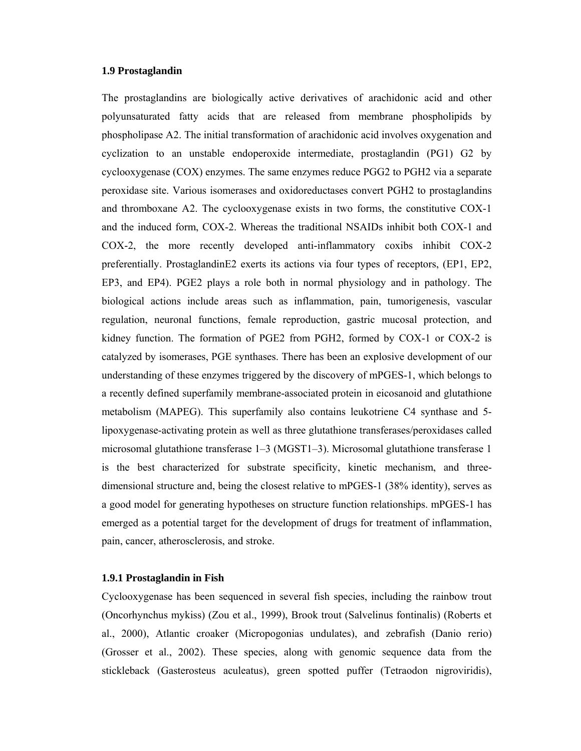## 1.9 Prostaglandin

The prostaglandins are biologically active derivatives of arachidonic acid and other polyunsaturated fatty acids that are released from membrane phospholipids by phospholipase A2. The initial transformation of arachidonic acid involves oxygenation and cyclization to an unstable endoperoxide intermediate, prostaglandin (PG1) G2 by cyclooxygenase (COX) enzymes. The same enzymes reduce PGG2 to PGH2 via a separate peroxidase site. Various isomerases and oxidoreductases convert PGH2 to prostaglandins and thromboxane A2. The cyclooxygenase exists in two forms, the constitutive COX-1 and the induced form, COX-2. Whereas the traditional NSAIDs inhibit both COX-1 and COX-2, the more recently developed anti-inflammatory coxibs inhibit COX-2 preferentially. ProstaglandinE2 exerts its actions via four types of receptors, (EP1, EP2, EP3, and EP4). PGE2 plays a role both in normal physiology and in pathology. The biological actions include areas such as inflammation, pain, tumorigenesis, vascular regulation, neuronal functions, female reproduction, gastric mucosal protection, and kidney function. The formation of PGE2 from PGH2, formed by COX-1 or COX-2 is catalyzed by isomerases, PGE synthases. There has been an explosive development of our understanding of these enzymes triggered by the discovery of mPGES-1, which belongs to a recently defined superfamily membrane-associated protein in eicosanoid and glutathione metabolism (MAPEG). This superfamily also contains leukotriene C4 synthase and 5-lipoxygenase-activating protein as well as three glutathione transferases/peroxidases called microsomal glutathione transferase 1–3 (MGST1–3). Microsomal glutathione transferase 1 is the best characterized for substrate specificity, kinetic mechanism, and three-dimensional structure and, being the closest relative to mPGES-1 (38% identity), serves as a good model for generating hypotheses on structure function relationships. mPGES-1 has emerged as a potential target for the development of drugs for treatment of inflammation, pain, cancer, atherosclerosis, and stroke.

### 1.9.1 Prostaglandin in Fish

Cyclooxygenase has been sequenced in several fish species, including the rainbow trout (Oncorhynchus mykiss) (Zou et al., 1999), Brook trout (Salvelinus fontinalis) (Roberts et al., 2000), Atlantic croaker (Micropogonias undulates), and zebrafish (Danio rerio) (Grosser et al., 2002). These species, along with genomic sequence data from the stickleback (Gasterosteus aculeatus), green spotted puffer (Tetraodon nigroviridis),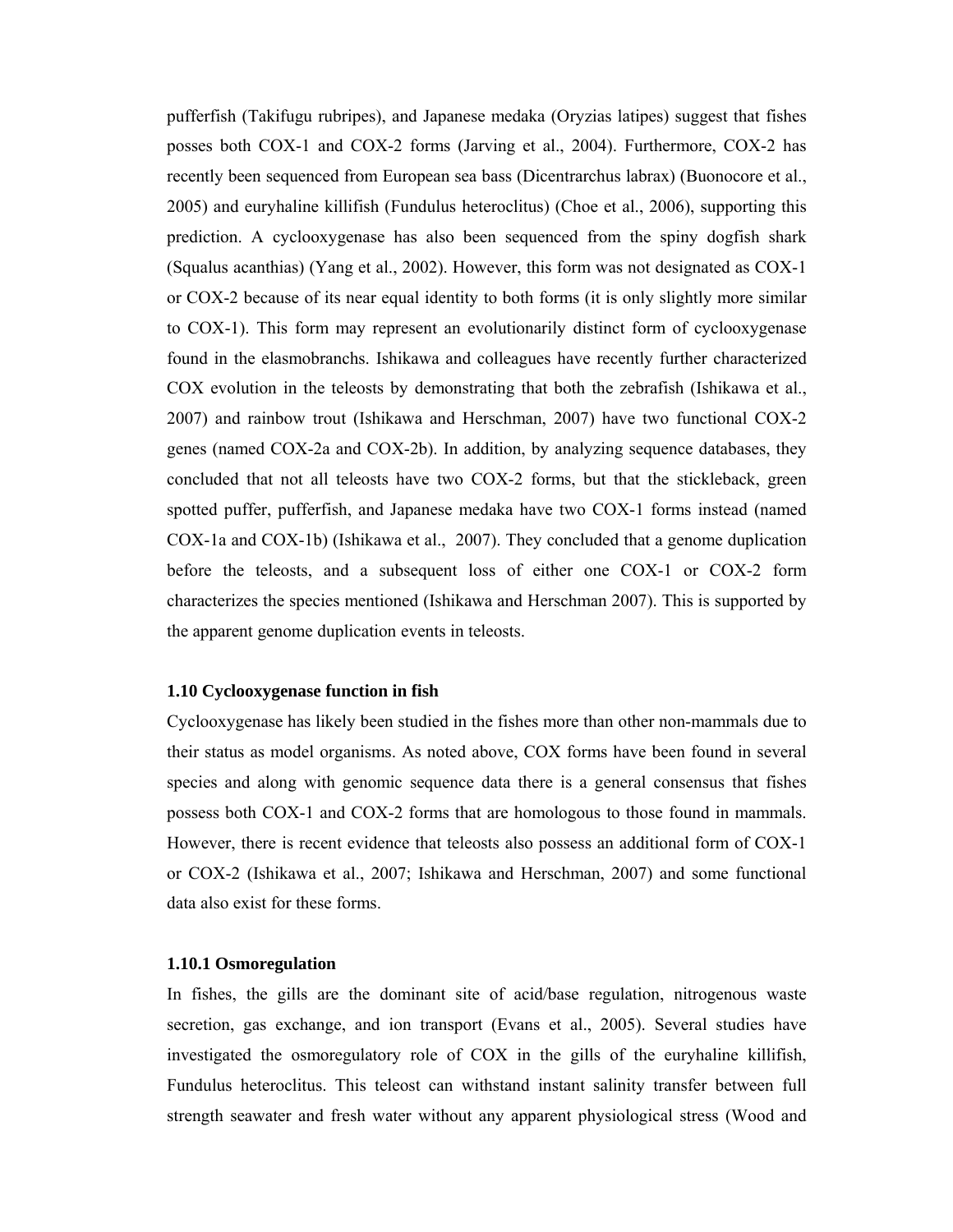pufferfish (Takifugu rubripes), and Japanese medaka (Oryzias latipes) suggest that fishes posses both COX-1 and COX-2 forms (Jarving et al., 2004). Furthermore, COX-2 has recently been sequenced from European sea bass (Dicentrarchus labrax) (Buonocore et al., 2005) and euryhaline killifish (Fundulus heteroclitus) (Choe et al., 2006), supporting this prediction. A cyclooxygenase has also been sequenced from the spiny dogfish shark (Squalus acanthias) (Yang et al., 2002). However, this form was not designated as COX-1 or COX-2 because of its near equal identity to both forms (it is only slightly more similar to COX-1). This form may represent an evolutionarily distinct form of cyclooxygenase found in the elasmobranchs. Ishikawa and colleagues have recently further characterized COX evolution in the teleosts by demonstrating that both the zebrafish (Ishikawa et al., 2007) and rainbow trout (Ishikawa and Herschman, 2007) have two functional COX-2 genes (named COX-2a and COX-2b). In addition, by analyzing sequence databases, they concluded that not all teleosts have two COX-2 forms, but that the stickleback, green spotted puffer, pufferfish, and Japanese medaka have two COX-1 forms instead (named COX-1a and COX-1b) (Ishikawa et al., 2007). They concluded that a genome duplication before the teleosts, and a subsequent loss of either one COX-1 or COX-2 form characterizes the species mentioned (Ishikawa and Herschman 2007). This is supported by the apparent genome duplication events in teleosts.

### 1.10 Cyclooxygenase function in fish

Cyclooxygenase has likely been studied in the fishes more than other non-mammals due to their status as model organisms. As noted above, COX forms have been found in several species and along with genomic sequence data there is a general consensus that fishes possess both COX-1 and COX-2 forms that are homologous to those found in mammals. However, there is recent evidence that teleosts also possess an additional form of COX-1 or COX-2 (Ishikawa et al., 2007; Ishikawa and Herschman, 2007) and some functional data also exist for these forms.

#### 1.10.1 Osmoregulation

In fishes, the gills are the dominant site of acid/base regulation, nitrogenous waste secretion, gas exchange, and ion transport (Evans et al., 2005). Several studies have investigated the osmoregulatory role of COX in the gills of the euryhaline killifish, Fundulus heteroclitus. This teleost can withstand instant salinity transfer between full strength seawater and fresh water without any apparent physiological stress (Wood and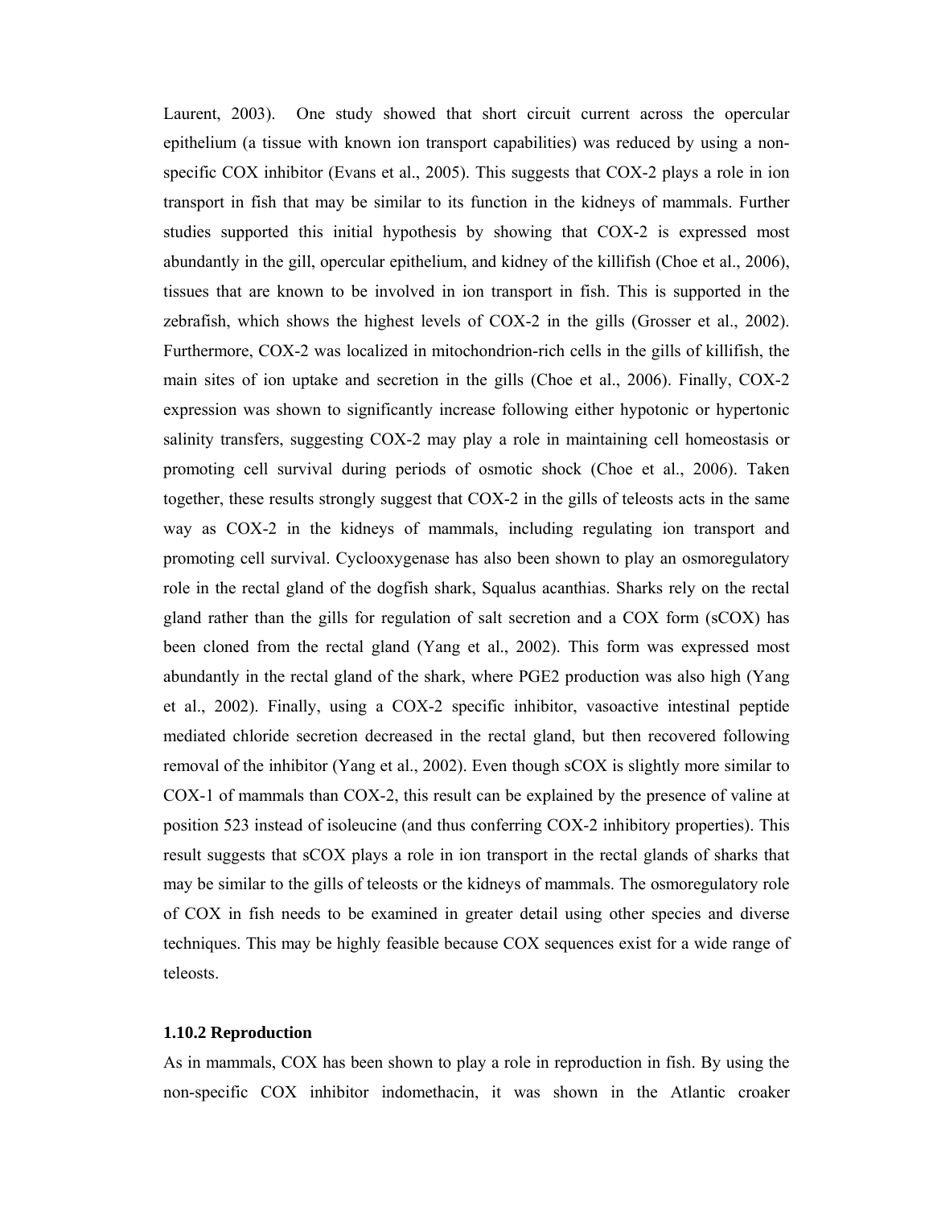Laurent, 2003). One study showed that short circuit current across the opercular epithelium (a tissue with known ion transport capabilities) was reduced by using a non-specific COX inhibitor (Evans et al., 2005). This suggests that COX-2 plays a role in ion transport in fish that may be similar to its function in the kidneys of mammals. Further studies supported this initial hypothesis by showing that COX-2 is expressed most abundantly in the gill, opercular epithelium, and kidney of the killifish (Choe et al., 2006), tissues that are known to be involved in ion transport in fish. This is supported in the zebrafish, which shows the highest levels of COX-2 in the gills (Grosser et al., 2002). Furthermore, COX-2 was localized in mitochondrion-rich cells in the gills of killifish, the main sites of ion uptake and secretion in the gills (Choe et al., 2006). Finally, COX-2 expression was shown to significantly increase following either hypotonic or hypertonic salinity transfers, suggesting COX-2 may play a role in maintaining cell homeostasis or promoting cell survival during periods of osmotic shock (Choe et al., 2006). Taken together, these results strongly suggest that COX-2 in the gills of teleosts acts in the same way as COX-2 in the kidneys of mammals, including regulating ion transport and promoting cell survival. Cyclooxygenase has also been shown to play an osmoregulatory role in the rectal gland of the dogfish shark, Squalus acanthias. Sharks rely on the rectal gland rather than the gills for regulation of salt secretion and a COX form (sCOX) has been cloned from the rectal gland (Yang et al., 2002). This form was expressed most abundantly in the rectal gland of the shark, where PGE2 production was also high (Yang et al., 2002). Finally, using a COX-2 specific inhibitor, vasoactive intestinal peptide mediated chloride secretion decreased in the rectal gland, but then recovered following removal of the inhibitor (Yang et al., 2002). Even though sCOX is slightly more similar to COX-1 of mammals than COX-2, this result can be explained by the presence of valine at position 523 instead of isoleucine (and thus conferring COX-2 inhibitory properties). This result suggests that sCOX plays a role in ion transport in the rectal glands of sharks that may be similar to the gills of teleosts or the kidneys of mammals. The osmoregulatory role of COX in fish needs to be examined in greater detail using other species and diverse techniques. This may be highly feasible because COX sequences exist for a wide range of teleosts.

### 1.10.2 Reproduction

As in mammals, COX has been shown to play a role in reproduction in fish. By using the non-specific COX inhibitor indomethacin, it was shown in the Atlantic croaker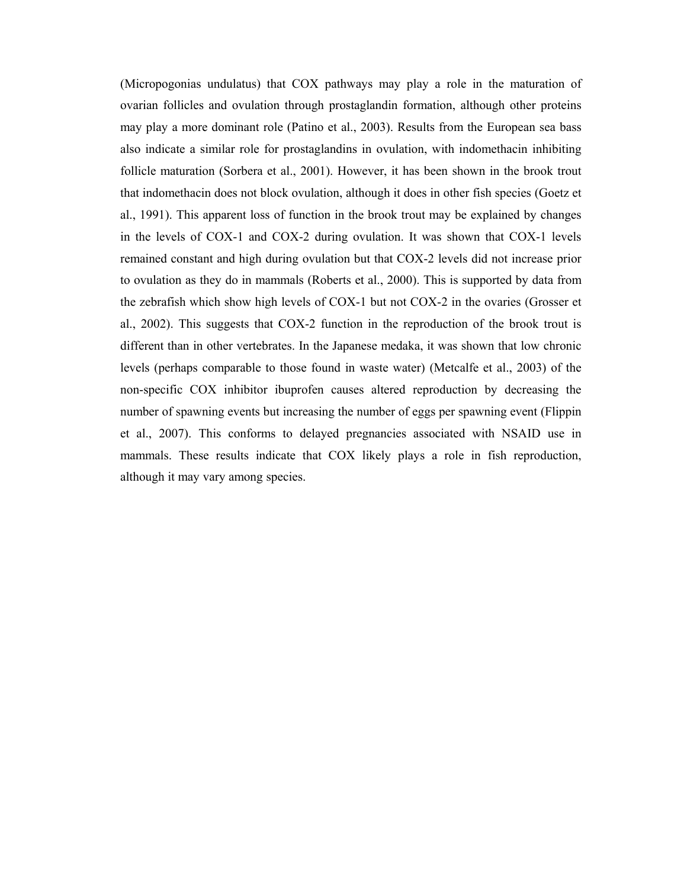(Micropogonias undulatus) that COX pathways may play a role in the maturation of ovarian follicles and ovulation through prostaglandin formation, although other proteins may play a more dominant role (Patino et al., 2003). Results from the European sea bass also indicate a similar role for prostaglandins in ovulation, with indomethacin inhibiting follicle maturation (Sorbera et al., 2001). However, it has been shown in the brook trout that indomethacin does not block ovulation, although it does in other fish species (Goetz et al., 1991). This apparent loss of function in the brook trout may be explained by changes in the levels of COX-1 and COX-2 during ovulation. It was shown that COX-1 levels remained constant and high during ovulation but that COX-2 levels did not increase prior to ovulation as they do in mammals (Roberts et al., 2000). This is supported by data from the zebrafish which show high levels of COX-1 but not COX-2 in the ovaries (Grosser et al., 2002). This suggests that COX-2 function in the reproduction of the brook trout is different than in other vertebrates. In the Japanese medaka, it was shown that low chronic levels (perhaps comparable to those found in waste water) (Metcalfe et al., 2003) of the non-specific COX inhibitor ibuprofen causes altered reproduction by decreasing the number of spawning events but increasing the number of eggs per spawning event (Flippin et al., 2007). This conforms to delayed pregnancies associated with NSAID use in mammals. These results indicate that COX likely plays a role in fish reproduction, although it may vary among species.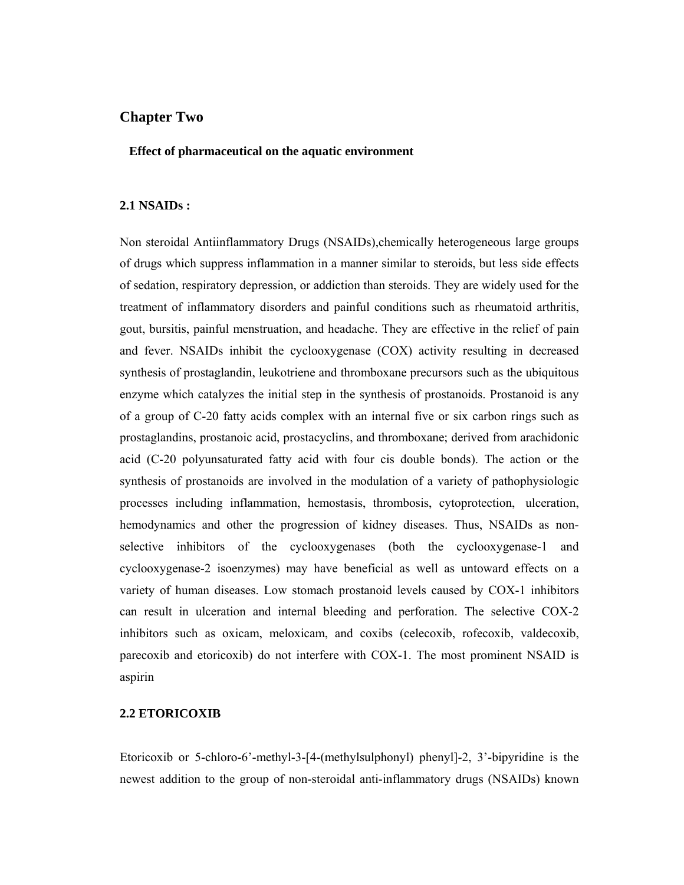# Chapter Two

**Effect of pharmaceutical on the aquatic environment**

## 2.1 NSAIDs :

Non steroidal Antiinflammatory Drugs (NSAIDs),chemically heterogeneous large groups of drugs which suppress inflammation in a manner similar to steroids, but less side effects of sedation, respiratory depression, or addiction than steroids. They are widely used for the treatment of inflammatory disorders and painful conditions such as rheumatoid arthritis, gout, bursitis, painful menstruation, and headache. They are effective in the relief of pain and fever. NSAIDs inhibit the cyclooxygenase (COX) activity resulting in decreased synthesis of prostaglandin, leukotriene and thromboxane precursors such as the ubiquitous enzyme which catalyzes the initial step in the synthesis of prostanoids. Prostanoid is any of a group of C-20 fatty acids complex with an internal five or six carbon rings such as prostaglandins, prostanoic acid, prostacyclins, and thromboxane; derived from arachidonic acid (C-20 polyunsaturated fatty acid with four cis double bonds). The action or the synthesis of prostanoids are involved in the modulation of a variety of pathophysiologic processes including inflammation, hemostasis, thrombosis, cytoprotection, ulceration, hemodynamics and other the progression of kidney diseases. Thus, NSAIDs as non-selective inhibitors of the cyclooxygenases (both the cyclooxygenase-1 and cyclooxygenase-2 isoenzymes) may have beneficial as well as untoward effects on a variety of human diseases. Low stomach prostanoid levels caused by COX-1 inhibitors can result in ulceration and internal bleeding and perforation. The selective COX-2 inhibitors such as oxicam, meloxicam, and coxibs (celecoxib, rofecoxib, valdecoxib, parecoxib and etoricoxib) do not interfere with COX-1. The most prominent NSAID is aspirin

## 2.2 ETORICOXIB

Etoricoxib or 5-chloro-6'-methyl-3-[4-(methylsulphonyl) phenyl]-2, 3'-bipyridine is the newest addition to the group of non-steroidal anti-inflammatory drugs (NSAIDs) known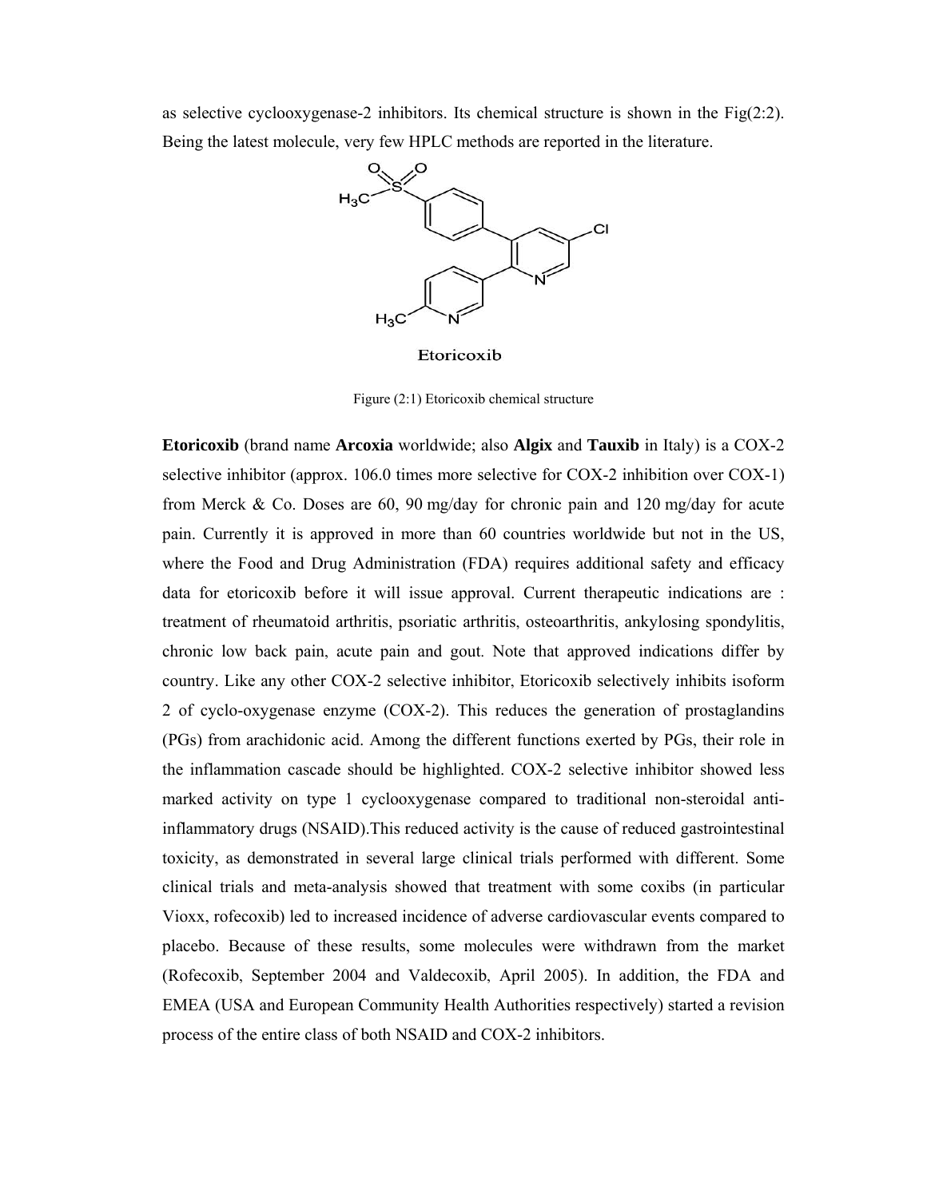as selective cyclooxygenase-2 inhibitors. Its chemical structure is shown in the Fig(2:2). Being the latest molecule, very few HPLC methods are reported in the literature.

Etoricoxib

Figure (2:1) Etoricoxib chemical structure

**Etoricoxib** (brand name **Arcoxia** worldwide; also **Algix** and **Tauxib** in Italy) is a COX-2 selective inhibitor (approx. 106.0 times more selective for COX-2 inhibition over COX-1) from Merck & Co. Doses are 60, 90 mg/day for chronic pain and 120 mg/day for acute pain. Currently it is approved in more than 60 countries worldwide but not in the US, where the Food and Drug Administration (FDA) requires additional safety and efficacy data for etoricoxib before it will issue approval. Current therapeutic indications are : treatment of rheumatoid arthritis, psoriatic arthritis, osteoarthritis, ankylosing spondylitis, chronic low back pain, acute pain and gout. Note that approved indications differ by country. Like any other COX-2 selective inhibitor, Etoricoxib selectively inhibits isoform 2 of cyclo-oxygenase enzyme (COX-2). This reduces the generation of prostaglandins (PGs) from arachidonic acid. Among the different functions exerted by PGs, their role in the inflammation cascade should be highlighted. COX-2 selective inhibitor showed less marked activity on type 1 cyclooxygenase compared to traditional non-steroidal anti-inflammatory drugs (NSAID).This reduced activity is the cause of reduced gastrointestinal toxicity, as demonstrated in several large clinical trials performed with different. Some clinical trials and meta-analysis showed that treatment with some coxibs (in particular Vioxx, rofecoxib) led to increased incidence of adverse cardiovascular events compared to placebo. Because of these results, some molecules were withdrawn from the market (Rofecoxib, September 2004 and Valdecoxib, April 2005). In addition, the FDA and EMEA (USA and European Community Health Authorities respectively) started a revision process of the entire class of both NSAID and COX-2 inhibitors.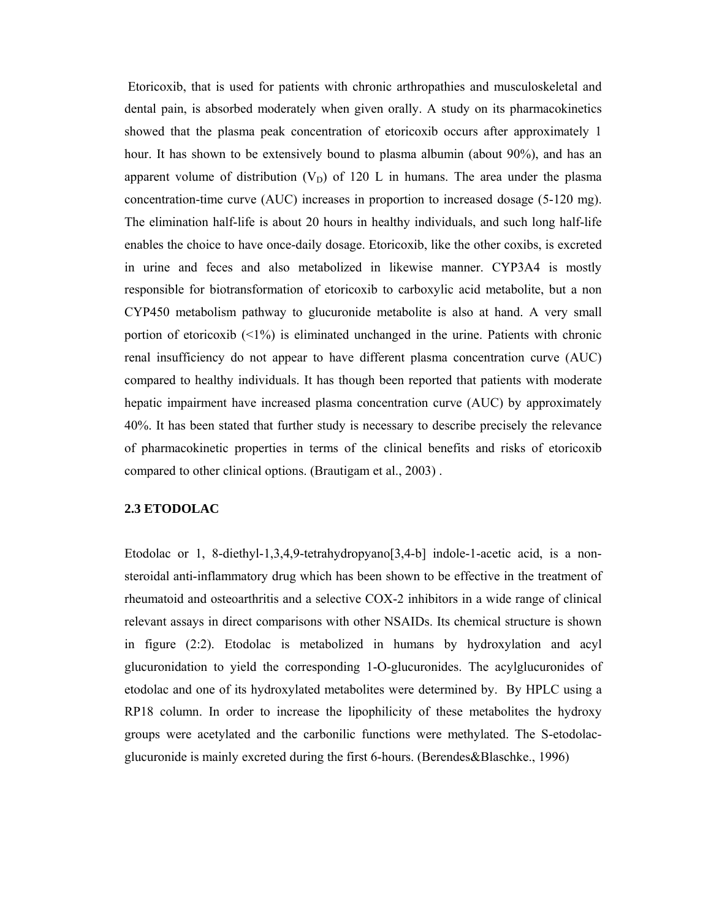Etoricoxib, that is used for patients with chronic arthropathies and musculoskeletal and dental pain, is absorbed moderately when given orally. A study on its pharmacokinetics showed that the plasma peak concentration of etoricoxib occurs after approximately 1 hour. It has shown to be extensively bound to plasma albumin (about 90%), and has an apparent volume of distribution ($V_D$) of 120 L in humans. The area under the plasma concentration-time curve (AUC) increases in proportion to increased dosage (5-120 mg). The elimination half-life is about 20 hours in healthy individuals, and such long half-life enables the choice to have once-daily dosage. Etoricoxib, like the other coxibs, is excreted in urine and feces and also metabolized in likewise manner. CYP3A4 is mostly responsible for biotransformation of etoricoxib to carboxylic acid metabolite, but a non CYP450 metabolism pathway to glucuronide metabolite is also at hand. A very small portion of etoricoxib (<1%) is eliminated unchanged in the urine. Patients with chronic renal insufficiency do not appear to have different plasma concentration curve (AUC) compared to healthy individuals. It has though been reported that patients with moderate hepatic impairment have increased plasma concentration curve (AUC) by approximately 40%. It has been stated that further study is necessary to describe precisely the relevance of pharmacokinetic properties in terms of the clinical benefits and risks of etoricoxib compared to other clinical options. (Brautigam et al., 2003) .

## 2.3 ETODOLAC

Etodolac or 1, 8-diethyl-1,3,4,9-tetrahydropyano[3,4-b] indole-1-acetic acid, is a non-steroidal anti-inflammatory drug which has been shown to be effective in the treatment of rheumatoid and osteoarthritis and a selective COX-2 inhibitors in a wide range of clinical relevant assays in direct comparisons with other NSAIDs. Its chemical structure is shown in figure (2:2). Etodolac is metabolized in humans by hydroxylation and acyl glucuronidation to yield the corresponding 1-O-glucuronides. The acylglucuronides of etodolac and one of its hydroxylated metabolites were determined by. By HPLC using a RP18 column. In order to increase the lipophilicity of these metabolites the hydroxy groups were acetylated and the carbonilic functions were methylated. The S-etodolac-glucuronide is mainly excreted during the first 6-hours. (Berendes&Blaschke., 1996)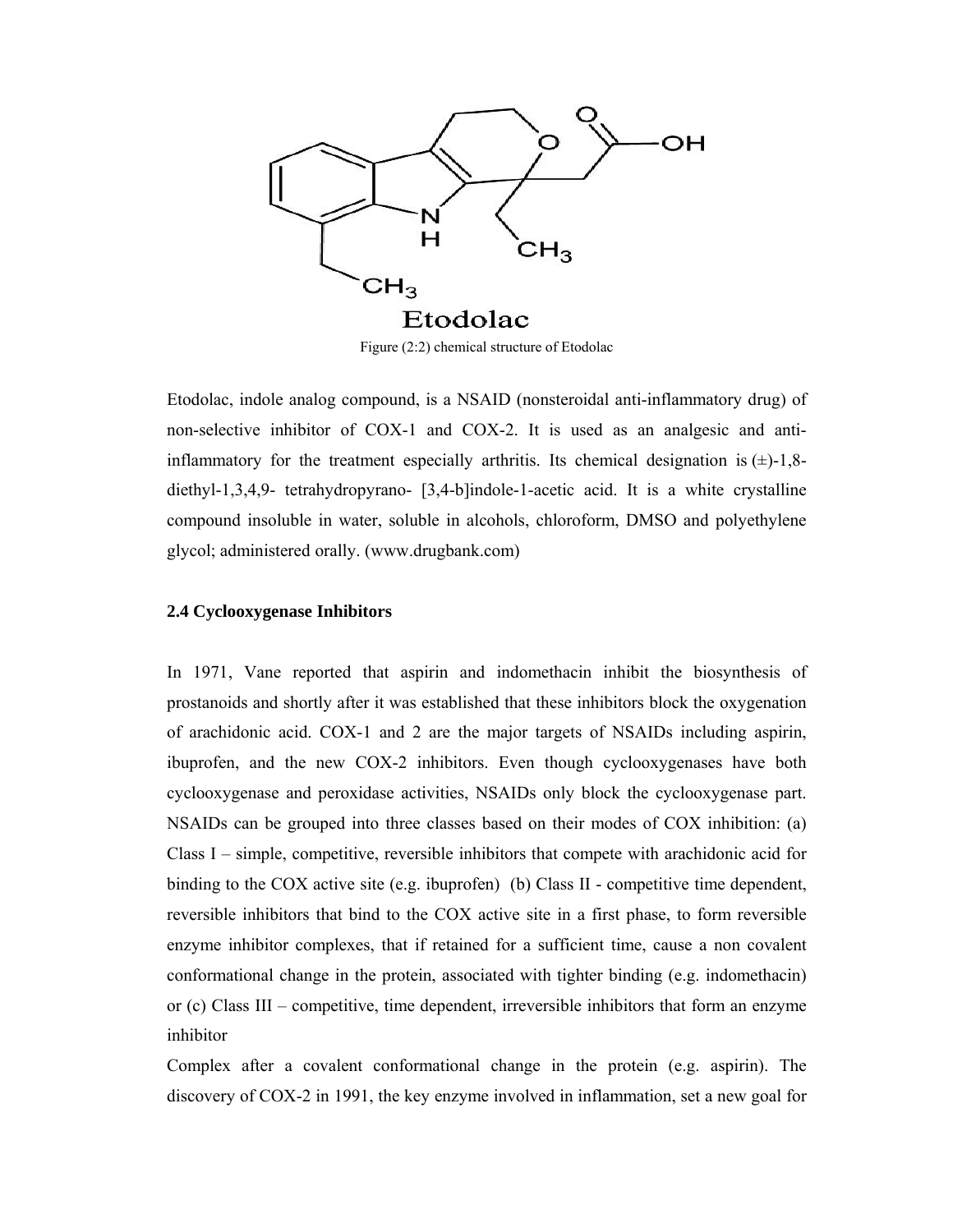Etodolac

Figure (2:2) chemical structure of Etodolac

Etodolac, indole analog compound, is a NSAID (nonsteroidal anti-inflammatory drug) of non-selective inhibitor of COX-1 and COX-2. It is used as an analgesic and anti-inflammatory for the treatment especially arthritis. Its chemical designation is (±)-1,8-diethyl-1,3,4,9- tetrahydropyrano- [3,4-b]indole-1-acetic acid. It is a white crystalline compound insoluble in water, soluble in alcohols, chloroform, DMSO and polyethylene glycol; administered orally. (www.drugbank.com)

**2.4 Cyclooxygenase Inhibitors**

In 1971, Vane reported that aspirin and indomethacin inhibit the biosynthesis of prostanoids and shortly after it was established that these inhibitors block the oxygenation of arachidonic acid. COX-1 and 2 are the major targets of NSAIDs including aspirin, ibuprofen, and the new COX-2 inhibitors. Even though cyclooxygenases have both cyclooxygenase and peroxidase activities, NSAIDs only block the cyclooxygenase part. NSAIDs can be grouped into three classes based on their modes of COX inhibition: (a) Class I – simple, competitive, reversible inhibitors that compete with arachidonic acid for binding to the COX active site (e.g. ibuprofen) (b) Class II - competitive time dependent, reversible inhibitors that bind to the COX active site in a first phase, to form reversible enzyme inhibitor complexes, that if retained for a sufficient time, cause a non covalent conformational change in the protein, associated with tighter binding (e.g. indomethacin) or (c) Class III – competitive, time dependent, irreversible inhibitors that form an enzyme inhibitor

Complex after a covalent conformational change in the protein (e.g. aspirin). The discovery of COX-2 in 1991, the key enzyme involved in inflammation, set a new goal for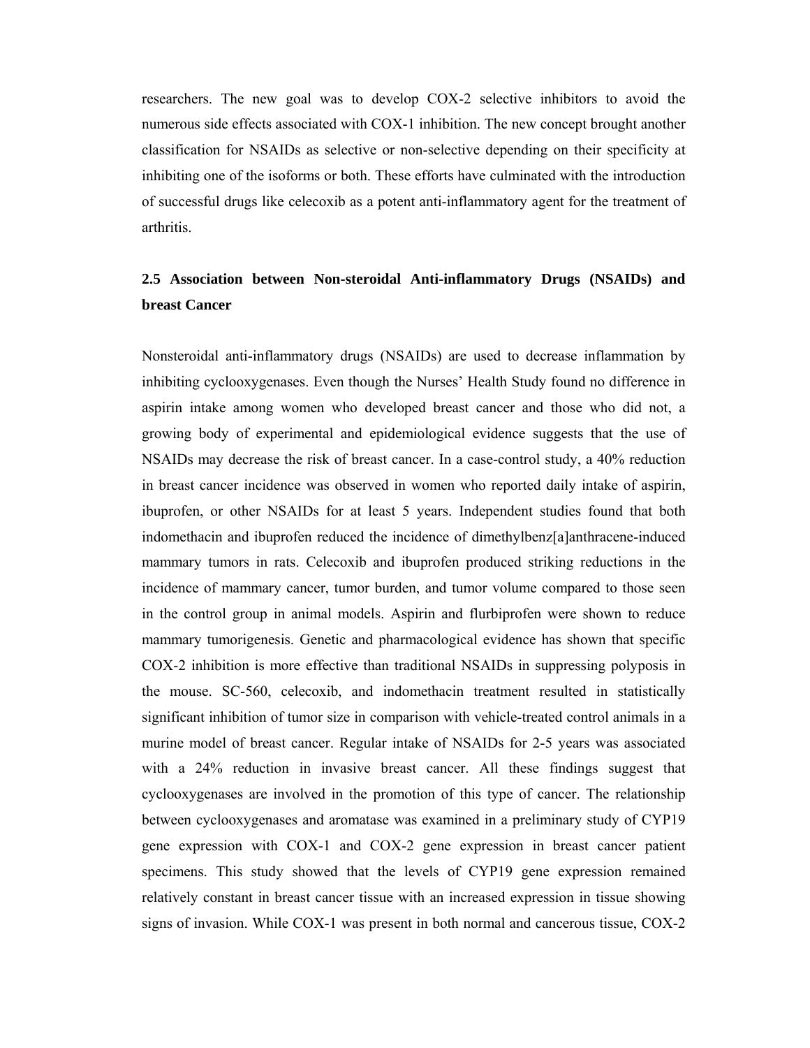researchers. The new goal was to develop COX-2 selective inhibitors to avoid the numerous side effects associated with COX-1 inhibition. The new concept brought another classification for NSAIDs as selective or non-selective depending on their specificity at inhibiting one of the isoforms or both. These efforts have culminated with the introduction of successful drugs like celecoxib as a potent anti-inflammatory agent for the treatment of arthritis.

### 2.5 Association between Non-steroidal Anti-inflammatory Drugs (NSAIDs) and breast Cancer

Nonsteroidal anti-inflammatory drugs (NSAIDs) are used to decrease inflammation by inhibiting cyclooxygenases. Even though the Nurses' Health Study found no difference in aspirin intake among women who developed breast cancer and those who did not, a growing body of experimental and epidemiological evidence suggests that the use of NSAIDs may decrease the risk of breast cancer. In a case-control study, a 40% reduction in breast cancer incidence was observed in women who reported daily intake of aspirin, ibuprofen, or other NSAIDs for at least 5 years. Independent studies found that both indomethacin and ibuprofen reduced the incidence of dimethylbenz[a]anthracene-induced mammary tumors in rats. Celecoxib and ibuprofen produced striking reductions in the incidence of mammary cancer, tumor burden, and tumor volume compared to those seen in the control group in animal models. Aspirin and flurbiprofen were shown to reduce mammary tumorigenesis. Genetic and pharmacological evidence has shown that specific COX-2 inhibition is more effective than traditional NSAIDs in suppressing polyposis in the mouse. SC-560, celecoxib, and indomethacin treatment resulted in statistically significant inhibition of tumor size in comparison with vehicle-treated control animals in a murine model of breast cancer. Regular intake of NSAIDs for 2-5 years was associated with a 24% reduction in invasive breast cancer. All these findings suggest that cyclooxygenases are involved in the promotion of this type of cancer. The relationship between cyclooxygenases and aromatase was examined in a preliminary study of CYP19 gene expression with COX-1 and COX-2 gene expression in breast cancer patient specimens. This study showed that the levels of CYP19 gene expression remained relatively constant in breast cancer tissue with an increased expression in tissue showing signs of invasion. While COX-1 was present in both normal and cancerous tissue, COX-2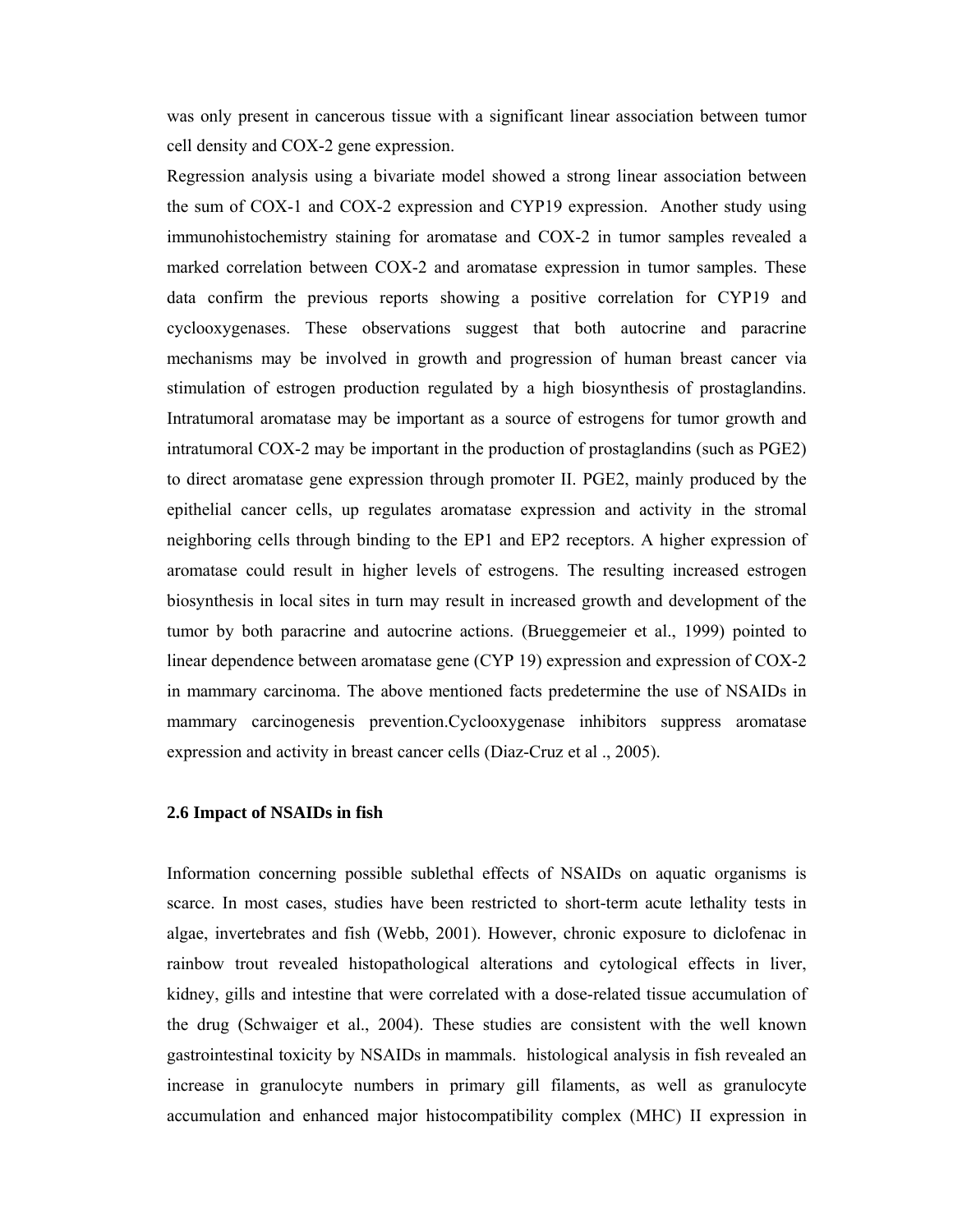was only present in cancerous tissue with a significant linear association between tumor cell density and COX-2 gene expression.

Regression analysis using a bivariate model showed a strong linear association between the sum of COX-1 and COX-2 expression and CYP19 expression. Another study using immunohistochemistry staining for aromatase and COX-2 in tumor samples revealed a marked correlation between COX-2 and aromatase expression in tumor samples. These data confirm the previous reports showing a positive correlation for CYP19 and cyclooxygenases. These observations suggest that both autocrine and paracrine mechanisms may be involved in growth and progression of human breast cancer via stimulation of estrogen production regulated by a high biosynthesis of prostaglandins. Intratumoral aromatase may be important as a source of estrogens for tumor growth and intratumoral COX-2 may be important in the production of prostaglandins (such as PGE2) to direct aromatase gene expression through promoter II. PGE2, mainly produced by the epithelial cancer cells, up regulates aromatase expression and activity in the stromal neighboring cells through binding to the EP1 and EP2 receptors. A higher expression of aromatase could result in higher levels of estrogens. The resulting increased estrogen biosynthesis in local sites in turn may result in increased growth and development of the tumor by both paracrine and autocrine actions. (Brueggemeier et al., 1999) pointed to linear dependence between aromatase gene (CYP 19) expression and expression of COX-2 in mammary carcinoma. The above mentioned facts predetermine the use of NSAIDs in mammary carcinogenesis prevention.Cyclooxygenase inhibitors suppress aromatase expression and activity in breast cancer cells (Diaz-Cruz et al ., 2005).

### 2.6 Impact of NSAIDs in fish

Information concerning possible sublethal effects of NSAIDs on aquatic organisms is scarce. In most cases, studies have been restricted to short-term acute lethality tests in algae, invertebrates and fish (Webb, 2001). However, chronic exposure to diclofenac in rainbow trout revealed histopathological alterations and cytological effects in liver, kidney, gills and intestine that were correlated with a dose-related tissue accumulation of the drug (Schwaiger et al., 2004). These studies are consistent with the well known gastrointestinal toxicity by NSAIDs in mammals. histological analysis in fish revealed an increase in granulocyte numbers in primary gill filaments, as well as granulocyte accumulation and enhanced major histocompatibility complex (MHC) II expression in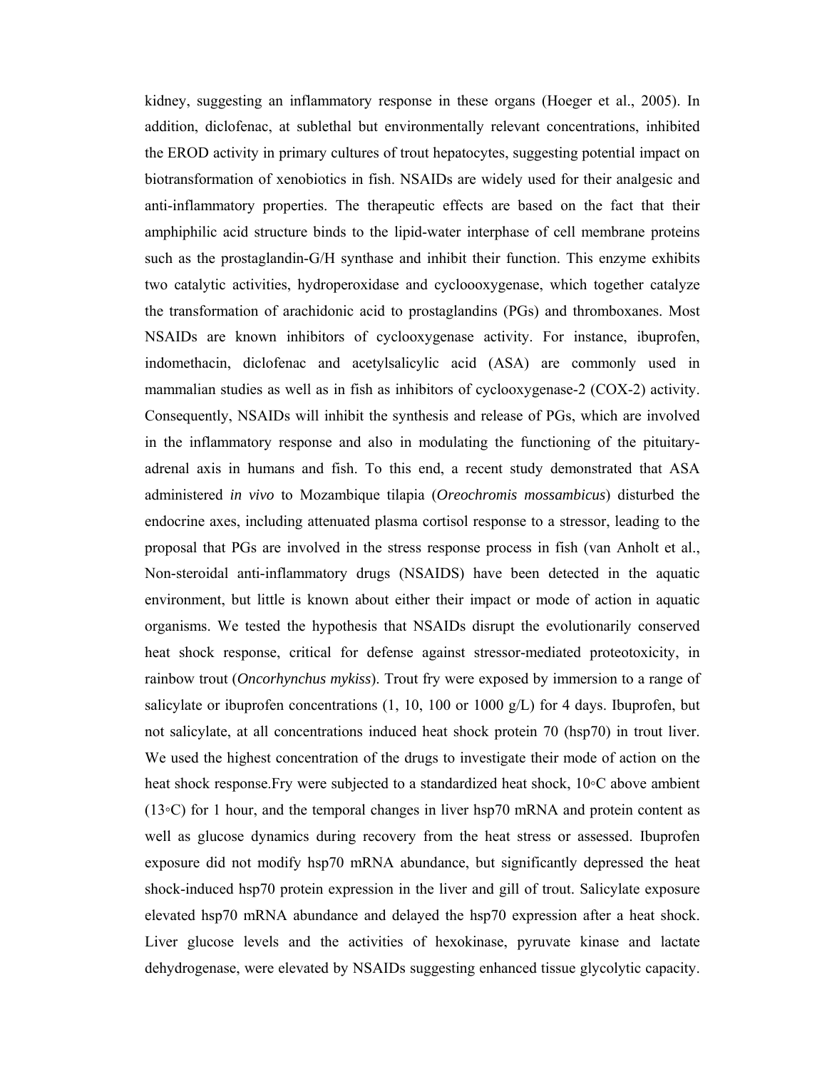kidney, suggesting an inflammatory response in these organs (Hoeger et al., 2005). In addition, diclofenac, at sublethal but environmentally relevant concentrations, inhibited the EROD activity in primary cultures of trout hepatocytes, suggesting potential impact on biotransformation of xenobiotics in fish. NSAIDs are widely used for their analgesic and anti-inflammatory properties. The therapeutic effects are based on the fact that their amphiphilic acid structure binds to the lipid-water interphase of cell membrane proteins such as the prostaglandin-G/H synthase and inhibit their function. This enzyme exhibits two catalytic activities, hydroperoxidase and cyclooxygenase, which together catalyze the transformation of arachidonic acid to prostaglandins (PGs) and thromboxanes. Most NSAIDs are known inhibitors of cyclooxygenase activity. For instance, ibuprofen, indomethacin, diclofenac and acetylsalicylic acid (ASA) are commonly used in mammalian studies as well as in fish as inhibitors of cyclooxygenase-2 (COX-2) activity. Consequently, NSAIDs will inhibit the synthesis and release of PGs, which are involved in the inflammatory response and also in modulating the functioning of the pituitary-adrenal axis in humans and fish. To this end, a recent study demonstrated that ASA administered *in vivo* to Mozambique tilapia (*Oreochromis mossambicus*) disturbed the endocrine axes, including attenuated plasma cortisol response to a stressor, leading to the proposal that PGs are involved in the stress response process in fish (van Anholt et al., Non-steroidal anti-inflammatory drugs (NSAIDS) have been detected in the aquatic environment, but little is known about either their impact or mode of action in aquatic organisms. We tested the hypothesis that NSAIDs disrupt the evolutionarily conserved heat shock response, critical for defense against stressor-mediated proteotoxicity, in rainbow trout (*Oncorhynchus mykiss*). Trout fry were exposed by immersion to a range of salicylate or ibuprofen concentrations (1, 10, 100 or 1000 g/L) for 4 days. Ibuprofen, but not salicylate, at all concentrations induced heat shock protein 70 (hsp70) in trout liver. We used the highest concentration of the drugs to investigate their mode of action on the heat shock response.Fry were subjected to a standardized heat shock, 10◦C above ambient (13◦C) for 1 hour, and the temporal changes in liver hsp70 mRNA and protein content as well as glucose dynamics during recovery from the heat stress or assessed. Ibuprofen exposure did not modify hsp70 mRNA abundance, but significantly depressed the heat shock-induced hsp70 protein expression in the liver and gill of trout. Salicylate exposure elevated hsp70 mRNA abundance and delayed the hsp70 expression after a heat shock. Liver glucose levels and the activities of hexokinase, pyruvate kinase and lactate dehydrogenase, were elevated by NSAIDs suggesting enhanced tissue glycolytic capacity.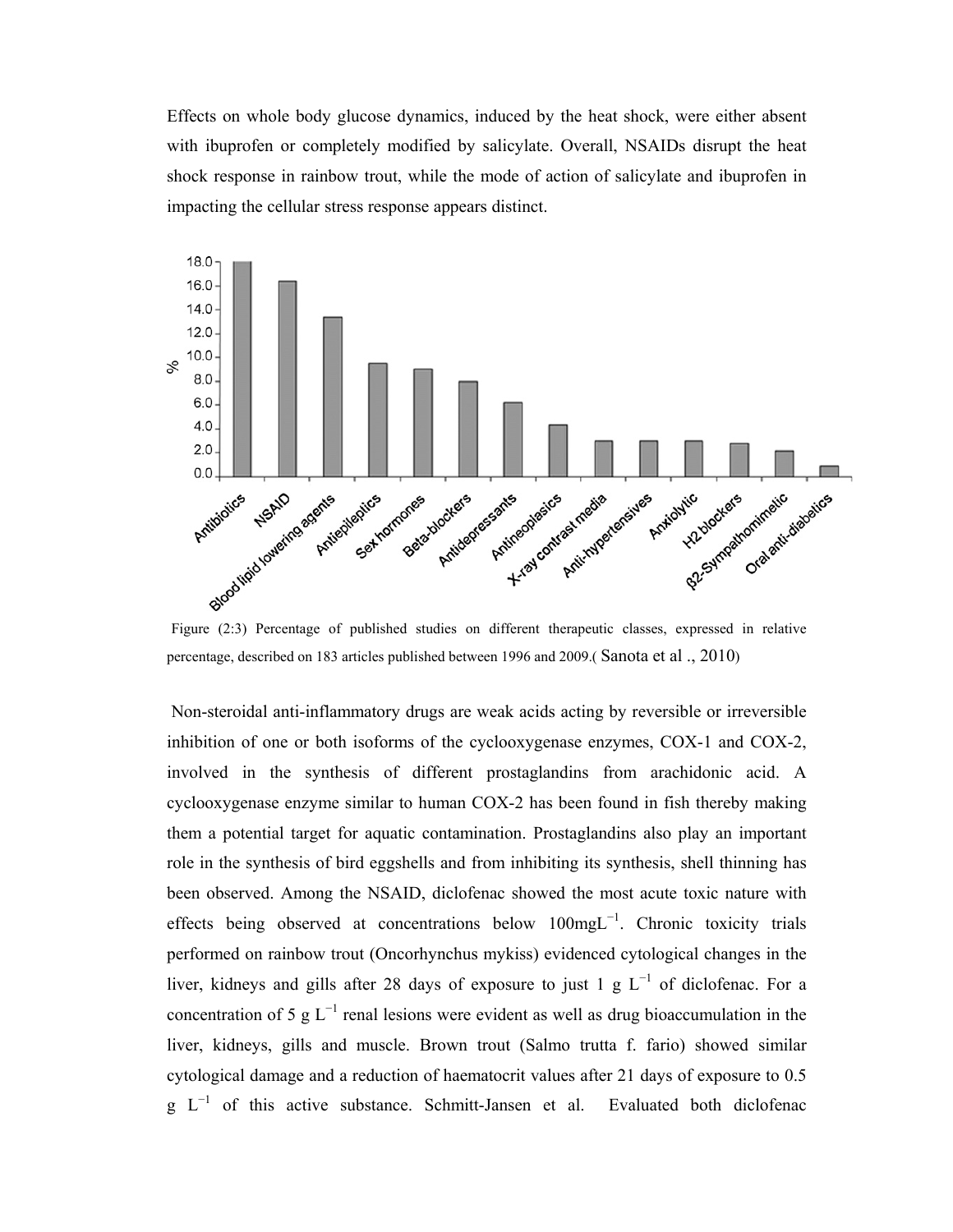Effects on whole body glucose dynamics, induced by the heat shock, were either absent with ibuprofen or completely modified by salicylate. Overall, NSAIDs disrupt the heat shock response in rainbow trout, while the mode of action of salicylate and ibuprofen in impacting the cellular stress response appears distinct.

Figure (2:3) Percentage of published studies on different therapeutic classes, expressed in relative percentage, described on 183 articles published between 1996 and 2009.( Sanota et al ., 2010)

Non-steroidal anti-inflammatory drugs are weak acids acting by reversible or irreversible inhibition of one or both isoforms of the cyclooxygenase enzymes, COX-1 and COX-2, involved in the synthesis of different prostaglandins from arachidonic acid. A cyclooxygenase enzyme similar to human COX-2 has been found in fish thereby making them a potential target for aquatic contamination. Prostaglandins also play an important role in the synthesis of bird eggshells and from inhibiting its synthesis, shell thinning has been observed. Among the NSAID, diclofenac showed the most acute toxic nature with effects being observed at concentrations below $100 mgL^{-1}$. Chronic toxicity trials performed on rainbow trout (Oncorhynchus mykiss) evidenced cytological changes in the liver, kidneys and gills after 28 days of exposure to just $1\ g\ L^{-1}$ of diclofenac. For a concentration of $5\ g\ L^{-1}$ renal lesions were evident as well as drug bioaccumulation in the liver, kidneys, gills and muscle. Brown trout (Salmo trutta f. fario) showed similar cytological damage and a reduction of haematocrit values after 21 days of exposure to $0.5\ g\ L^{-1}$ of this active substance. Schmitt-Jansen et al. Evaluated both diclofenac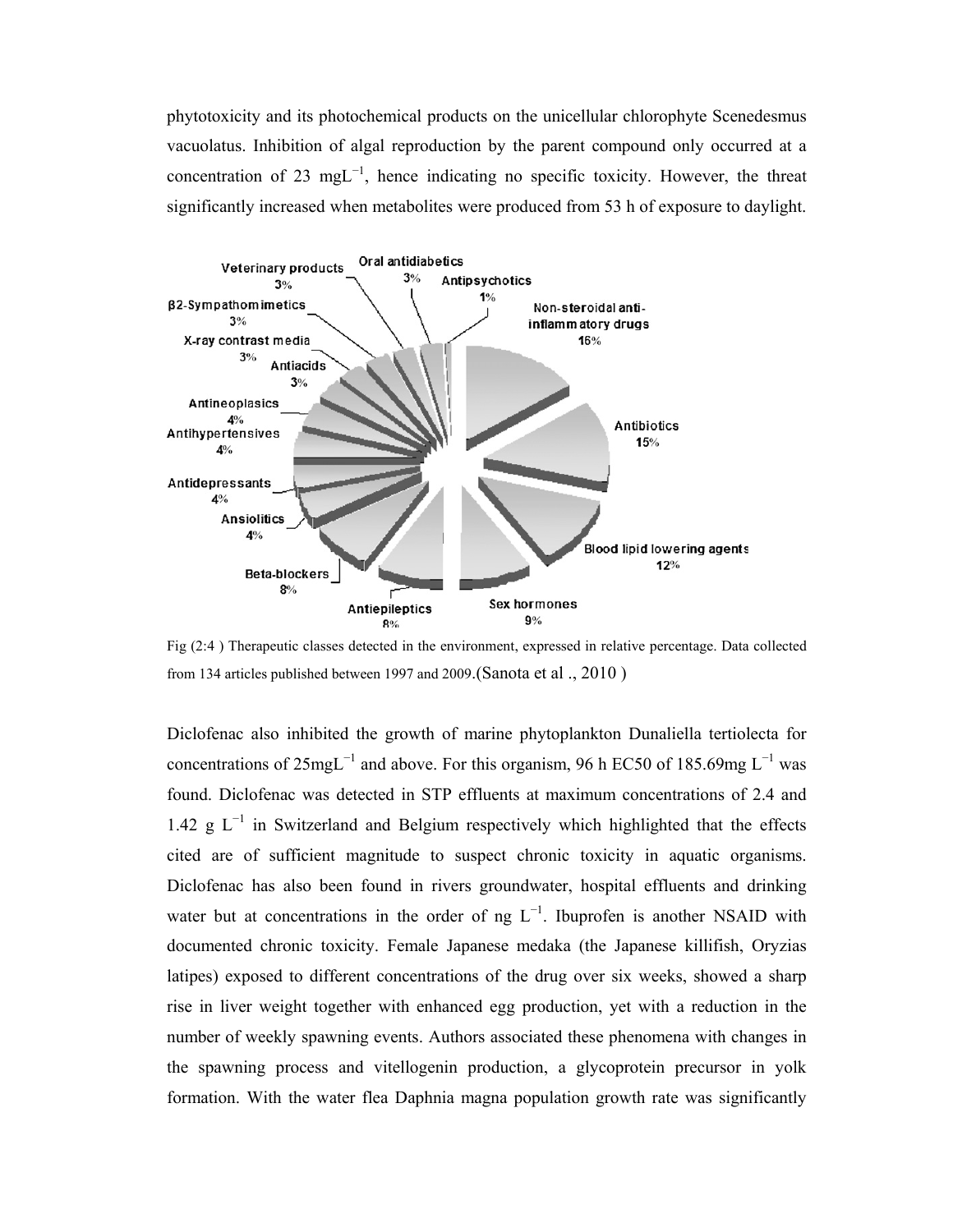phytotoxicity and its photochemical products on the unicellular chlorophyte Scenedesmus vacuolatus. Inhibition of algal reproduction by the parent compound only occurred at a concentration of 23 $mgL^{-1}$, hence indicating no specific toxicity. However, the threat significantly increased when metabolites were produced from 53 h of exposure to daylight.

Fig (2:4 ) Therapeutic classes detected in the environment, expressed in relative percentage. Data collected from 134 articles published between 1997 and 2009.(Sanota et al ., 2010 )

Diclofenac also inhibited the growth of marine phytoplankton Dunaliella tertiolecta for concentrations of 25$mgL^{-1}$ and above. For this organism, 96 h EC50 of 185.69mg $L^{-1}$ was found. Diclofenac was detected in STP effluents at maximum concentrations of 2.4 and 1.42 g $L^{-1}$ in Switzerland and Belgium respectively which highlighted that the effects cited are of sufficient magnitude to suspect chronic toxicity in aquatic organisms. Diclofenac has also been found in rivers groundwater, hospital effluents and drinking water but at concentrations in the order of ng $L^{-1}$. Ibuprofen is another NSAID with documented chronic toxicity. Female Japanese medaka (the Japanese killifish, Oryzias latipes) exposed to different concentrations of the drug over six weeks, showed a sharp rise in liver weight together with enhanced egg production, yet with a reduction in the number of weekly spawning events. Authors associated these phenomena with changes in the spawning process and vitellogenin production, a glycoprotein precursor in yolk formation. With the water flea Daphnia magna population growth rate was significantly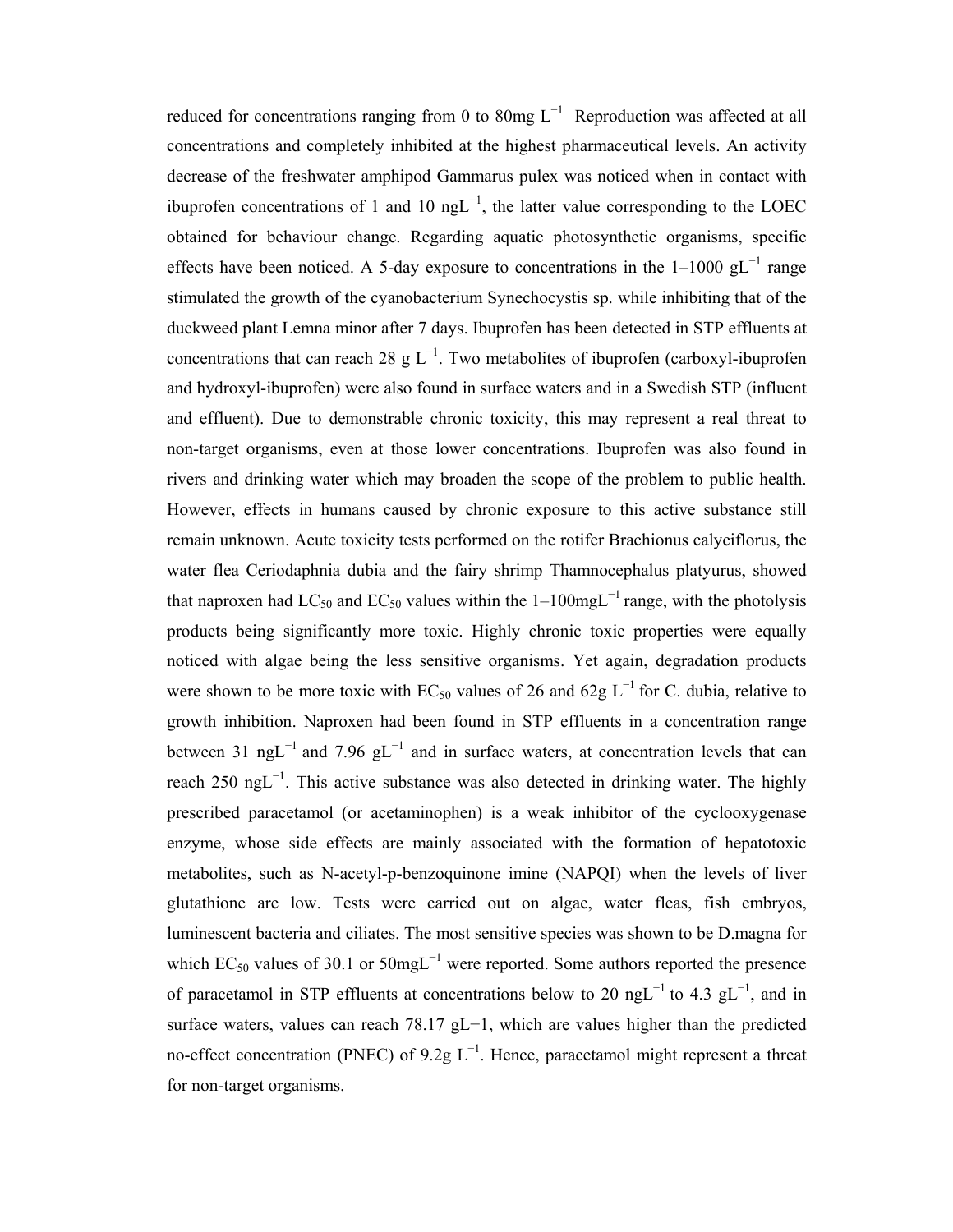reduced for concentrations ranging from 0 to 80mg $L^{-1}$ Reproduction was affected at all concentrations and completely inhibited at the highest pharmaceutical levels. An activity decrease of the freshwater amphipod Gammarus pulex was noticed when in contact with ibuprofen concentrations of 1 and 10 $ngL^{-1}$, the latter value corresponding to the LOEC obtained for behaviour change. Regarding aquatic photosynthetic organisms, specific effects have been noticed. A 5-day exposure to concentrations in the 1–1000 $gL^{-1}$ range stimulated the growth of the cyanobacterium Synechocystis sp. while inhibiting that of the duckweed plant Lemna minor after 7 days. Ibuprofen has been detected in STP effluents at concentrations that can reach 28 g $L^{-1}$. Two metabolites of ibuprofen (carboxyl-ibuprofen and hydroxyl-ibuprofen) were also found in surface waters and in a Swedish STP (influent and effluent). Due to demonstrable chronic toxicity, this may represent a real threat to non-target organisms, even at those lower concentrations. Ibuprofen was also found in rivers and drinking water which may broaden the scope of the problem to public health. However, effects in humans caused by chronic exposure to this active substance still remain unknown. Acute toxicity tests performed on the rotifer Brachionus calyciflorus, the water flea Ceriodaphnia dubia and the fairy shrimp Thamnocephalus platyurus, showed that naproxen had $LC_{50}$ and $EC_{50}$ values within the 1–100$mgL^{-1}$ range, with the photolysis products being significantly more toxic. Highly chronic toxic properties were equally noticed with algae being the less sensitive organisms. Yet again, degradation products were shown to be more toxic with $EC_{50}$ values of 26 and 62g $L^{-1}$ for C. dubia, relative to growth inhibition. Naproxen had been found in STP effluents in a concentration range between 31 $ngL^{-1}$ and 7.96 $gL^{-1}$ and in surface waters, at concentration levels that can reach 250 $ngL^{-1}$. This active substance was also detected in drinking water. The highly prescribed paracetamol (or acetaminophen) is a weak inhibitor of the cyclooxygenase enzyme, whose side effects are mainly associated with the formation of hepatotoxic metabolites, such as N-acetyl-p-benzoquinone imine (NAPQI) when the levels of liver glutathione are low. Tests were carried out on algae, water fleas, fish embryos, luminescent bacteria and ciliates. The most sensitive species was shown to be D.magna for which $EC_{50}$ values of 30.1 or 50$mgL^{-1}$ were reported. Some authors reported the presence of paracetamol in STP effluents at concentrations below to 20 $ngL^{-1}$ to 4.3 $gL^{-1}$, and in surface waters, values can reach 78.17 $gL^{-1}$, which are values higher than the predicted no-effect concentration (PNEC) of 9.2g $L^{-1}$. Hence, paracetamol might represent a threat for non-target organisms.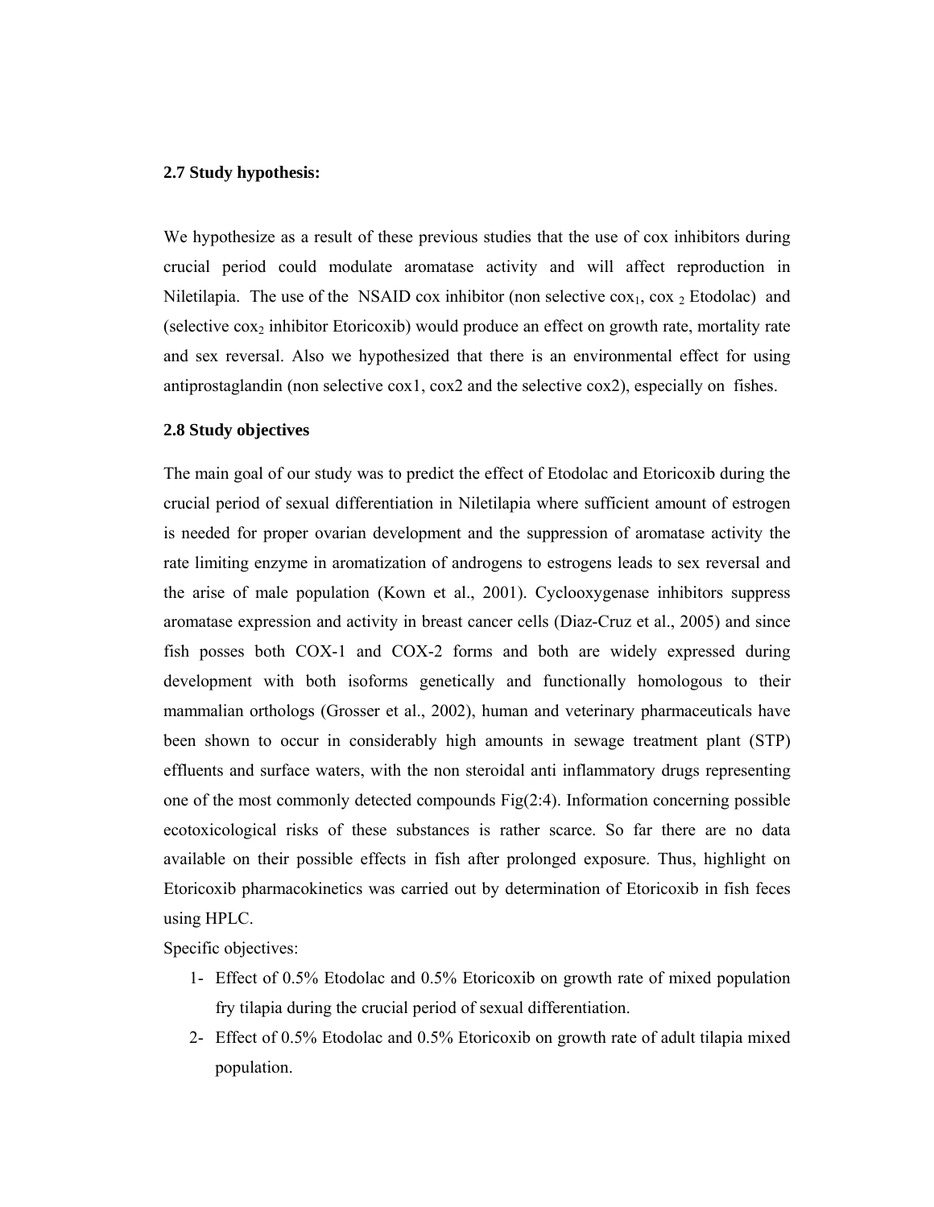### 2.7 Study hypothesis:

We hypothesize as a result of these previous studies that the use of cox inhibitors during crucial period could modulate aromatase activity and will affect reproduction in Niletilapia. The use of the NSAID cox inhibitor (non selective $cox_1$, $cox_2$ Etodolac) and (selective $cox_2$ inhibitor Etoricoxib) would produce an effect on growth rate, mortality rate and sex reversal. Also we hypothesized that there is an environmental effect for using antiprostaglandin (non selective cox1, cox2 and the selective cox2), especially on fishes.

### 2.8 Study objectives

The main goal of our study was to predict the effect of Etodolac and Etoricoxib during the crucial period of sexual differentiation in Niletilapia where sufficient amount of estrogen is needed for proper ovarian development and the suppression of aromatase activity the rate limiting enzyme in aromatization of androgens to estrogens leads to sex reversal and the arise of male population (Kown et al., 2001). Cyclooxygenase inhibitors suppress aromatase expression and activity in breast cancer cells (Diaz-Cruz et al., 2005) and since fish posses both COX-1 and COX-2 forms and both are widely expressed during development with both isoforms genetically and functionally homologous to their mammalian orthologs (Grosser et al., 2002), human and veterinary pharmaceuticals have been shown to occur in considerably high amounts in sewage treatment plant (STP) effluents and surface waters, with the non steroidal anti inflammatory drugs representing one of the most commonly detected compounds Fig(2:4). Information concerning possible ecotoxicological risks of these substances is rather scarce. So far there are no data available on their possible effects in fish after prolonged exposure. Thus, highlight on Etoricoxib pharmacokinetics was carried out by determination of Etoricoxib in fish feces using HPLC.

Specific objectives:

1- Effect of 0.5% Etodolac and 0.5% Etoricoxib on growth rate of mixed population fry tilapia during the crucial period of sexual differentiation.
2- Effect of 0.5% Etodolac and 0.5% Etoricoxib on growth rate of adult tilapia mixed population.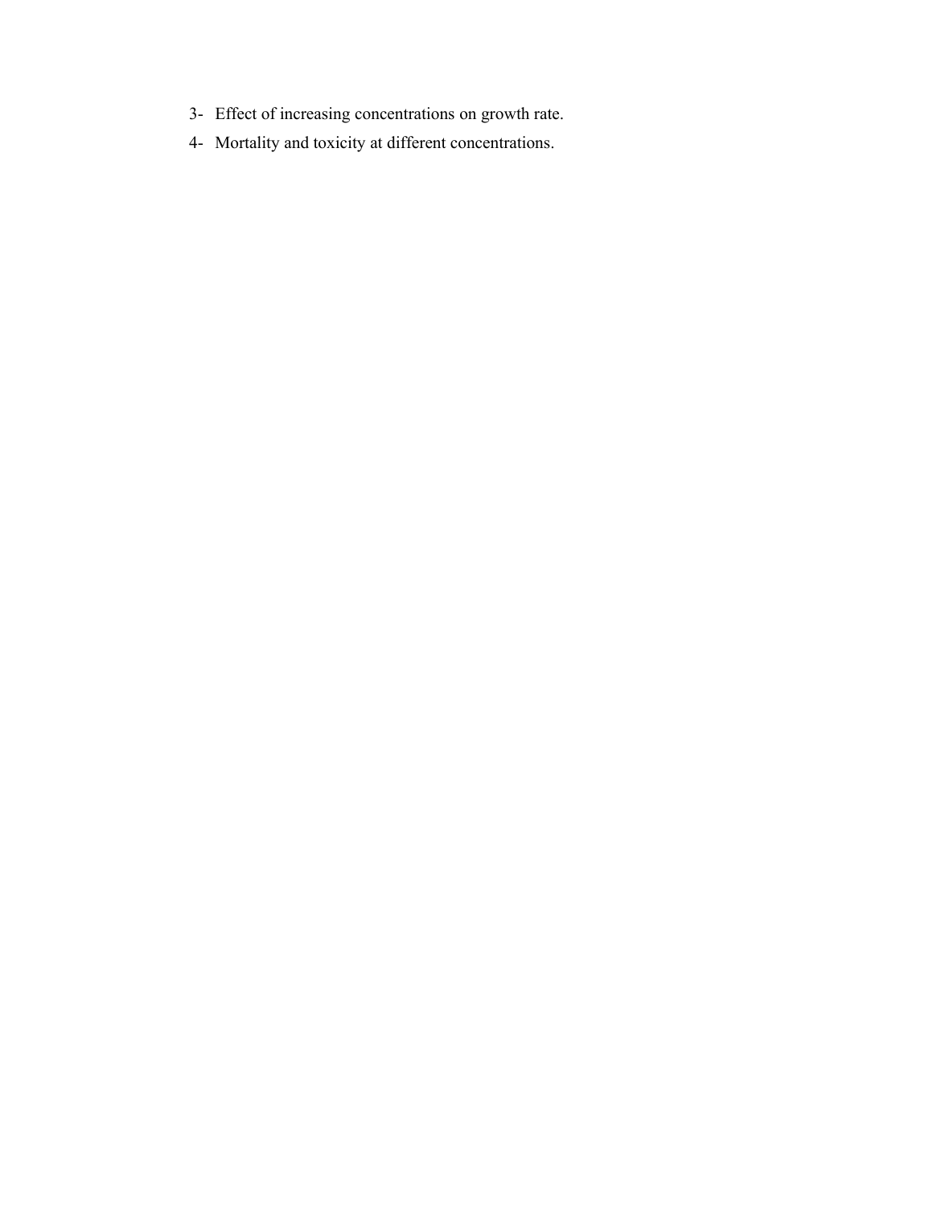3- Effect of increasing concentrations on growth rate.

4- Mortality and toxicity at different concentrations.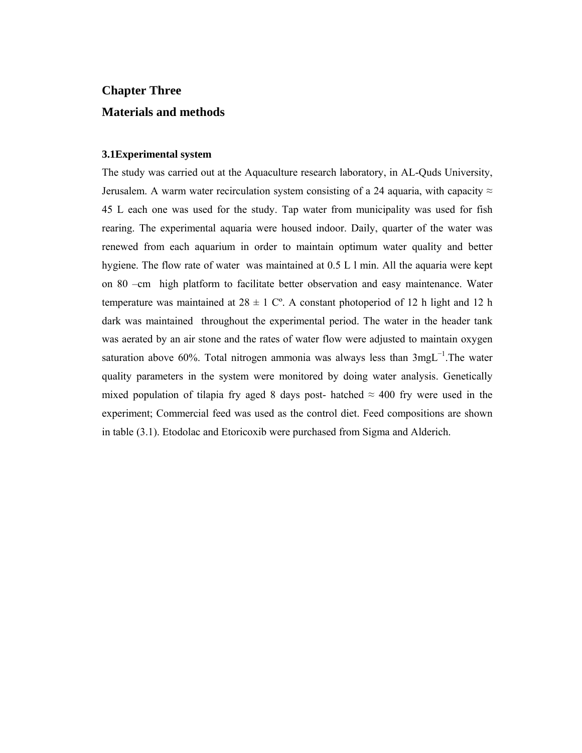# Chapter Three

# Materials and methods

### 3.1Experimental system

The study was carried out at the Aquaculture research laboratory, in AL-Quds University, Jerusalem. A warm water recirculation system consisting of a 24 aquaria, with capacity ≈ 45 L each one was used for the study. Tap water from municipality was used for fish rearing. The experimental aquaria were housed indoor. Daily, quarter of the water was renewed from each aquarium in order to maintain optimum water quality and better hygiene. The flow rate of water was maintained at 0.5 L l min. All the aquaria were kept on 80 –cm high platform to facilitate better observation and easy maintenance. Water temperature was maintained at 28 ± 1 Cº. A constant photoperiod of 12 h light and 12 h dark was maintained throughout the experimental period. The water in the header tank was aerated by an air stone and the rates of water flow were adjusted to maintain oxygen saturation above 60%. Total nitrogen ammonia was always less than $3mgL^{-1}$.The water quality parameters in the system were monitored by doing water analysis. Genetically mixed population of tilapia fry aged 8 days post- hatched ≈ 400 fry were used in the experiment; Commercial feed was used as the control diet. Feed compositions are shown in table (3.1). Etodolac and Etoricoxib were purchased from Sigma and Alderich.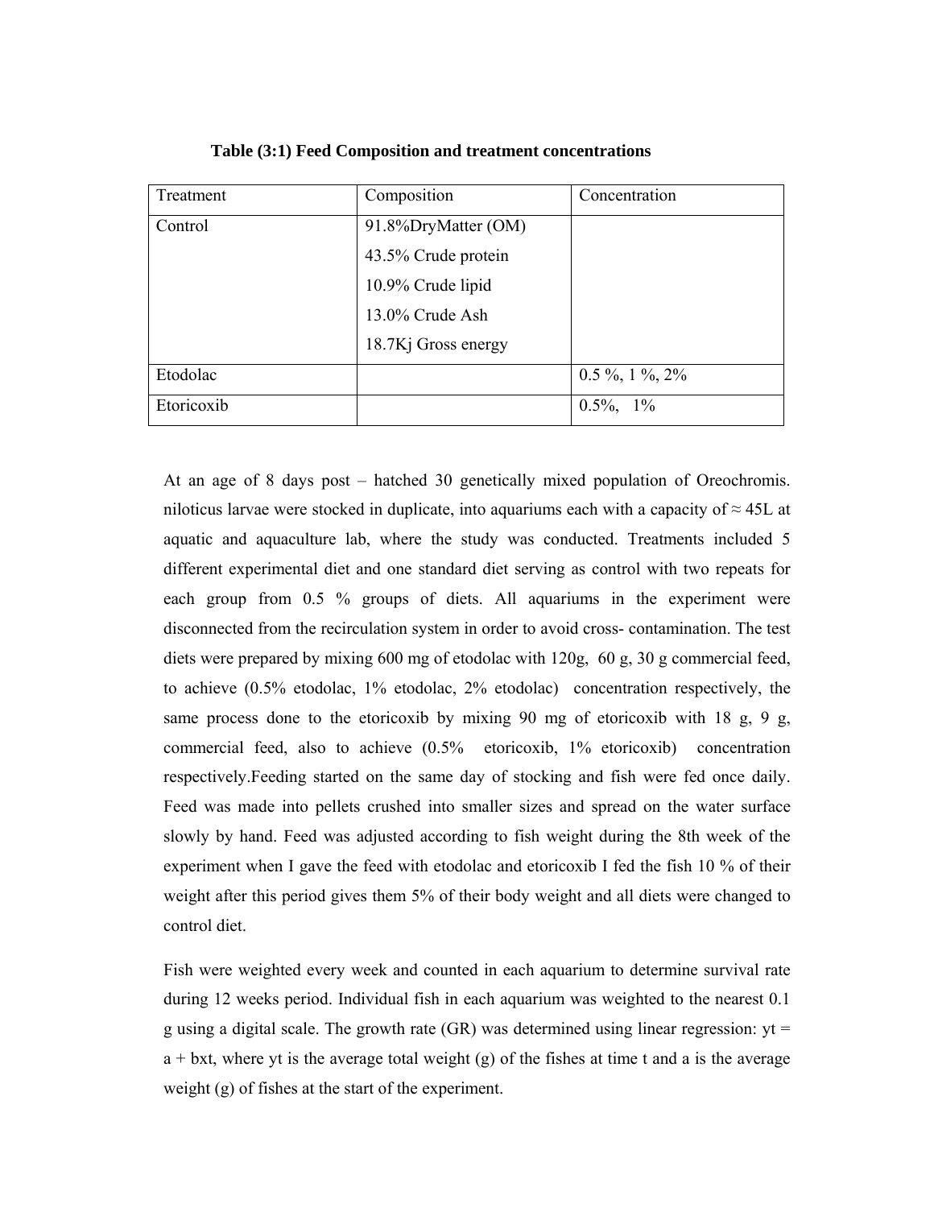**Table (3:1) Feed Composition and treatment concentrations**

| Treatment | Composition | Concentration |
|---|---|---|
| Control | 91.8%DryMatter (OM)<br>43.5% Crude protein<br>10.9% Crude lipid<br>13.0% Crude Ash<br>18.7Kj Gross energy | |
| Etodolac | | 0.5 %, 1 %, 2% |
| Etoricoxib | | 0.5%, 1% |

At an age of 8 days post – hatched 30 genetically mixed population of Oreochromis. niloticus larvae were stocked in duplicate, into aquariums each with a capacity of ≈ 45L at aquatic and aquaculture lab, where the study was conducted. Treatments included 5 different experimental diet and one standard diet serving as control with two repeats for each group from 0.5 % groups of diets. All aquariums in the experiment were disconnected from the recirculation system in order to avoid cross- contamination. The test diets were prepared by mixing 600 mg of etodolac with 120g, 60 g, 30 g commercial feed, to achieve (0.5% etodolac, 1% etodolac, 2% etodolac) concentration respectively, the same process done to the etoricoxib by mixing 90 mg of etoricoxib with 18 g, 9 g, commercial feed, also to achieve (0.5% etoricoxib, 1% etoricoxib) concentration respectively.Feeding started on the same day of stocking and fish were fed once daily. Feed was made into pellets crushed into smaller sizes and spread on the water surface slowly by hand. Feed was adjusted according to fish weight during the 8th week of the experiment when I gave the feed with etodolac and etoricoxib I fed the fish 10 % of their weight after this period gives them 5% of their body weight and all diets were changed to control diet.

Fish were weighted every week and counted in each aquarium to determine survival rate during 12 weeks period. Individual fish in each aquarium was weighted to the nearest 0.1 g using a digital scale. The growth rate (GR) was determined using linear regression: $y_t = a + bx_t$, where $y_t$ is the average total weight (g) of the fishes at time t and a is the average weight (g) of fishes at the start of the experiment.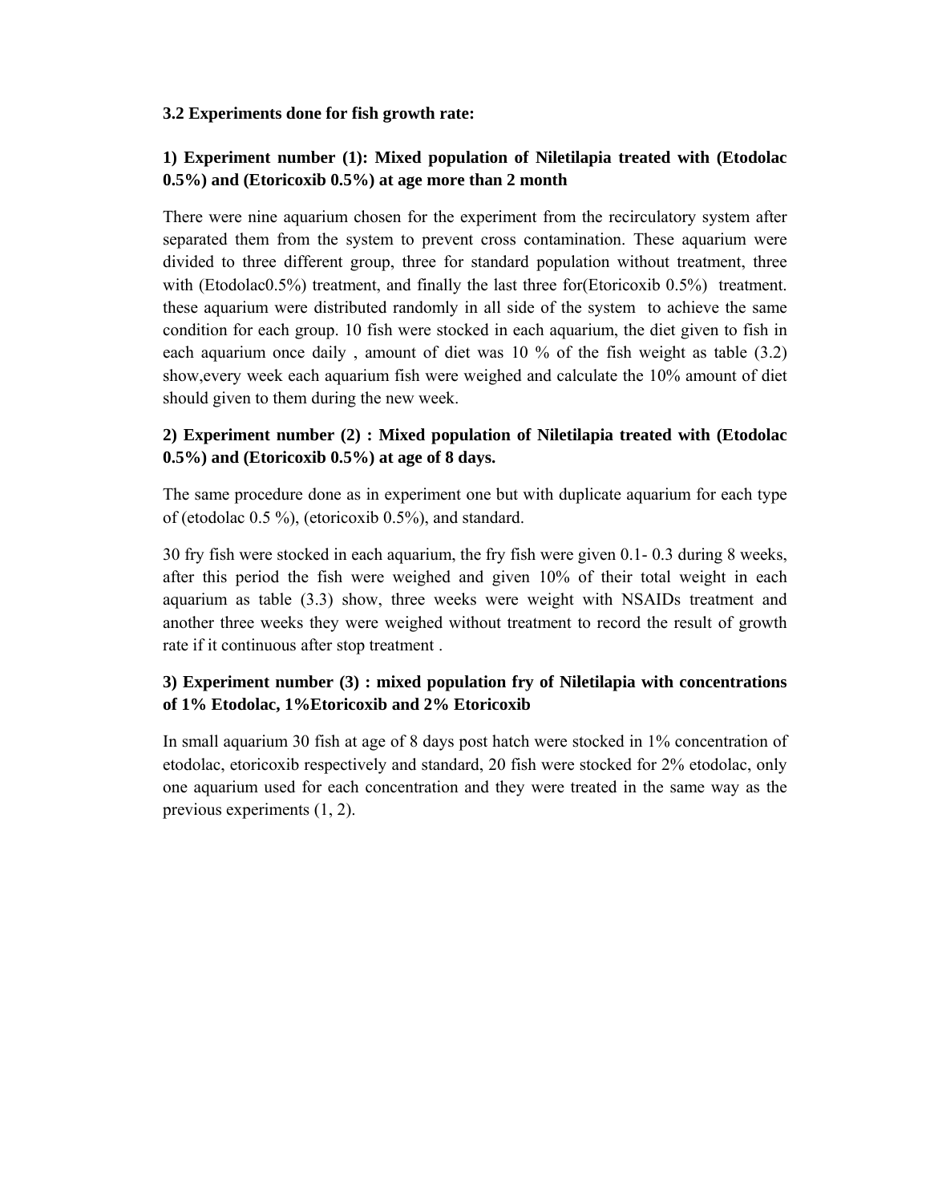**3.2 Experiments done for fish growth rate:**

**1) Experiment number (1): Mixed population of Niletilapia treated with (Etodolac 0.5%) and (Etoricoxib 0.5%) at age more than 2 month**

There were nine aquarium chosen for the experiment from the recirculatory system after separated them from the system to prevent cross contamination. These aquarium were divided to three different group, three for standard population without treatment, three with (Etodolac0.5%) treatment, and finally the last three for(Etoricoxib 0.5%) treatment. these aquarium were distributed randomly in all side of the system to achieve the same condition for each group. 10 fish were stocked in each aquarium, the diet given to fish in each aquarium once daily , amount of diet was 10 % of the fish weight as table (3.2) show,every week each aquarium fish were weighed and calculate the 10% amount of diet should given to them during the new week.

**2) Experiment number (2) : Mixed population of Niletilapia treated with (Etodolac 0.5%) and (Etoricoxib 0.5%) at age of 8 days.**

The same procedure done as in experiment one but with duplicate aquarium for each type of (etodolac 0.5 %), (etoricoxib 0.5%), and standard.

30 fry fish were stocked in each aquarium, the fry fish were given 0.1- 0.3 during 8 weeks, after this period the fish were weighed and given 10% of their total weight in each aquarium as table (3.3) show, three weeks were weight with NSAIDs treatment and another three weeks they were weighed without treatment to record the result of growth rate if it continuous after stop treatment .

**3) Experiment number (3) : mixed population fry of Niletilapia with concentrations of 1% Etodolac, 1%Etoricoxib and 2% Etoricoxib**

In small aquarium 30 fish at age of 8 days post hatch were stocked in 1% concentration of etodolac, etoricoxib respectively and standard, 20 fish were stocked for 2% etodolac, only one aquarium used for each concentration and they were treated in the same way as the previous experiments (1, 2).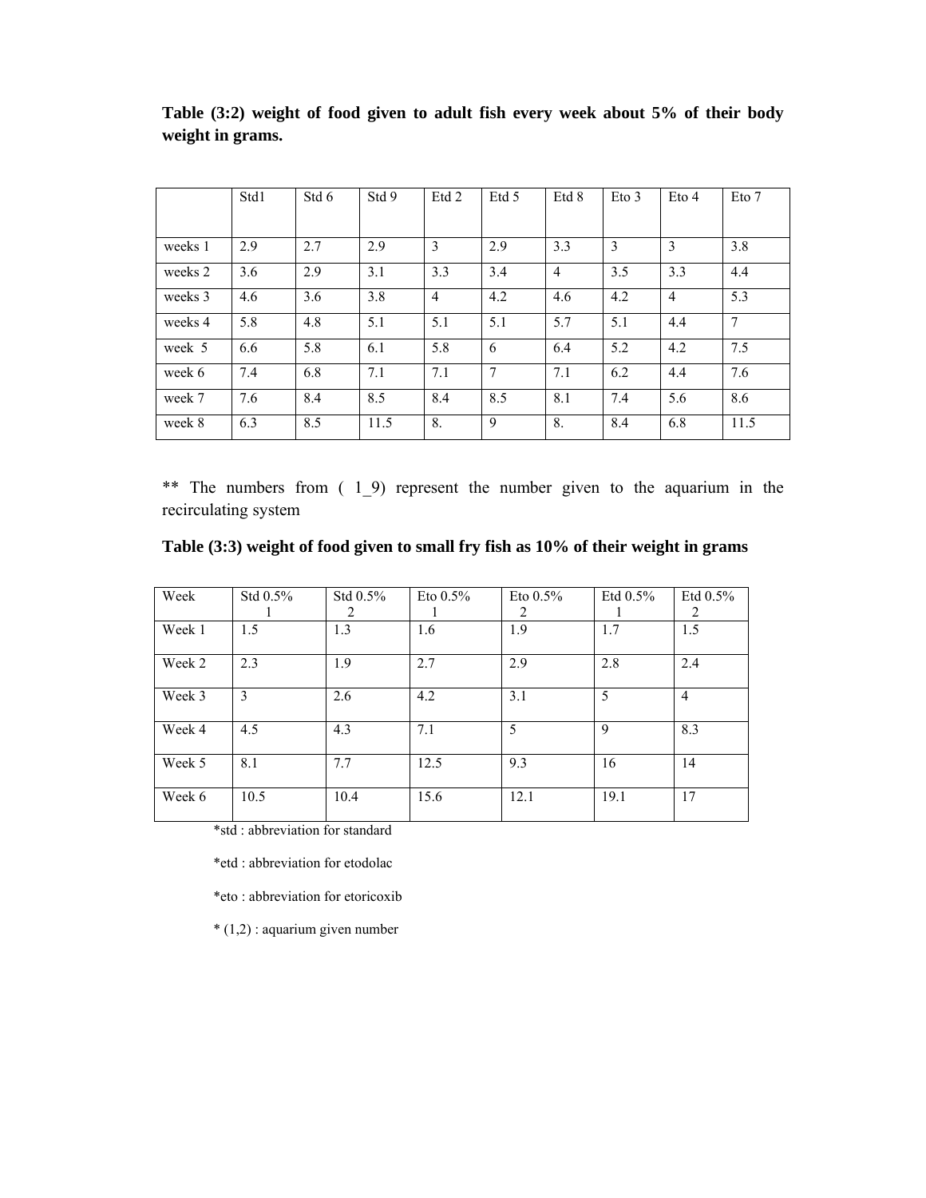**Table (3:2) weight of food given to adult fish every week about 5% of their body weight in grams.**

| | Std1 | Std 6 | Std 9 | Etd 2 | Etd 5 | Etd 8 | Eto 3 | Eto 4 | Eto 7 |
|---|---|---|---|---|---|---|---|---|---|
| weeks 1 | 2.9 | 2.7 | 2.9 | 3 | 2.9 | 3.3 | 3 | 3 | 3.8 |
| weeks 2 | 3.6 | 2.9 | 3.1 | 3.3 | 3.4 | 4 | 3.5 | 3.3 | 4.4 |
| weeks 3 | 4.6 | 3.6 | 3.8 | 4 | 4.2 | 4.6 | 4.2 | 4 | 5.3 |
| weeks 4 | 5.8 | 4.8 | 5.1 | 5.1 | 5.1 | 5.7 | 5.1 | 4.4 | 7 |
| week 5 | 6.6 | 5.8 | 6.1 | 5.8 | 6 | 6.4 | 5.2 | 4.2 | 7.5 |
| week 6 | 7.4 | 6.8 | 7.1 | 7.1 | 7 | 7.1 | 6.2 | 4.4 | 7.6 |
| week 7 | 7.6 | 8.4 | 8.5 | 8.4 | 8.5 | 8.1 | 7.4 | 5.6 | 8.6 |
| week 8 | 6.3 | 8.5 | 11.5 | 8. | 9 | 8. | 8.4 | 6.8 | 11.5 |

** The numbers from ( 1_9) represent the number given to the aquarium in the recirculating system

**Table (3:3) weight of food given to small fry fish as 10% of their weight in grams**

| Week | Std 0.5% 1 | Std 0.5% 2 | Eto 0.5% 1 | Eto 0.5% 2 | Etd 0.5% 1 | Etd 0.5% 2 |
|---|---|---|---|---|---|---|
| Week 1 | 1.5 | 1.3 | 1.6 | 1.9 | 1.7 | 1.5 |
| Week 2 | 2.3 | 1.9 | 2.7 | 2.9 | 2.8 | 2.4 |
| Week 3 | 3 | 2.6 | 4.2 | 3.1 | 5 | 4 |
| Week 4 | 4.5 | 4.3 | 7.1 | 5 | 9 | 8.3 |
| Week 5 | 8.1 | 7.7 | 12.5 | 9.3 | 16 | 14 |
| Week 6 | 10.5 | 10.4 | 15.6 | 12.1 | 19.1 | 17 |

*std : abbreviation for standard

*etd : abbreviation for etodolac

*eto : abbreviation for etoricoxib

* (1,2) : aquarium given number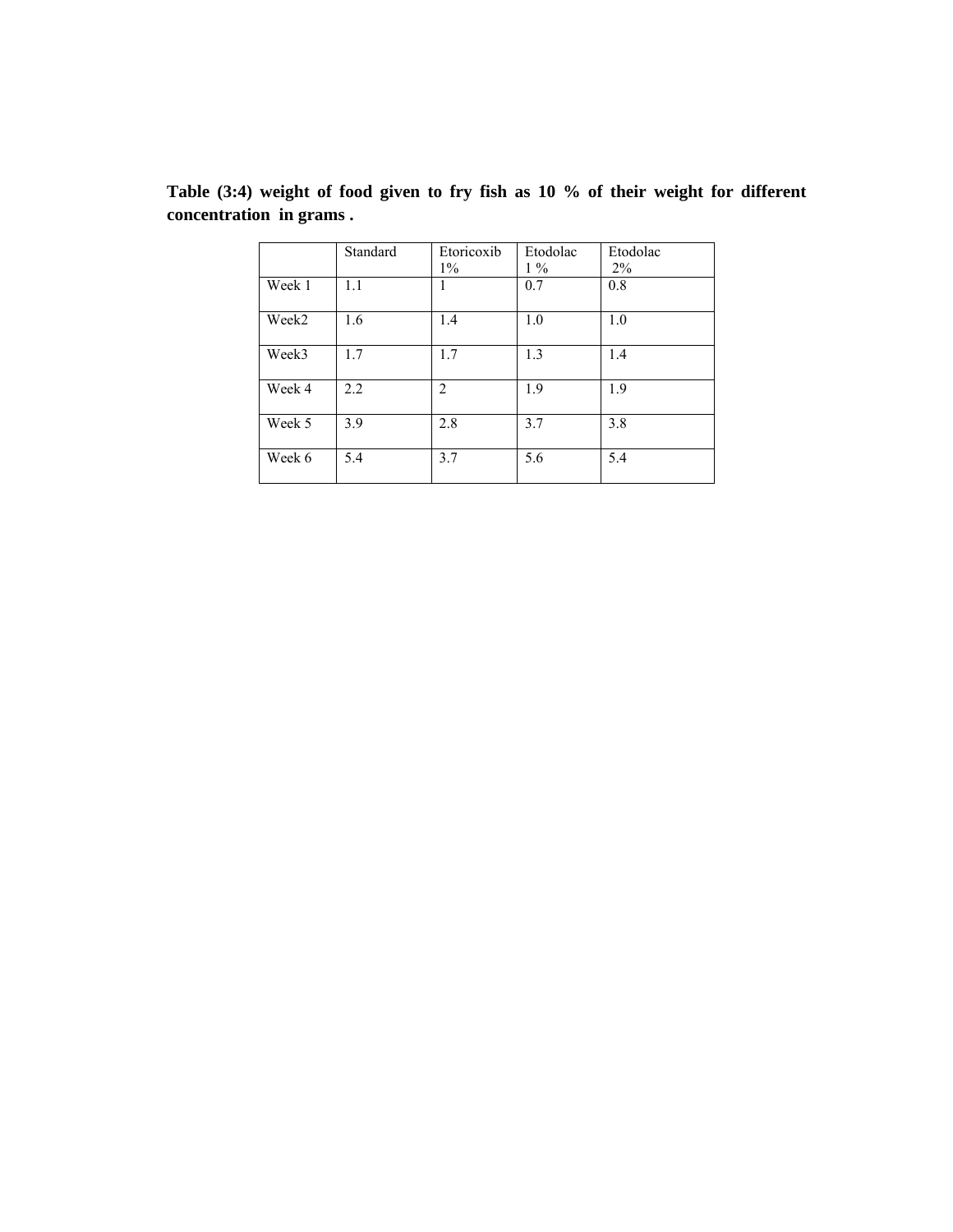**Table (3:4) weight of food given to fry fish as 10 % of their weight for different concentration in grams .**

| | Standard | Etoricoxib 1% | Etodolac 1 % | Etodolac 2% |
|---|---|---|---|---|
| Week 1 | 1.1 | 1 | 0.7 | 0.8 |
| Week2 | 1.6 | 1.4 | 1.0 | 1.0 |
| Week3 | 1.7 | 1.7 | 1.3 | 1.4 |
| Week 4 | 2.2 | 2 | 1.9 | 1.9 |
| Week 5 | 3.9 | 2.8 | 3.7 | 3.8 |
| Week 6 | 5.4 | 3.7 | 5.6 | 5.4 |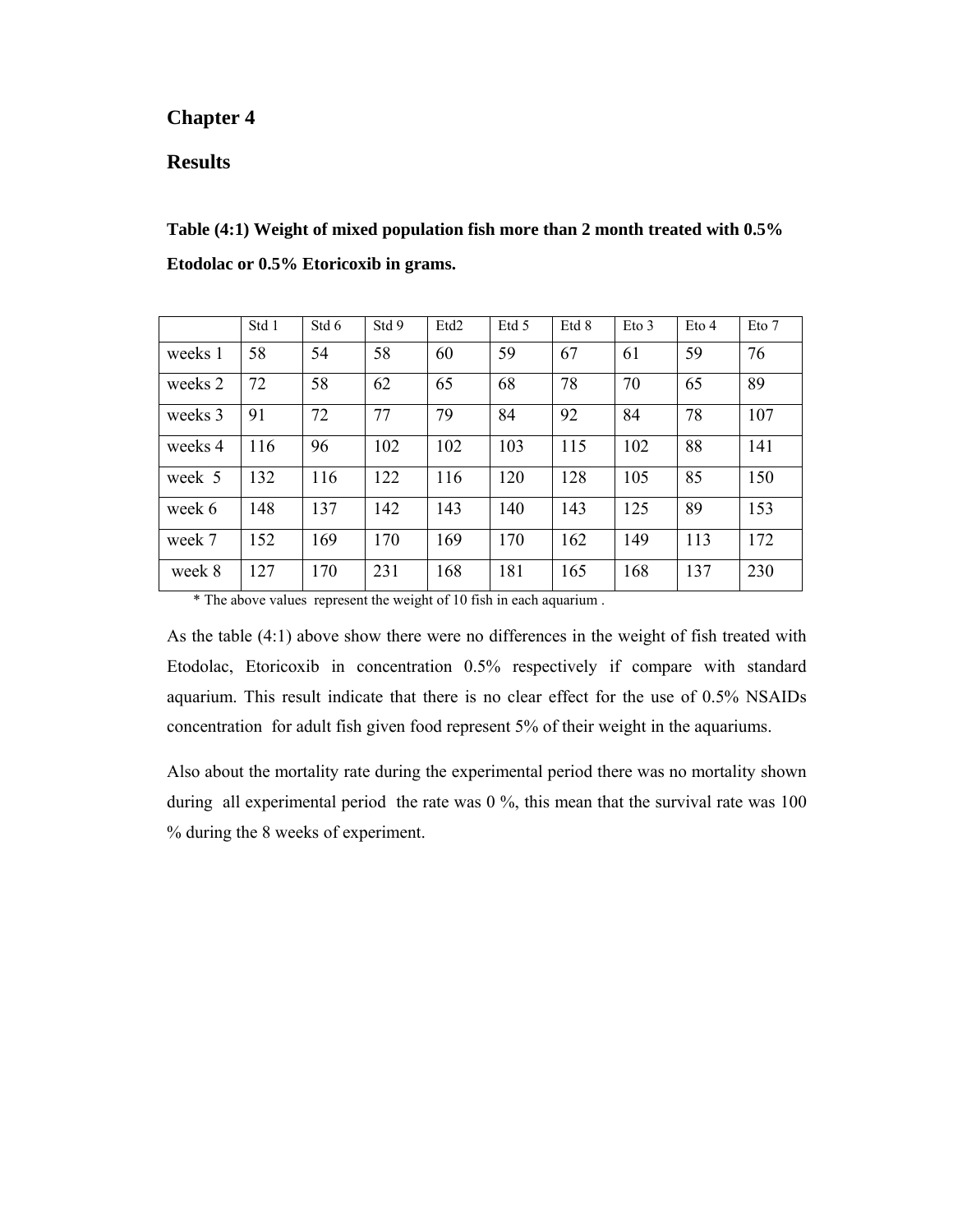# Chapter 4

## Results

**Table (4:1) Weight of mixed population fish more than 2 month treated with 0.5% Etodolac or 0.5% Etoricoxib in grams.**

| | Std 1 | Std 6 | Std 9 | Etd2 | Etd 5 | Etd 8 | Eto 3 | Eto 4 | Eto 7 |
|---|---|---|---|---|---|---|---|---|---|
| weeks 1 | 58 | 54 | 58 | 60 | 59 | 67 | 61 | 59 | 76 |
| weeks 2 | 72 | 58 | 62 | 65 | 68 | 78 | 70 | 65 | 89 |
| weeks 3 | 91 | 72 | 77 | 79 | 84 | 92 | 84 | 78 | 107 |
| weeks 4 | 116 | 96 | 102 | 102 | 103 | 115 | 102 | 88 | 141 |
| week 5 | 132 | 116 | 122 | 116 | 120 | 128 | 105 | 85 | 150 |
| week 6 | 148 | 137 | 142 | 143 | 140 | 143 | 125 | 89 | 153 |
| week 7 | 152 | 169 | 170 | 169 | 170 | 162 | 149 | 113 | 172 |
| week 8 | 127 | 170 | 231 | 168 | 181 | 165 | 168 | 137 | 230 |

* The above values represent the weight of 10 fish in each aquarium .

As the table (4:1) above show there were no differences in the weight of fish treated with Etodolac, Etoricoxib in concentration 0.5% respectively if compare with standard aquarium. This result indicate that there is no clear effect for the use of 0.5% NSAIDs concentration for adult fish given food represent 5% of their weight in the aquariums.

Also about the mortality rate during the experimental period there was no mortality shown during all experimental period the rate was 0 %, this mean that the survival rate was 100 % during the 8 weeks of experiment.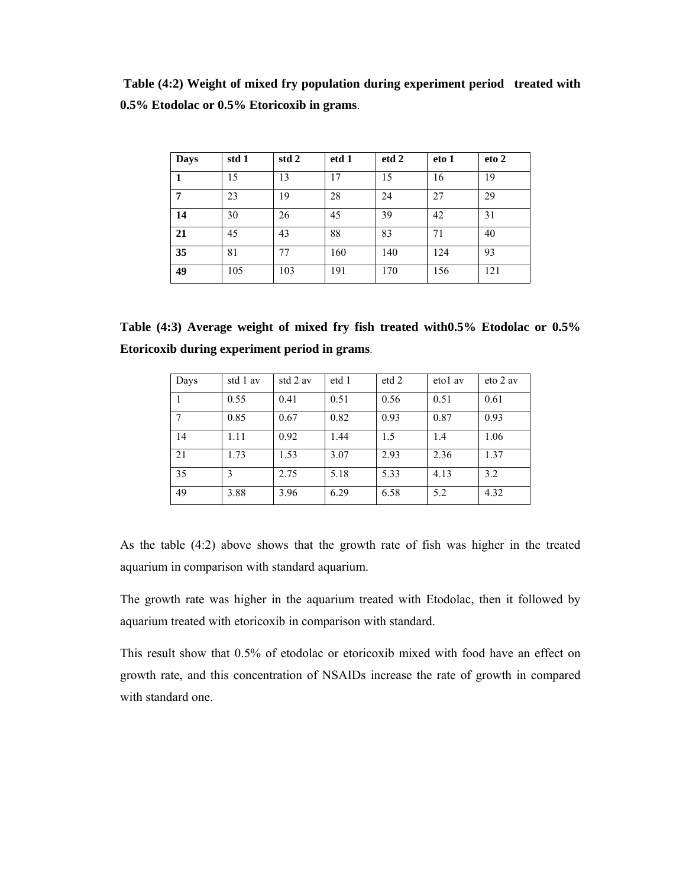**Table (4:2) Weight of mixed fry population during experiment period treated with 0.5% Etodolac or 0.5% Etoricoxib in grams**.

| **Days** | **std 1** | **std 2** | **etd 1** | **etd 2** | **eto 1** | **eto 2** |
|---|---|---|---|---|---|---|
| **1** | 15 | 13 | 17 | 15 | 16 | 19 |
| **7** | 23 | 19 | 28 | 24 | 27 | 29 |
| **14** | 30 | 26 | 45 | 39 | 42 | 31 |
| **21** | 45 | 43 | 88 | 83 | 71 | 40 |
| **35** | 81 | 77 | 160 | 140 | 124 | 93 |
| **49** | 105 | 103 | 191 | 170 | 156 | 121 |

**Table (4:3) Average weight of mixed fry fish treated with0.5% Etodolac or 0.5% Etoricoxib during experiment period in grams**.

| Days | std 1 av | std 2 av | etd 1 | etd 2 | eto1 av | eto 2 av |
|---|---|---|---|---|---|---|
| 1 | 0.55 | 0.41 | 0.51 | 0.56 | 0.51 | 0.61 |
| 7 | 0.85 | 0.67 | 0.82 | 0.93 | 0.87 | 0.93 |
| 14 | 1.11 | 0.92 | 1.44 | 1.5 | 1.4 | 1.06 |
| 21 | 1.73 | 1.53 | 3.07 | 2.93 | 2.36 | 1.37 |
| 35 | 3 | 2.75 | 5.18 | 5.33 | 4.13 | 3.2 |
| 49 | 3.88 | 3.96 | 6.29 | 6.58 | 5.2 | 4.32 |

As the table (4:2) above shows that the growth rate of fish was higher in the treated aquarium in comparison with standard aquarium.

The growth rate was higher in the aquarium treated with Etodolac, then it followed by aquarium treated with etoricoxib in comparison with standard.

This result show that 0.5% of etodolac or etoricoxib mixed with food have an effect on growth rate, and this concentration of NSAIDs increase the rate of growth in compared with standard one.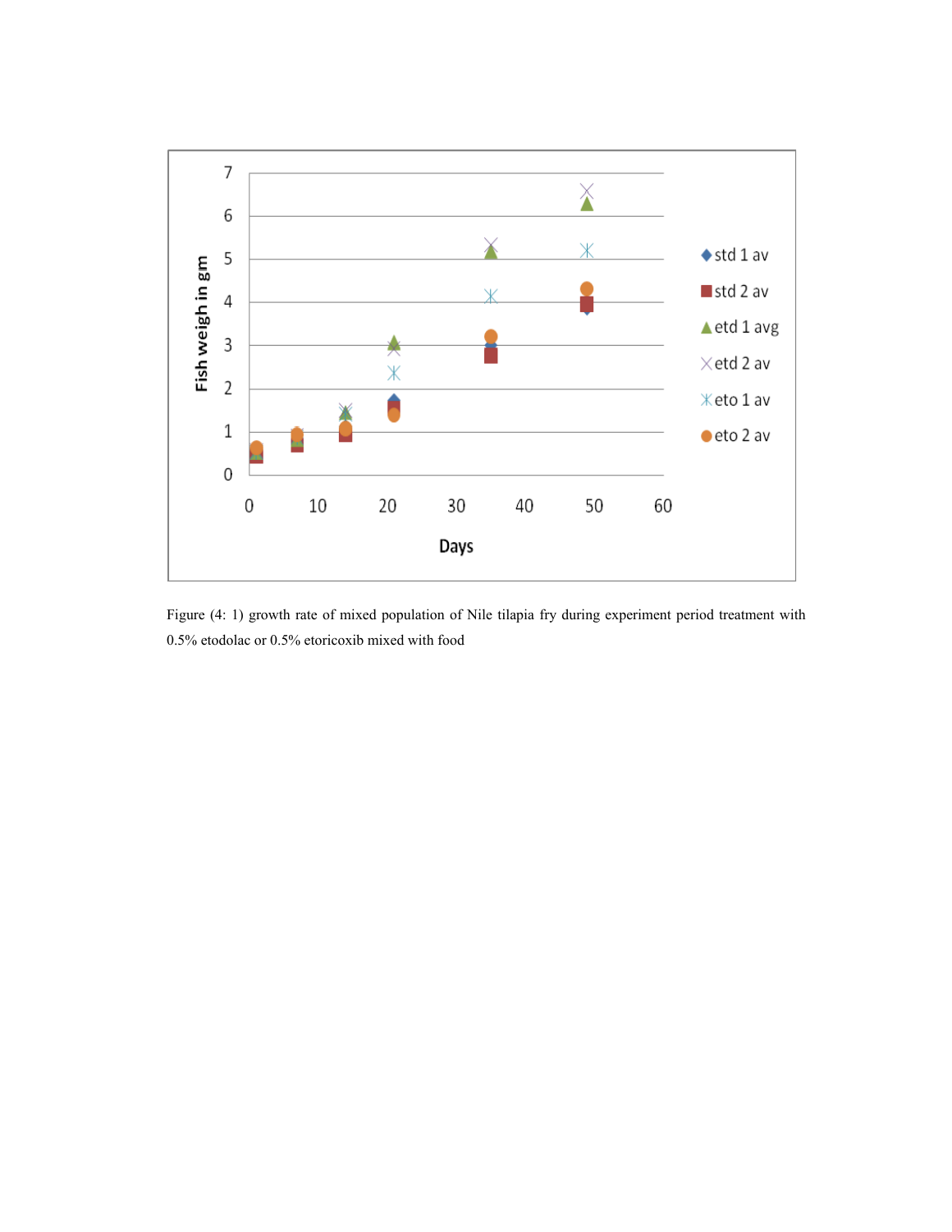Figure (4: 1) growth rate of mixed population of Nile tilapia fry during experiment period treatment with 0.5% etodolac or 0.5% etoricoxib mixed with food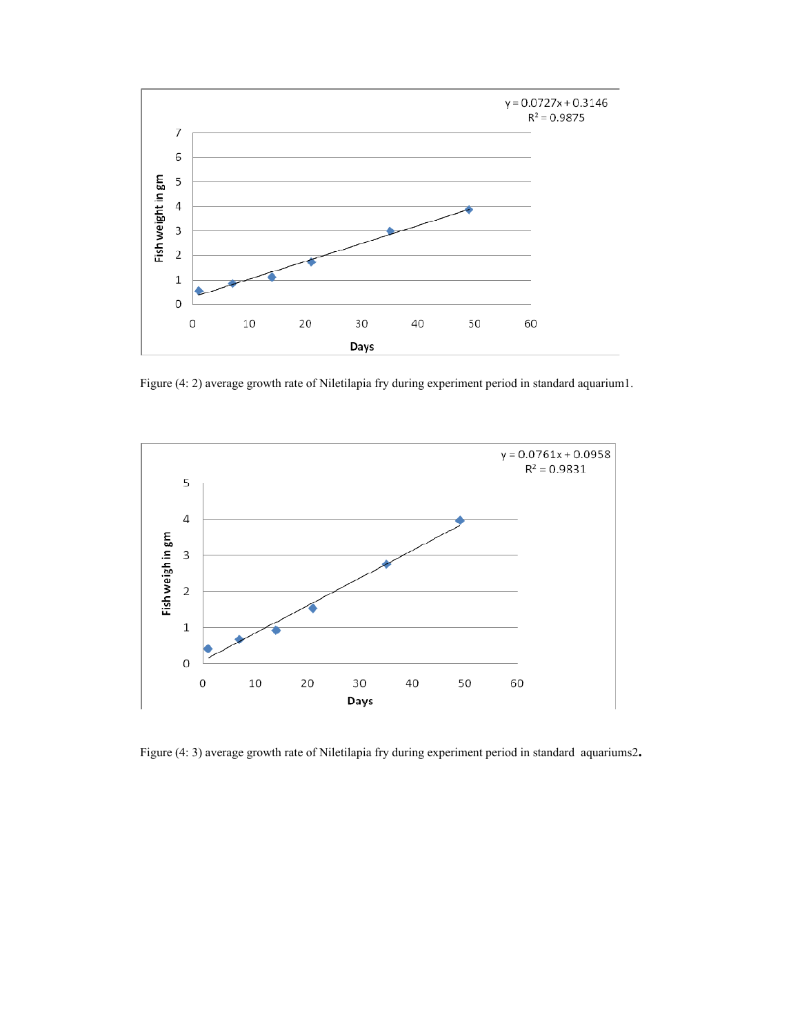Figure (4: 2) average growth rate of Niletilapia fry during experiment period in standard aquarium1.

Figure (4: 3) average growth rate of Niletilapia fry during experiment period in standard aquariums2.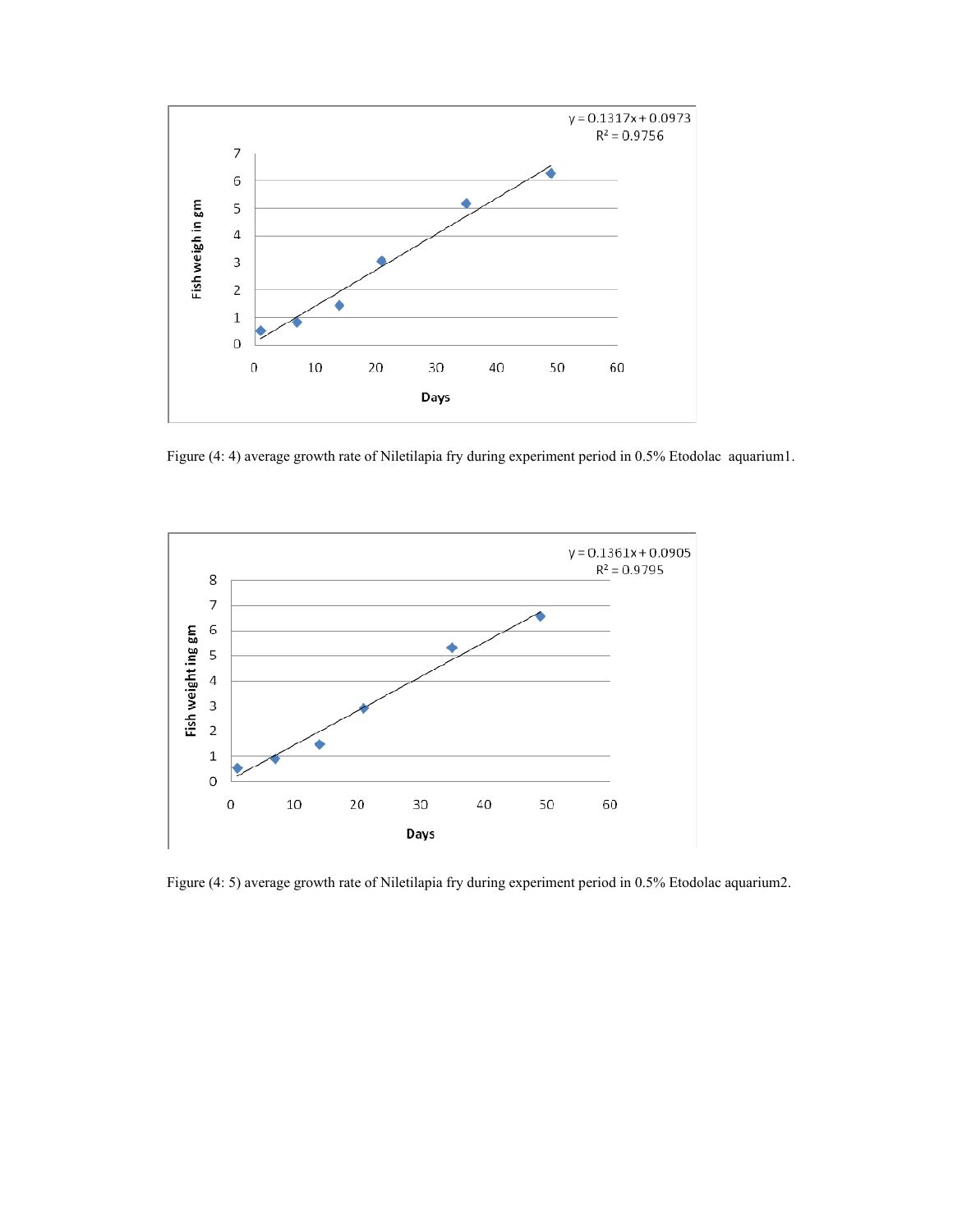Figure (4: 4) average growth rate of Niletilapia fry during experiment period in 0.5% Etodolac aquarium1.

Figure (4: 5) average growth rate of Niletilapia fry during experiment period in 0.5% Etodolac aquarium2.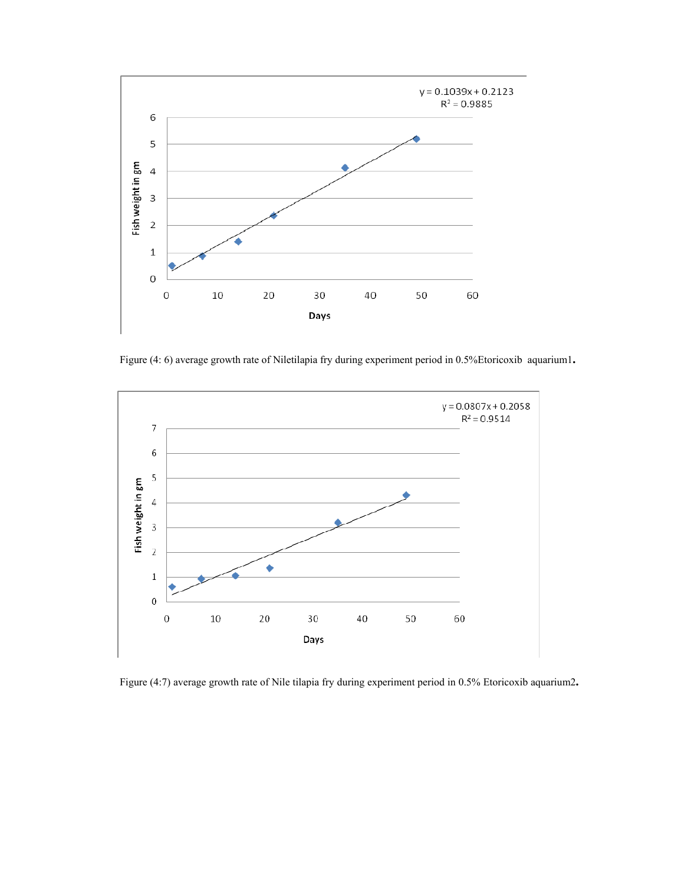Figure (4: 6) average growth rate of Niletilapia fry during experiment period in 0.5%Etoricoxib aquarium1.

Figure (4:7) average growth rate of Nile tilapia fry during experiment period in 0.5% Etoricoxib aquarium2.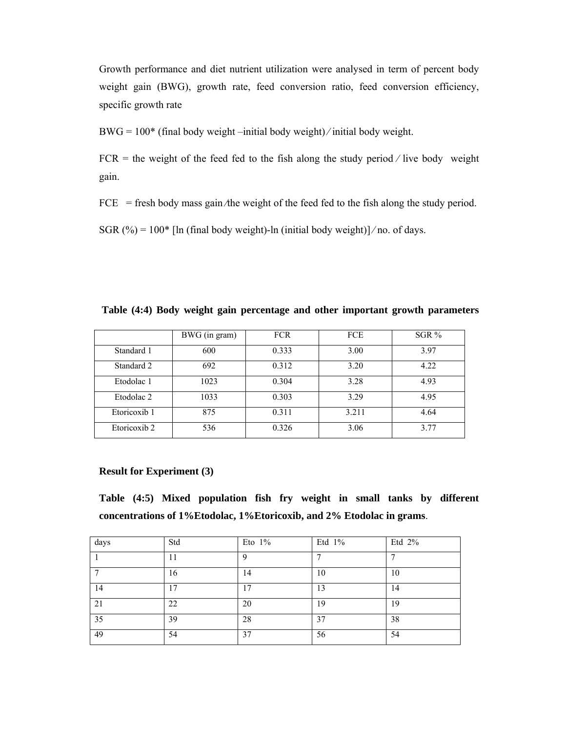Growth performance and diet nutrient utilization were analysed in term of percent body weight gain (BWG), growth rate, feed conversion ratio, feed conversion efficiency, specific growth rate

BWG = 100* (final body weight –initial body weight) ⁄ initial body weight.

FCR = the weight of the feed fed to the fish along the study period ⁄ live body weight gain.

FCE = fresh body mass gain ⁄ the weight of the feed fed to the fish along the study period.

SGR (%) = 100* [ln (final body weight)-ln (initial body weight)] ⁄ no. of days.

**Table (4:4) Body weight gain percentage and other important growth parameters**

| | BWG (in gram) | FCR | FCE | SGR % |
|---|---|---|---|---|
| Standard 1 | 600 | 0.333 | 3.00 | 3.97 |
| Standard 2 | 692 | 0.312 | 3.20 | 4.22 |
| Etodolac 1 | 1023 | 0.304 | 3.28 | 4.93 |
| Etodolac 2 | 1033 | 0.303 | 3.29 | 4.95 |
| Etoricoxib 1 | 875 | 0.311 | 3.211 | 4.64 |
| Etoricoxib 2 | 536 | 0.326 | 3.06 | 3.77 |

**Result for Experiment (3)**

**Table (4:5) Mixed population fish fry weight in small tanks by different concentrations of 1%Etodolac, 1%Etoricoxib, and 2% Etodolac in grams.**

| days | Std | Eto 1% | Etd 1% | Etd 2% |
|---|---|---|---|---|
| 1 | 11 | 9 | 7 | 7 |
| 7 | 16 | 14 | 10 | 10 |
| 14 | 17 | 17 | 13 | 14 |
| 21 | 22 | 20 | 19 | 19 |
| 35 | 39 | 28 | 37 | 38 |
| 49 | 54 | 37 | 56 | 54 |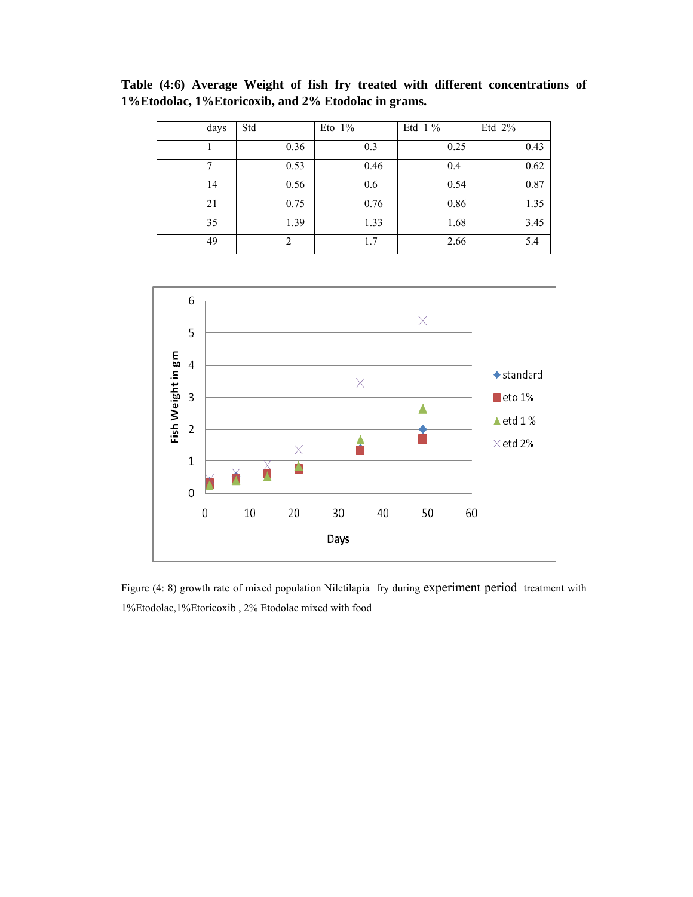**Table (4:6) Average Weight of fish fry treated with different concentrations of 1%Etodolac, 1%Etoricoxib, and 2% Etodolac in grams.**

| days | Std | Eto 1% | Etd 1 % | Etd 2% |
|---|---|---|---|---|
| 1 | 0.36 | 0.3 | 0.25 | 0.43 |
| 7 | 0.53 | 0.46 | 0.4 | 0.62 |
| 14 | 0.56 | 0.6 | 0.54 | 0.87 |
| 21 | 0.75 | 0.76 | 0.86 | 1.35 |
| 35 | 1.39 | 1.33 | 1.68 | 3.45 |
| 49 | 2 | 1.7 | 2.66 | 5.4 |

Figure (4: 8) growth rate of mixed population Niletilapia fry during experiment period treatment with 1%Etodolac,1%Etoricoxib , 2% Etodolac mixed with food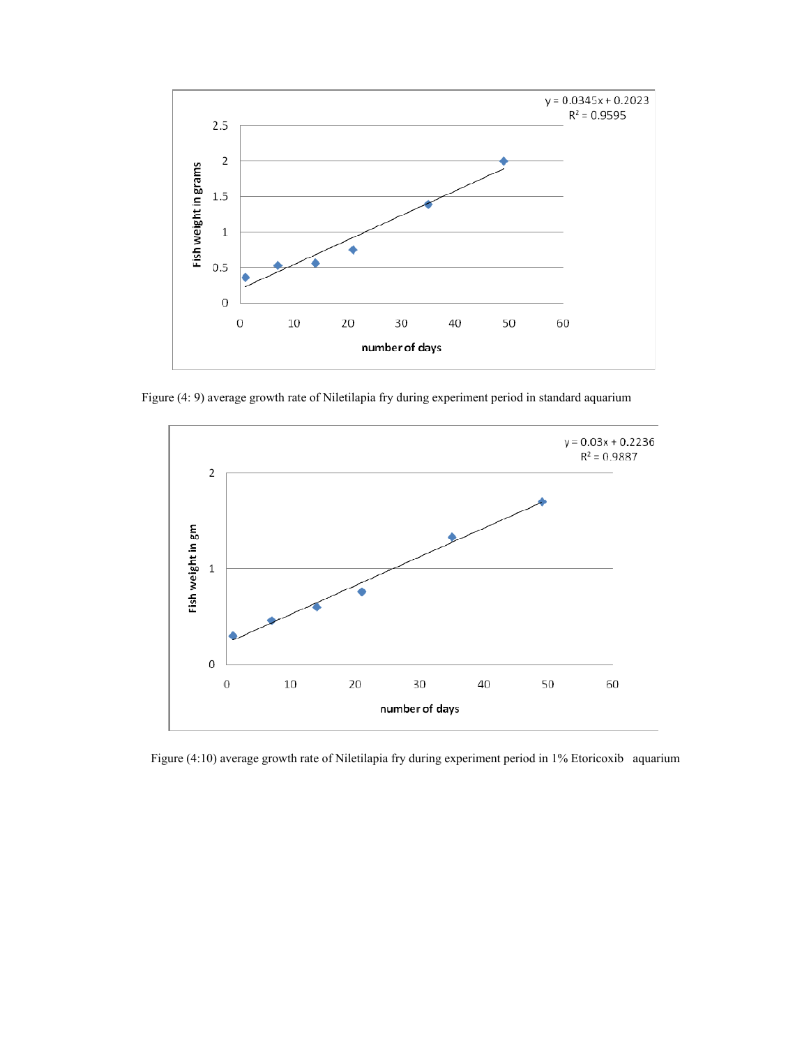Figure (4: 9) average growth rate of Niletilapia fry during experiment period in standard aquarium

Figure (4:10) average growth rate of Niletilapia fry during experiment period in 1% Etoricoxib aquarium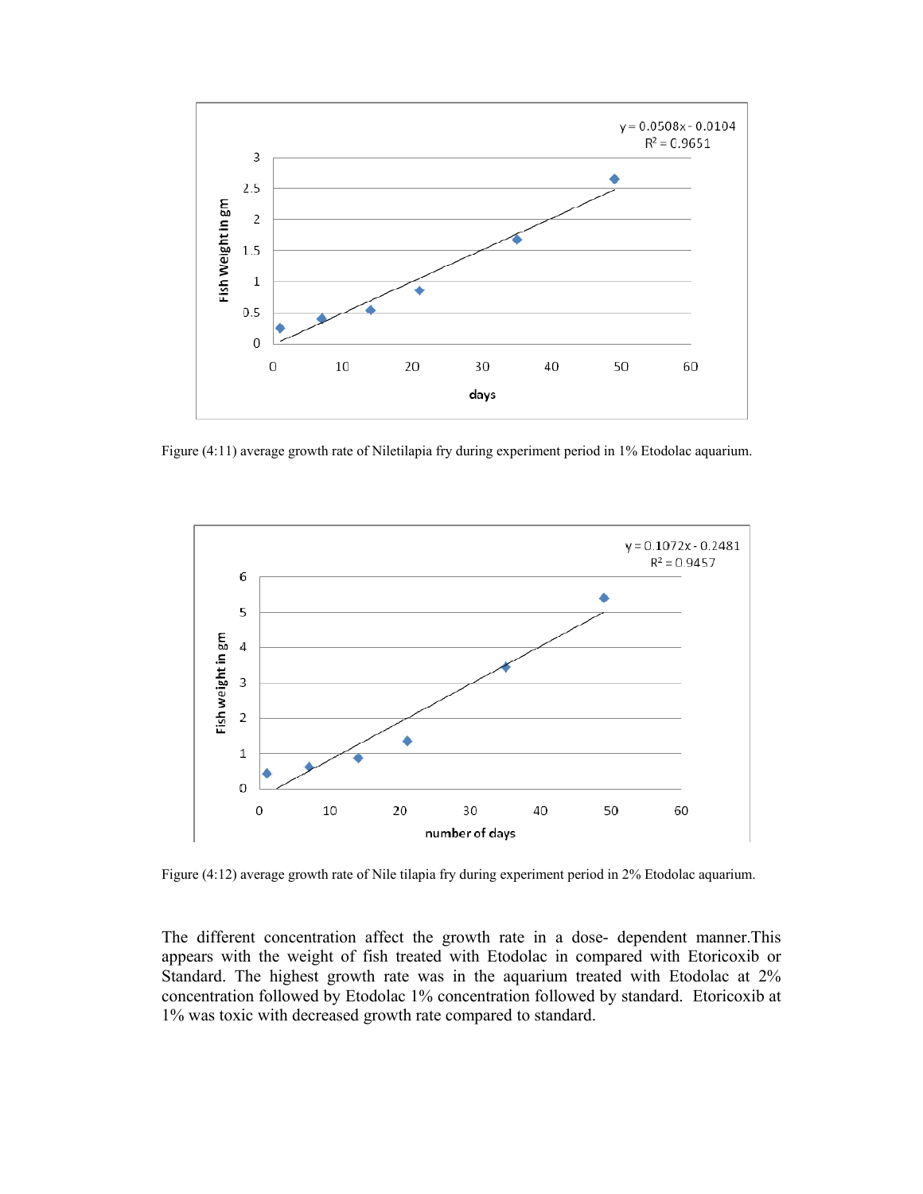Figure (4:11) average growth rate of Niletilapia fry during experiment period in 1% Etodolac aquarium.

Figure (4:12) average growth rate of Nile tilapia fry during experiment period in 2% Etodolac aquarium.

The different concentration affect the growth rate in a dose- dependent manner.This appears with the weight of fish treated with Etodolac in compared with Etoricoxib or Standard. The highest growth rate was in the aquarium treated with Etodolac at 2% concentration followed by Etodolac 1% concentration followed by standard. Etoricoxib at 1% was toxic with decreased growth rate compared to standard.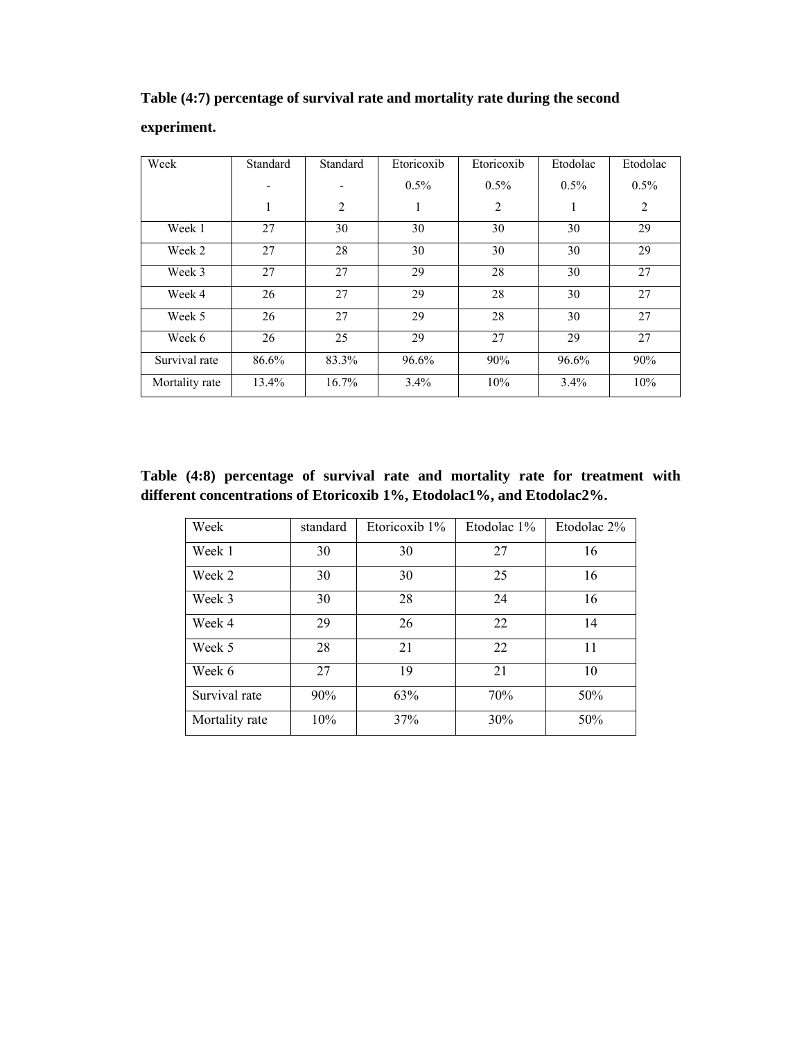**Table (4:7) percentage of survival rate and mortality rate during the second experiment.**

| Week | Standard - 1 | Standard - 2 | Etoricoxib 0.5% 1 | Etoricoxib 0.5% 2 | Etodolac 0.5% 1 | Etodolac 0.5% 2 |
|---|---|---|---|---|---|---|
| Week 1 | 27 | 30 | 30 | 30 | 30 | 29 |
| Week 2 | 27 | 28 | 30 | 30 | 30 | 29 |
| Week 3 | 27 | 27 | 29 | 28 | 30 | 27 |
| Week 4 | 26 | 27 | 29 | 28 | 30 | 27 |
| Week 5 | 26 | 27 | 29 | 28 | 30 | 27 |
| Week 6 | 26 | 25 | 29 | 27 | 29 | 27 |
| Survival rate | 86.6% | 83.3% | 96.6% | 90% | 96.6% | 90% |
| Mortality rate | 13.4% | 16.7% | 3.4% | 10% | 3.4% | 10% |

**Table (4:8) percentage of survival rate and mortality rate for treatment with different concentrations of Etoricoxib 1%, Etodolac1%, and Etodolac2%.**

| Week | standard | Etoricoxib 1% | Etodolac 1% | Etodolac 2% |
|---|---|---|---|---|
| Week 1 | 30 | 30 | 27 | 16 |
| Week 2 | 30 | 30 | 25 | 16 |
| Week 3 | 30 | 28 | 24 | 16 |
| Week 4 | 29 | 26 | 22 | 14 |
| Week 5 | 28 | 21 | 22 | 11 |
| Week 6 | 27 | 19 | 21 | 10 |
| Survival rate | 90% | 63% | 70% | 50% |
| Mortality rate | 10% | 37% | 30% | 50% |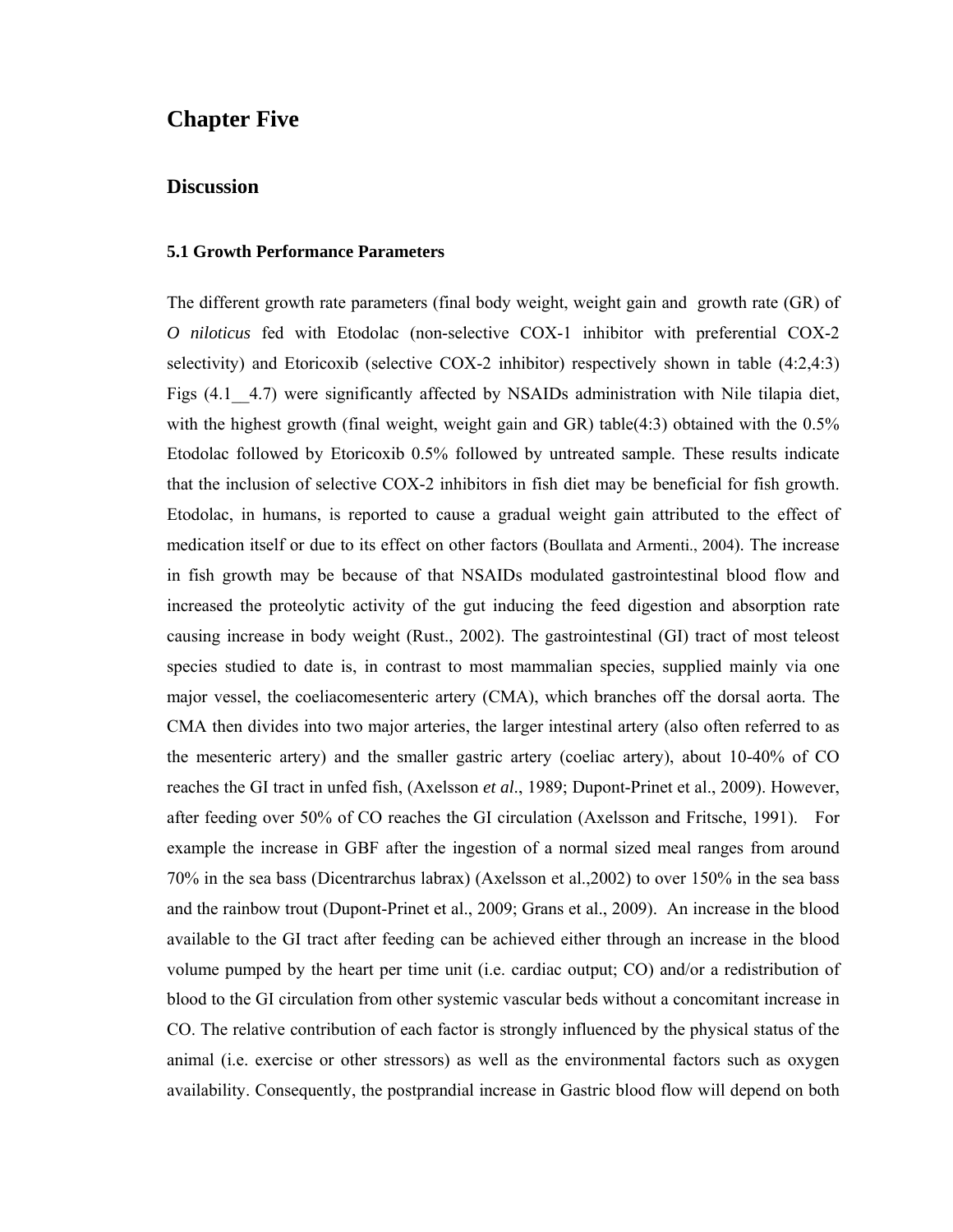# Chapter Five

## Discussion

### 5.1 Growth Performance Parameters

The different growth rate parameters (final body weight, weight gain and growth rate (GR) of *O niloticus* fed with Etodolac (non-selective COX-1 inhibitor with preferential COX-2 selectivity) and Etoricoxib (selective COX-2 inhibitor) respectively shown in table (4:2,4:3) Figs (4.1__4.7) were significantly affected by NSAIDs administration with Nile tilapia diet, with the highest growth (final weight, weight gain and GR) table(4:3) obtained with the 0.5% Etodolac followed by Etoricoxib 0.5% followed by untreated sample. These results indicate that the inclusion of selective COX-2 inhibitors in fish diet may be beneficial for fish growth. Etodolac, in humans, is reported to cause a gradual weight gain attributed to the effect of medication itself or due to its effect on other factors (Boullata and Armenti., 2004). The increase in fish growth may be because of that NSAIDs modulated gastrointestinal blood flow and increased the proteolytic activity of the gut inducing the feed digestion and absorption rate causing increase in body weight (Rust., 2002). The gastrointestinal (GI) tract of most teleost species studied to date is, in contrast to most mammalian species, supplied mainly via one major vessel, the coeliacomesenteric artery (CMA), which branches off the dorsal aorta. The CMA then divides into two major arteries, the larger intestinal artery (also often referred to as the mesenteric artery) and the smaller gastric artery (coeliac artery), about 10-40% of CO reaches the GI tract in unfed fish, (Axelsson *et al*., 1989; Dupont-Prinet et al., 2009). However, after feeding over 50% of CO reaches the GI circulation (Axelsson and Fritsche, 1991). For example the increase in GBF after the ingestion of a normal sized meal ranges from around 70% in the sea bass (Dicentrarchus labrax) (Axelsson et al.,2002) to over 150% in the sea bass and the rainbow trout (Dupont-Prinet et al., 2009; Grans et al., 2009). An increase in the blood available to the GI tract after feeding can be achieved either through an increase in the blood volume pumped by the heart per time unit (i.e. cardiac output; CO) and/or a redistribution of blood to the GI circulation from other systemic vascular beds without a concomitant increase in CO. The relative contribution of each factor is strongly influenced by the physical status of the animal (i.e. exercise or other stressors) as well as the environmental factors such as oxygen availability. Consequently, the postprandial increase in Gastric blood flow will depend on both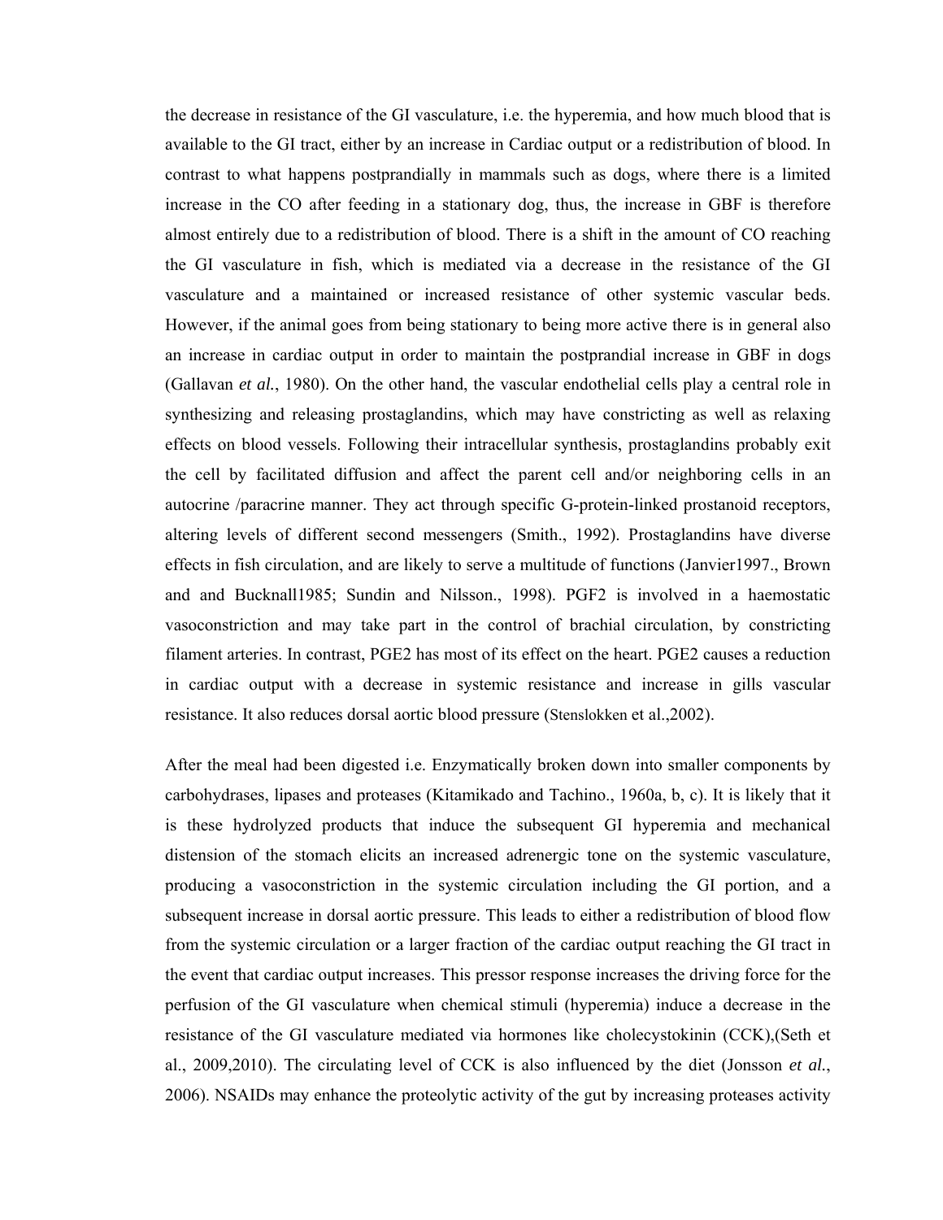the decrease in resistance of the GI vasculature, i.e. the hyperemia, and how much blood that is available to the GI tract, either by an increase in Cardiac output or a redistribution of blood. In contrast to what happens postprandially in mammals such as dogs, where there is a limited increase in the CO after feeding in a stationary dog, thus, the increase in GBF is therefore almost entirely due to a redistribution of blood. There is a shift in the amount of CO reaching the GI vasculature in fish, which is mediated via a decrease in the resistance of the GI vasculature and a maintained or increased resistance of other systemic vascular beds. However, if the animal goes from being stationary to being more active there is in general also an increase in cardiac output in order to maintain the postprandial increase in GBF in dogs (Gallavan *et al.*, 1980). On the other hand, the vascular endothelial cells play a central role in synthesizing and releasing prostaglandins, which may have constricting as well as relaxing effects on blood vessels. Following their intracellular synthesis, prostaglandins probably exit the cell by facilitated diffusion and affect the parent cell and/or neighboring cells in an autocrine /paracrine manner. They act through specific G-protein-linked prostanoid receptors, altering levels of different second messengers (Smith., 1992). Prostaglandins have diverse effects in fish circulation, and are likely to serve a multitude of functions (Janvier1997., Brown and and Bucknall1985; Sundin and Nilsson., 1998). PGF2 is involved in a haemostatic vasoconstriction and may take part in the control of brachial circulation, by constricting filament arteries. In contrast, PGE2 has most of its effect on the heart. PGE2 causes a reduction in cardiac output with a decrease in systemic resistance and increase in gills vascular resistance. It also reduces dorsal aortic blood pressure (Stenslokken et al.,2002).

After the meal had been digested i.e. Enzymatically broken down into smaller components by carbohydrases, lipases and proteases (Kitamikado and Tachino., 1960a, b, c). It is likely that it is these hydrolyzed products that induce the subsequent GI hyperemia and mechanical distension of the stomach elicits an increased adrenergic tone on the systemic vasculature, producing a vasoconstriction in the systemic circulation including the GI portion, and a subsequent increase in dorsal aortic pressure. This leads to either a redistribution of blood flow from the systemic circulation or a larger fraction of the cardiac output reaching the GI tract in the event that cardiac output increases. This pressor response increases the driving force for the perfusion of the GI vasculature when chemical stimuli (hyperemia) induce a decrease in the resistance of the GI vasculature mediated via hormones like cholecystokinin (CCK),(Seth et al., 2009,2010). The circulating level of CCK is also influenced by the diet (Jonsson *et al.*, 2006). NSAIDs may enhance the proteolytic activity of the gut by increasing proteases activity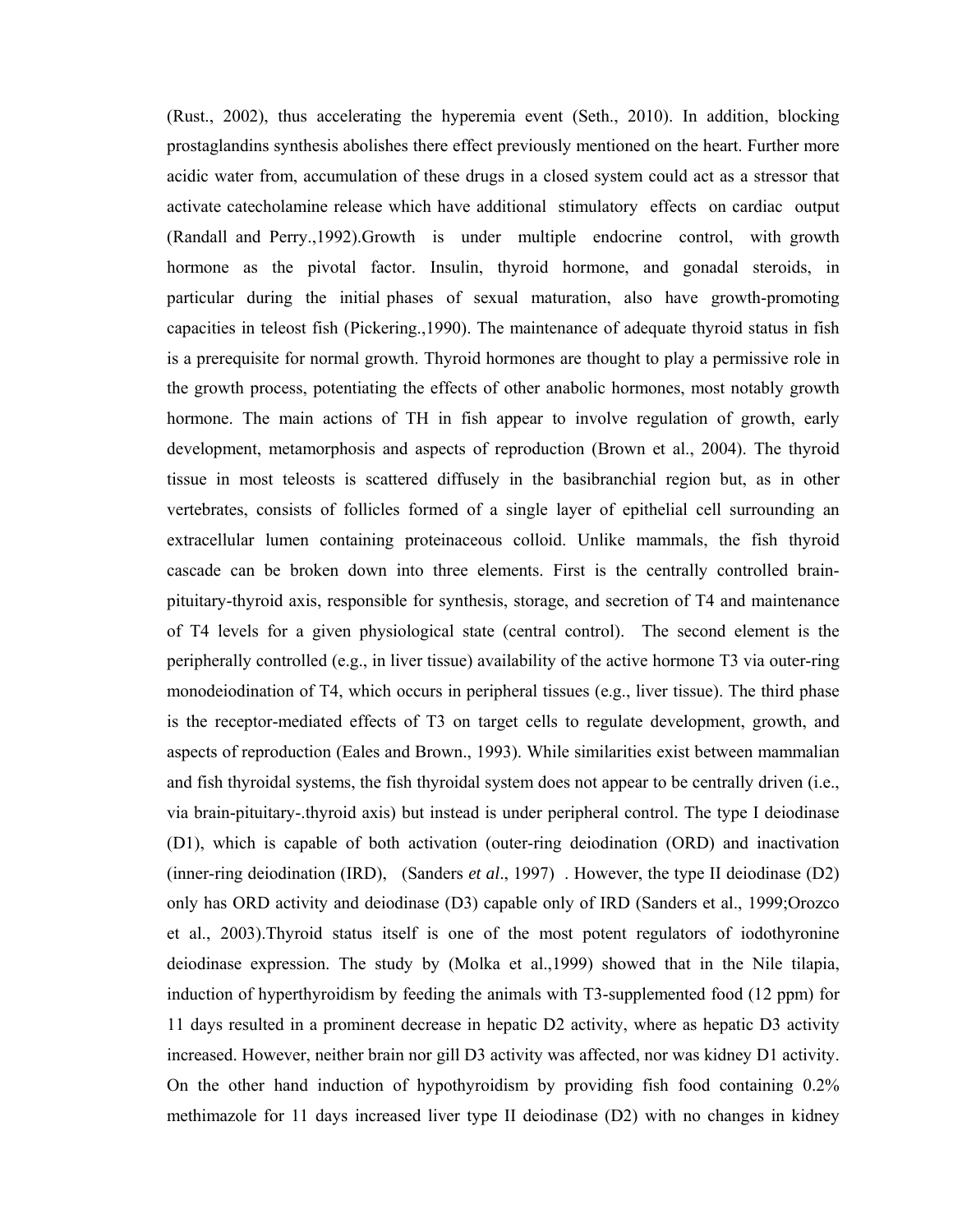(Rust., 2002), thus accelerating the hyperemia event (Seth., 2010). In addition, blocking prostaglandins synthesis abolishes there effect previously mentioned on the heart. Further more acidic water from, accumulation of these drugs in a closed system could act as a stressor that activate catecholamine release which have additional stimulatory effects on cardiac output (Randall and Perry.,1992).Growth is under multiple endocrine control, with growth hormone as the pivotal factor. Insulin, thyroid hormone, and gonadal steroids, in particular during the initial phases of sexual maturation, also have growth-promoting capacities in teleost fish (Pickering.,1990). The maintenance of adequate thyroid status in fish is a prerequisite for normal growth. Thyroid hormones are thought to play a permissive role in the growth process, potentiating the effects of other anabolic hormones, most notably growth hormone. The main actions of TH in fish appear to involve regulation of growth, early development, metamorphosis and aspects of reproduction (Brown et al., 2004). The thyroid tissue in most teleosts is scattered diffusely in the basibranchial region but, as in other vertebrates, consists of follicles formed of a single layer of epithelial cell surrounding an extracellular lumen containing proteinaceous colloid. Unlike mammals, the fish thyroid cascade can be broken down into three elements. First is the centrally controlled brain-pituitary-thyroid axis, responsible for synthesis, storage, and secretion of T4 and maintenance of T4 levels for a given physiological state (central control). The second element is the peripherally controlled (e.g., in liver tissue) availability of the active hormone T3 via outer-ring monodeiodination of T4, which occurs in peripheral tissues (e.g., liver tissue). The third phase is the receptor-mediated effects of T3 on target cells to regulate development, growth, and aspects of reproduction (Eales and Brown., 1993). While similarities exist between mammalian and fish thyroidal systems, the fish thyroidal system does not appear to be centrally driven (i.e., via brain-pituitary-.thyroid axis) but instead is under peripheral control. The type I deiodinase (D1), which is capable of both activation (outer-ring deiodination (ORD) and inactivation (inner-ring deiodination (IRD), (Sanders *et al*., 1997) . However, the type II deiodinase (D2) only has ORD activity and deiodinase (D3) capable only of IRD (Sanders et al., 1999;Orozco et al., 2003).Thyroid status itself is one of the most potent regulators of iodothyronine deiodinase expression. The study by (Molka et al.,1999) showed that in the Nile tilapia, induction of hyperthyroidism by feeding the animals with T3-supplemented food (12 ppm) for 11 days resulted in a prominent decrease in hepatic D2 activity, where as hepatic D3 activity increased. However, neither brain nor gill D3 activity was affected, nor was kidney D1 activity. On the other hand induction of hypothyroidism by providing fish food containing 0.2% methimazole for 11 days increased liver type II deiodinase (D2) with no changes in kidney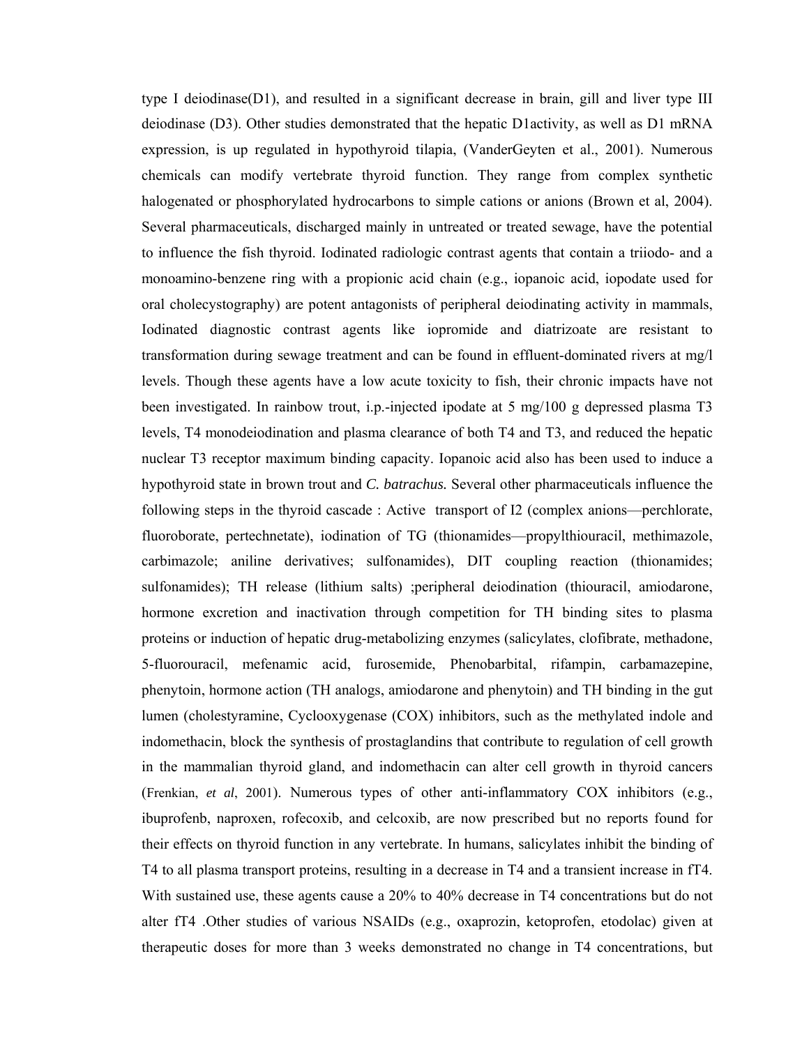type I deiodinase(D1), and resulted in a significant decrease in brain, gill and liver type III deiodinase (D3). Other studies demonstrated that the hepatic D1activity, as well as D1 mRNA expression, is up regulated in hypothyroid tilapia, (VanderGeyten et al., 2001). Numerous chemicals can modify vertebrate thyroid function. They range from complex synthetic halogenated or phosphorylated hydrocarbons to simple cations or anions (Brown et al, 2004). Several pharmaceuticals, discharged mainly in untreated or treated sewage, have the potential to influence the fish thyroid. Iodinated radiologic contrast agents that contain a triiodo- and a monoamino-benzene ring with a propionic acid chain (e.g., iopanoic acid, iopodate used for oral cholecystography) are potent antagonists of peripheral deiodinating activity in mammals, Iodinated diagnostic contrast agents like iopromide and diatrizoate are resistant to transformation during sewage treatment and can be found in effluent-dominated rivers at mg/l levels. Though these agents have a low acute toxicity to fish, their chronic impacts have not been investigated. In rainbow trout, i.p.-injected ipodate at 5 mg/100 g depressed plasma T3 levels, T4 monodeiodination and plasma clearance of both T4 and T3, and reduced the hepatic nuclear T3 receptor maximum binding capacity. Iopanoic acid also has been used to induce a hypothyroid state in brown trout and *C. batrachus.* Several other pharmaceuticals influence the following steps in the thyroid cascade : Active transport of I2 (complex anions—perchlorate, fluoroborate, pertechnetate), iodination of TG (thionamides—propylthiouracil, methimazole, carbimazole; aniline derivatives; sulfonamides), DIT coupling reaction (thionamides; sulfonamides); TH release (lithium salts) ;peripheral deiodination (thiouracil, amiodarone, hormone excretion and inactivation through competition for TH binding sites to plasma proteins or induction of hepatic drug-metabolizing enzymes (salicylates, clofibrate, methadone, 5-fluorouracil, mefenamic acid, furosemide, Phenobarbital, rifampin, carbamazepine, phenytoin, hormone action (TH analogs, amiodarone and phenytoin) and TH binding in the gut lumen (cholestyramine, Cyclooxygenase (COX) inhibitors, such as the methylated indole and indomethacin, block the synthesis of prostaglandins that contribute to regulation of cell growth in the mammalian thyroid gland, and indomethacin can alter cell growth in thyroid cancers (Frenkian, *et al*, 2001). Numerous types of other anti-inflammatory COX inhibitors (e.g., ibuprofenb, naproxen, rofecoxib, and celcoxib, are now prescribed but no reports found for their effects on thyroid function in any vertebrate. In humans, salicylates inhibit the binding of T4 to all plasma transport proteins, resulting in a decrease in T4 and a transient increase in fT4. With sustained use, these agents cause a 20% to 40% decrease in T4 concentrations but do not alter fT4 .Other studies of various NSAIDs (e.g., oxaprozin, ketoprofen, etodolac) given at therapeutic doses for more than 3 weeks demonstrated no change in T4 concentrations, but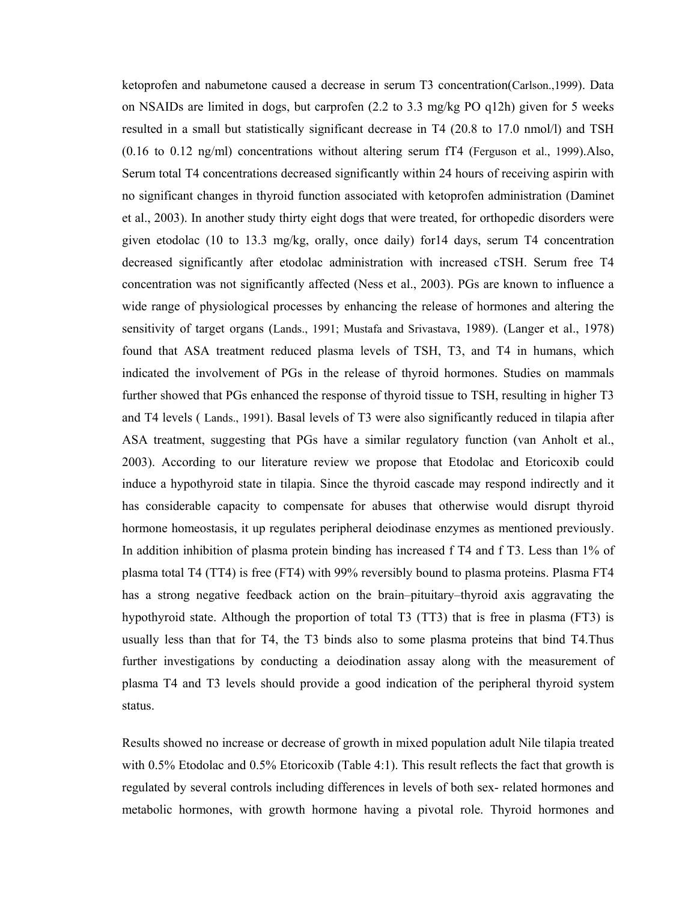ketoprofen and nabumetone caused a decrease in serum T3 concentration(Carlson.,1999). Data on NSAIDs are limited in dogs, but carprofen (2.2 to 3.3 mg/kg PO q12h) given for 5 weeks resulted in a small but statistically significant decrease in T4 (20.8 to 17.0 nmol/l) and TSH (0.16 to 0.12 ng/ml) concentrations without altering serum fT4 (Ferguson et al., 1999).Also, Serum total T4 concentrations decreased significantly within 24 hours of receiving aspirin with no significant changes in thyroid function associated with ketoprofen administration (Daminet et al., 2003). In another study thirty eight dogs that were treated, for orthopedic disorders were given etodolac (10 to 13.3 mg/kg, orally, once daily) for14 days, serum T4 concentration decreased significantly after etodolac administration with increased cTSH. Serum free T4 concentration was not significantly affected (Ness et al., 2003). PGs are known to influence a wide range of physiological processes by enhancing the release of hormones and altering the sensitivity of target organs (Lands., 1991; Mustafa and Srivastava, 1989). (Langer et al., 1978) found that ASA treatment reduced plasma levels of TSH, T3, and T4 in humans, which indicated the involvement of PGs in the release of thyroid hormones. Studies on mammals further showed that PGs enhanced the response of thyroid tissue to TSH, resulting in higher T3 and T4 levels ( Lands., 1991). Basal levels of T3 were also significantly reduced in tilapia after ASA treatment, suggesting that PGs have a similar regulatory function (van Anholt et al., 2003). According to our literature review we propose that Etodolac and Etoricoxib could induce a hypothyroid state in tilapia. Since the thyroid cascade may respond indirectly and it has considerable capacity to compensate for abuses that otherwise would disrupt thyroid hormone homeostasis, it up regulates peripheral deiodinase enzymes as mentioned previously. In addition inhibition of plasma protein binding has increased f T4 and f T3. Less than 1% of plasma total T4 (TT4) is free (FT4) with 99% reversibly bound to plasma proteins. Plasma FT4 has a strong negative feedback action on the brain–pituitary–thyroid axis aggravating the hypothyroid state. Although the proportion of total T3 (TT3) that is free in plasma (FT3) is usually less than that for T4, the T3 binds also to some plasma proteins that bind T4.Thus further investigations by conducting a deiodination assay along with the measurement of plasma T4 and T3 levels should provide a good indication of the peripheral thyroid system status.

Results showed no increase or decrease of growth in mixed population adult Nile tilapia treated with 0.5% Etodolac and 0.5% Etoricoxib (Table 4:1). This result reflects the fact that growth is regulated by several controls including differences in levels of both sex- related hormones and metabolic hormones, with growth hormone having a pivotal role. Thyroid hormones and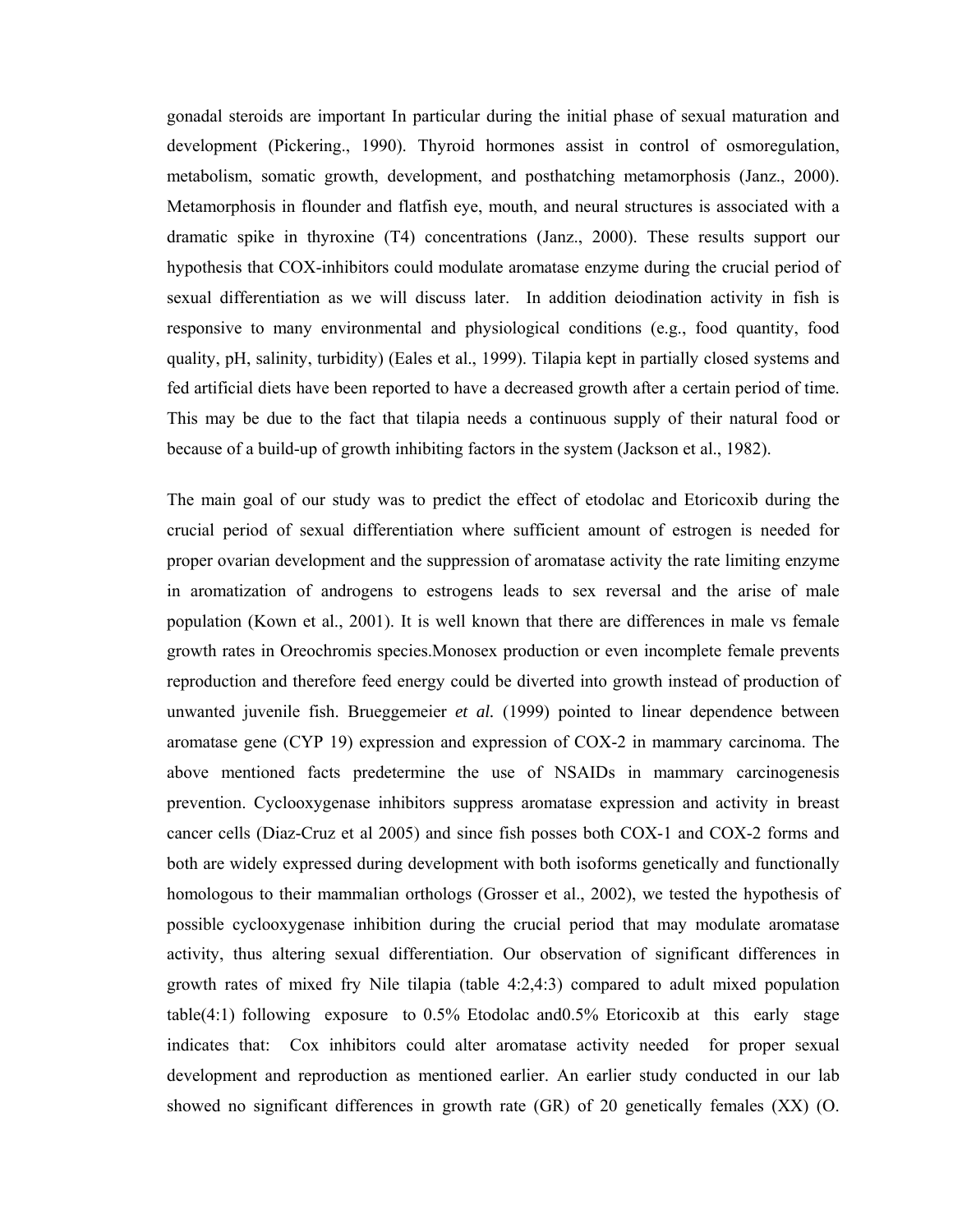gonadal steroids are important In particular during the initial phase of sexual maturation and development (Pickering., 1990). Thyroid hormones assist in control of osmoregulation, metabolism, somatic growth, development, and posthatching metamorphosis (Janz., 2000). Metamorphosis in flounder and flatfish eye, mouth, and neural structures is associated with a dramatic spike in thyroxine (T4) concentrations (Janz., 2000). These results support our hypothesis that COX-inhibitors could modulate aromatase enzyme during the crucial period of sexual differentiation as we will discuss later. In addition deiodination activity in fish is responsive to many environmental and physiological conditions (e.g., food quantity, food quality, pH, salinity, turbidity) (Eales et al., 1999). Tilapia kept in partially closed systems and fed artificial diets have been reported to have a decreased growth after a certain period of time. This may be due to the fact that tilapia needs a continuous supply of their natural food or because of a build-up of growth inhibiting factors in the system (Jackson et al., 1982).

The main goal of our study was to predict the effect of etodolac and Etoricoxib during the crucial period of sexual differentiation where sufficient amount of estrogen is needed for proper ovarian development and the suppression of aromatase activity the rate limiting enzyme in aromatization of androgens to estrogens leads to sex reversal and the arise of male population (Kown et al., 2001). It is well known that there are differences in male vs female growth rates in Oreochromis species.Monosex production or even incomplete female prevents reproduction and therefore feed energy could be diverted into growth instead of production of unwanted juvenile fish. Brueggemeier *et al.* (1999) pointed to linear dependence between aromatase gene (CYP 19) expression and expression of COX-2 in mammary carcinoma. The above mentioned facts predetermine the use of NSAIDs in mammary carcinogenesis prevention. Cyclooxygenase inhibitors suppress aromatase expression and activity in breast cancer cells (Diaz-Cruz et al 2005) and since fish posses both COX-1 and COX-2 forms and both are widely expressed during development with both isoforms genetically and functionally homologous to their mammalian orthologs (Grosser et al., 2002), we tested the hypothesis of possible cyclooxygenase inhibition during the crucial period that may modulate aromatase activity, thus altering sexual differentiation. Our observation of significant differences in growth rates of mixed fry Nile tilapia (table 4:2,4:3) compared to adult mixed population table(4:1) following exposure to 0.5% Etodolac and0.5% Etoricoxib at this early stage indicates that: Cox inhibitors could alter aromatase activity needed for proper sexual development and reproduction as mentioned earlier. An earlier study conducted in our lab showed no significant differences in growth rate (GR) of 20 genetically females (XX) (O.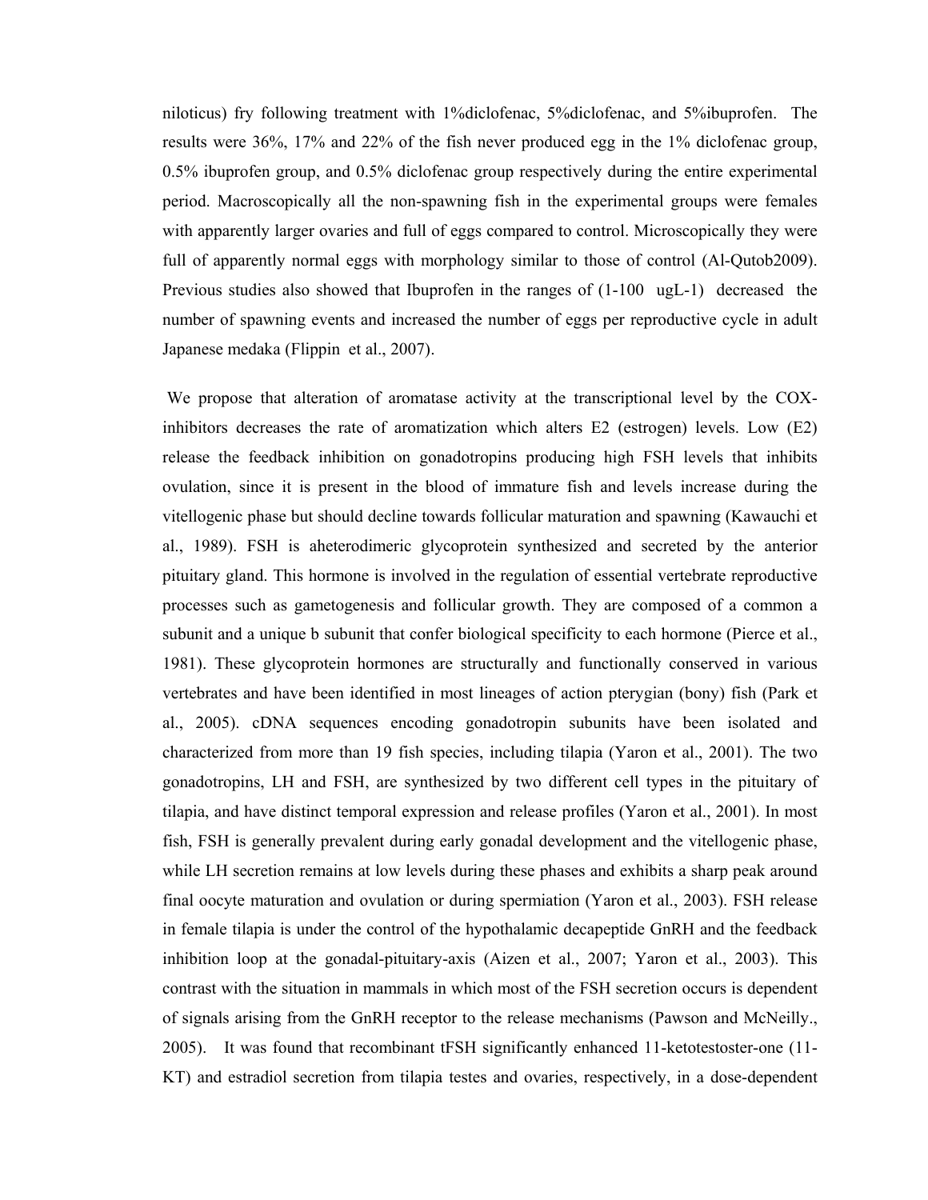niloticus) fry following treatment with 1%diclofenac, 5%diclofenac, and 5%ibuprofen. The results were 36%, 17% and 22% of the fish never produced egg in the 1% diclofenac group, 0.5% ibuprofen group, and 0.5% diclofenac group respectively during the entire experimental period. Macroscopically all the non-spawning fish in the experimental groups were females with apparently larger ovaries and full of eggs compared to control. Microscopically they were full of apparently normal eggs with morphology similar to those of control (Al-Qutob2009). Previous studies also showed that Ibuprofen in the ranges of (1-100 ugL-1) decreased the number of spawning events and increased the number of eggs per reproductive cycle in adult Japanese medaka (Flippin et al., 2007).

We propose that alteration of aromatase activity at the transcriptional level by the COX-inhibitors decreases the rate of aromatization which alters E2 (estrogen) levels. Low (E2) release the feedback inhibition on gonadotropins producing high FSH levels that inhibits ovulation, since it is present in the blood of immature fish and levels increase during the vitellogenic phase but should decline towards follicular maturation and spawning (Kawauchi et al., 1989). FSH is aheterodimeric glycoprotein synthesized and secreted by the anterior pituitary gland. This hormone is involved in the regulation of essential vertebrate reproductive processes such as gametogenesis and follicular growth. They are composed of a common a subunit and a unique b subunit that confer biological specificity to each hormone (Pierce et al., 1981). These glycoprotein hormones are structurally and functionally conserved in various vertebrates and have been identified in most lineages of action pterygian (bony) fish (Park et al., 2005). cDNA sequences encoding gonadotropin subunits have been isolated and characterized from more than 19 fish species, including tilapia (Yaron et al., 2001). The two gonadotropins, LH and FSH, are synthesized by two different cell types in the pituitary of tilapia, and have distinct temporal expression and release profiles (Yaron et al., 2001). In most fish, FSH is generally prevalent during early gonadal development and the vitellogenic phase, while LH secretion remains at low levels during these phases and exhibits a sharp peak around final oocyte maturation and ovulation or during spermiation (Yaron et al., 2003). FSH release in female tilapia is under the control of the hypothalamic decapeptide GnRH and the feedback inhibition loop at the gonadal-pituitary-axis (Aizen et al., 2007; Yaron et al., 2003). This contrast with the situation in mammals in which most of the FSH secretion occurs is dependent of signals arising from the GnRH receptor to the release mechanisms (Pawson and McNeilly., 2005). It was found that recombinant tFSH significantly enhanced 11-ketotestoster-one (11-KT) and estradiol secretion from tilapia testes and ovaries, respectively, in a dose-dependent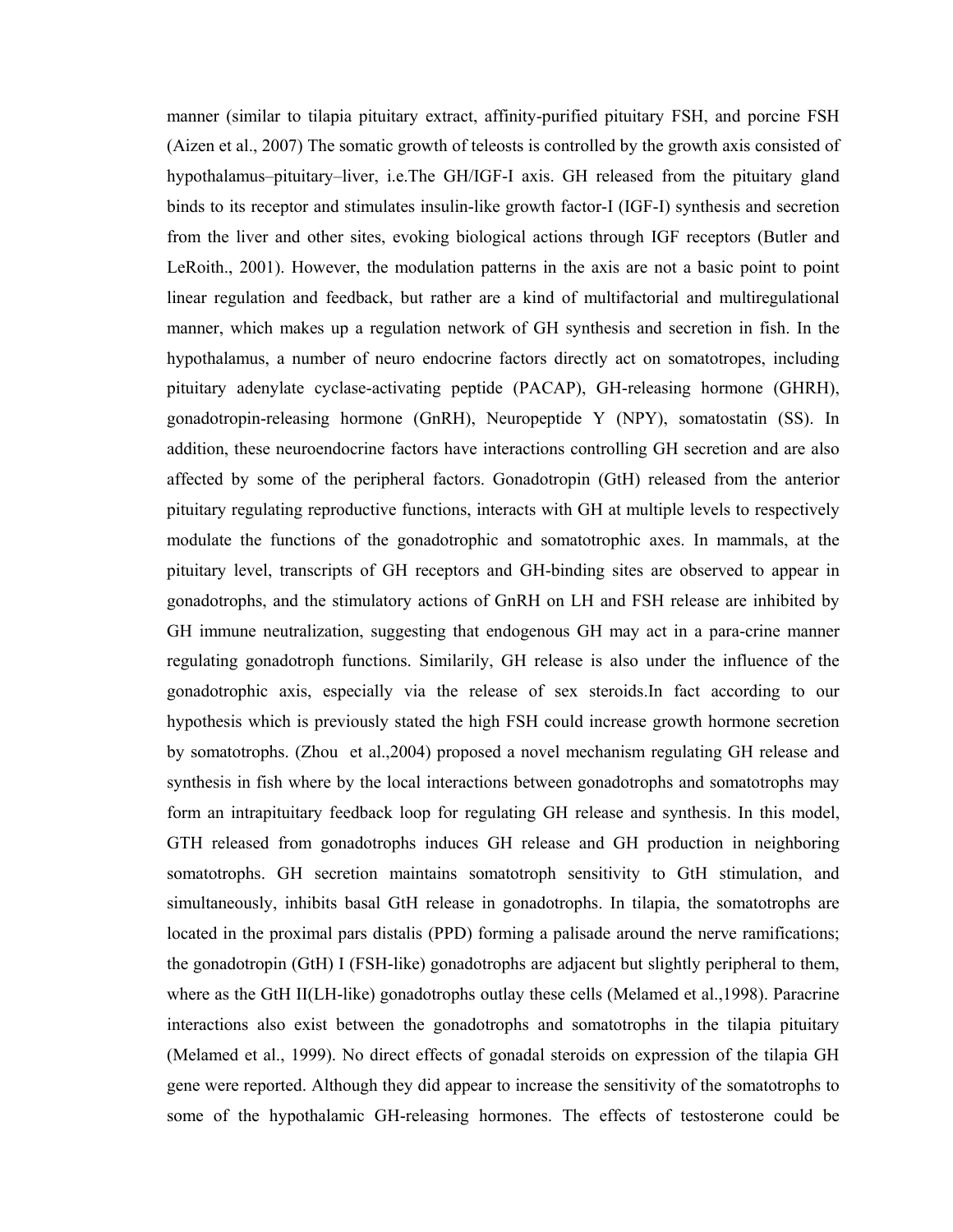manner (similar to tilapia pituitary extract, affinity-purified pituitary FSH, and porcine FSH (Aizen et al., 2007) The somatic growth of teleosts is controlled by the growth axis consisted of hypothalamus–pituitary–liver, i.e.The GH/IGF-I axis. GH released from the pituitary gland binds to its receptor and stimulates insulin-like growth factor-I (IGF-I) synthesis and secretion from the liver and other sites, evoking biological actions through IGF receptors (Butler and LeRoith., 2001). However, the modulation patterns in the axis are not a basic point to point linear regulation and feedback, but rather are a kind of multifactorial and multiregulational manner, which makes up a regulation network of GH synthesis and secretion in fish. In the hypothalamus, a number of neuro endocrine factors directly act on somatotropes, including pituitary adenylate cyclase-activating peptide (PACAP), GH-releasing hormone (GHRH), gonadotropin-releasing hormone (GnRH), Neuropeptide Y (NPY), somatostatin (SS). In addition, these neuroendocrine factors have interactions controlling GH secretion and are also affected by some of the peripheral factors. Gonadotropin (GtH) released from the anterior pituitary regulating reproductive functions, interacts with GH at multiple levels to respectively modulate the functions of the gonadotrophic and somatotrophic axes. In mammals, at the pituitary level, transcripts of GH receptors and GH-binding sites are observed to appear in gonadotrophs, and the stimulatory actions of GnRH on LH and FSH release are inhibited by GH immune neutralization, suggesting that endogenous GH may act in a para-crine manner regulating gonadotroph functions. Similarily, GH release is also under the influence of the gonadotrophic axis, especially via the release of sex steroids.In fact according to our hypothesis which is previously stated the high FSH could increase growth hormone secretion by somatotrophs. (Zhou et al.,2004) proposed a novel mechanism regulating GH release and synthesis in fish where by the local interactions between gonadotrophs and somatotrophs may form an intrapituitary feedback loop for regulating GH release and synthesis. In this model, GTH released from gonadotrophs induces GH release and GH production in neighboring somatotrophs. GH secretion maintains somatotroph sensitivity to GtH stimulation, and simultaneously, inhibits basal GtH release in gonadotrophs. In tilapia, the somatotrophs are located in the proximal pars distalis (PPD) forming a palisade around the nerve ramifications; the gonadotropin (GtH) I (FSH-like) gonadotrophs are adjacent but slightly peripheral to them, where as the GtH II(LH-like) gonadotrophs outlay these cells (Melamed et al.,1998). Paracrine interactions also exist between the gonadotrophs and somatotrophs in the tilapia pituitary (Melamed et al., 1999). No direct effects of gonadal steroids on expression of the tilapia GH gene were reported. Although they did appear to increase the sensitivity of the somatotrophs to some of the hypothalamic GH-releasing hormones. The effects of testosterone could be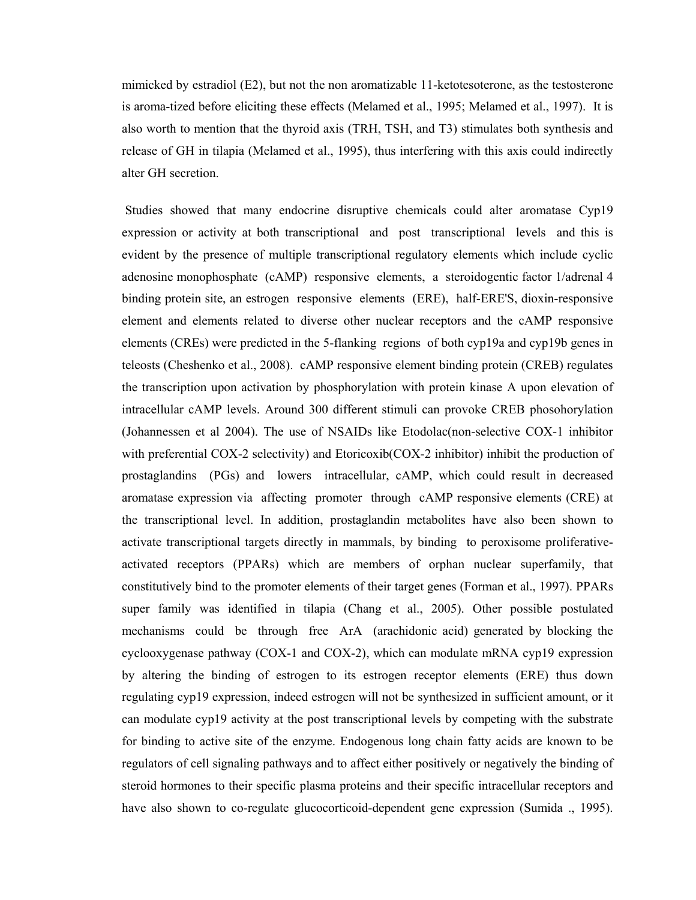mimicked by estradiol (E2), but not the non aromatizable 11-ketotesoterone, as the testosterone is aroma-tized before eliciting these effects (Melamed et al., 1995; Melamed et al., 1997). It is also worth to mention that the thyroid axis (TRH, TSH, and T3) stimulates both synthesis and release of GH in tilapia (Melamed et al., 1995), thus interfering with this axis could indirectly alter GH secretion.

Studies showed that many endocrine disruptive chemicals could alter aromatase Cyp19 expression or activity at both transcriptional and post transcriptional levels and this is evident by the presence of multiple transcriptional regulatory elements which include cyclic adenosine monophosphate (cAMP) responsive elements, a steroidogentic factor 1/adrenal 4 binding protein site, an estrogen responsive elements (ERE), half-ERE'S, dioxin-responsive element and elements related to diverse other nuclear receptors and the cAMP responsive elements (CREs) were predicted in the 5-flanking regions of both cyp19a and cyp19b genes in teleosts (Cheshenko et al., 2008). cAMP responsive element binding protein (CREB) regulates the transcription upon activation by phosphorylation with protein kinase A upon elevation of intracellular cAMP levels. Around 300 different stimuli can provoke CREB phosohorylation (Johannessen et al 2004). The use of NSAIDs like Etodolac(non-selective COX-1 inhibitor with preferential COX-2 selectivity) and Etoricoxib(COX-2 inhibitor) inhibit the production of prostaglandins (PGs) and lowers intracellular, cAMP, which could result in decreased aromatase expression via affecting promoter through cAMP responsive elements (CRE) at the transcriptional level. In addition, prostaglandin metabolites have also been shown to activate transcriptional targets directly in mammals, by binding to peroxisome proliferative-activated receptors (PPARs) which are members of orphan nuclear superfamily, that constitutively bind to the promoter elements of their target genes (Forman et al., 1997). PPARs super family was identified in tilapia (Chang et al., 2005). Other possible postulated mechanisms could be through free ArA (arachidonic acid) generated by blocking the cyclooxygenase pathway (COX-1 and COX-2), which can modulate mRNA cyp19 expression by altering the binding of estrogen to its estrogen receptor elements (ERE) thus down regulating cyp19 expression, indeed estrogen will not be synthesized in sufficient amount, or it can modulate cyp19 activity at the post transcriptional levels by competing with the substrate for binding to active site of the enzyme. Endogenous long chain fatty acids are known to be regulators of cell signaling pathways and to affect either positively or negatively the binding of steroid hormones to their specific plasma proteins and their specific intracellular receptors and have also shown to co-regulate glucocorticoid-dependent gene expression (Sumida ., 1995).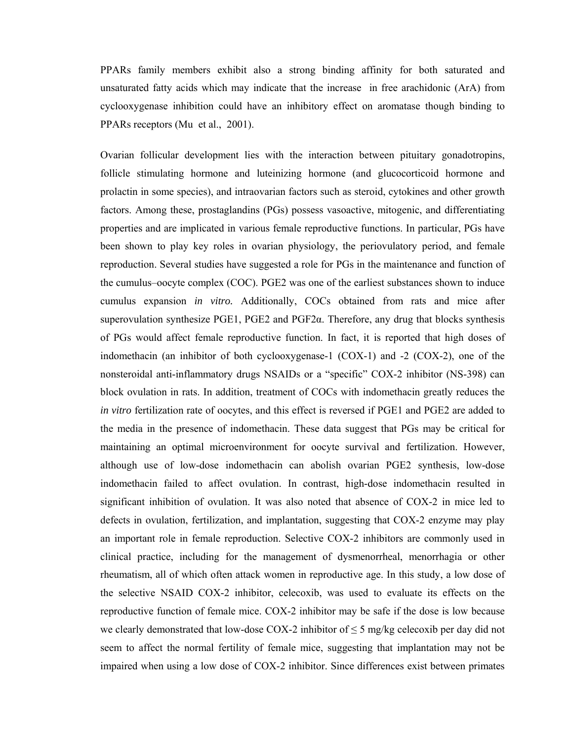PPARs family members exhibit also a strong binding affinity for both saturated and unsaturated fatty acids which may indicate that the increase  in free arachidonic (ArA) from cyclooxygenase inhibition could have an inhibitory effect on aromatase though binding to PPARs receptors (Mu  et al.,  2001).

Ovarian follicular development lies with the interaction between pituitary gonadotropins, follicle stimulating hormone and luteinizing hormone (and glucocorticoid hormone and prolactin in some species), and intraovarian factors such as steroid, cytokines and other growth factors. Among these, prostaglandins (PGs) possess vasoactive, mitogenic, and differentiating properties and are implicated in various female reproductive functions. In particular, PGs have been shown to play key roles in ovarian physiology, the periovulatory period, and female reproduction. Several studies have suggested a role for PGs in the maintenance and function of the cumulus–oocyte complex (COC). PGE2 was one of the earliest substances shown to induce cumulus expansion *in vitro.* Additionally, COCs obtained from rats and mice after superovulation synthesize PGE1, PGE2 and PGF2α. Therefore, any drug that blocks synthesis of PGs would affect female reproductive function. In fact, it is reported that high doses of indomethacin (an inhibitor of both cyclooxygenase-1 (COX-1) and -2 (COX-2), one of the nonsteroidal anti-inflammatory drugs NSAIDs or a "specific" COX-2 inhibitor (NS-398) can block ovulation in rats. In addition, treatment of COCs with indomethacin greatly reduces the *in vitro* fertilization rate of oocytes, and this effect is reversed if PGE1 and PGE2 are added to the media in the presence of indomethacin. These data suggest that PGs may be critical for maintaining an optimal microenvironment for oocyte survival and fertilization. However, although use of low-dose indomethacin can abolish ovarian PGE2 synthesis, low-dose indomethacin failed to affect ovulation. In contrast, high-dose indomethacin resulted in significant inhibition of ovulation. It was also noted that absence of COX-2 in mice led to defects in ovulation, fertilization, and implantation, suggesting that COX-2 enzyme may play an important role in female reproduction. Selective COX-2 inhibitors are commonly used in clinical practice, including for the management of dysmenorrheal, menorrhagia or other rheumatism, all of which often attack women in reproductive age. In this study, a low dose of the selective NSAID COX-2 inhibitor, celecoxib, was used to evaluate its effects on the reproductive function of female mice. COX-2 inhibitor may be safe if the dose is low because we clearly demonstrated that low-dose COX-2 inhibitor of $\leq 5$ mg/kg celecoxib per day did not seem to affect the normal fertility of female mice, suggesting that implantation may not be impaired when using a low dose of COX-2 inhibitor. Since differences exist between primates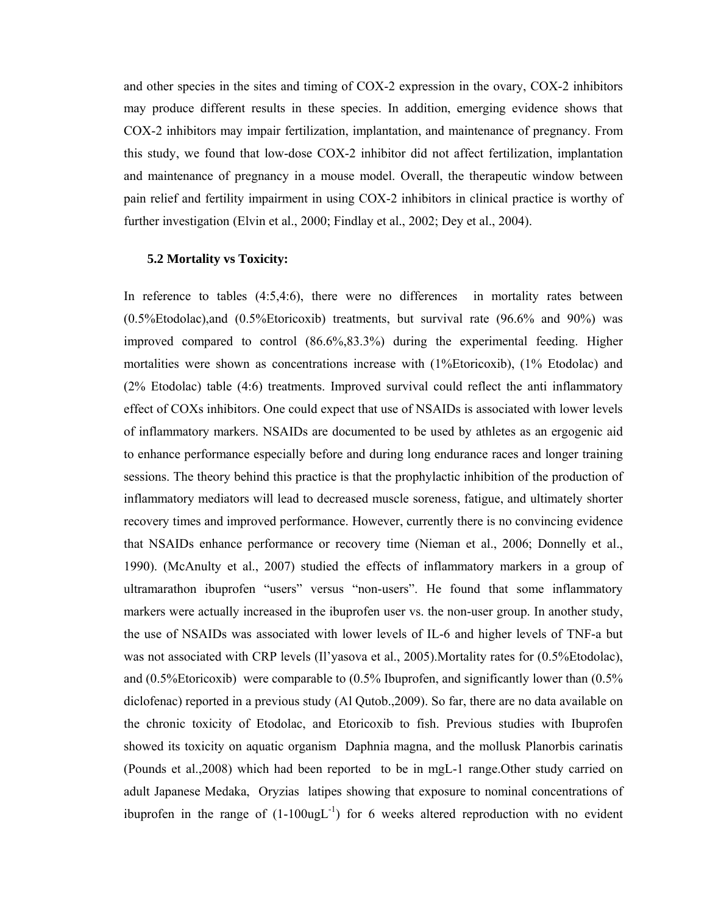and other species in the sites and timing of COX-2 expression in the ovary, COX-2 inhibitors may produce different results in these species. In addition, emerging evidence shows that COX-2 inhibitors may impair fertilization, implantation, and maintenance of pregnancy. From this study, we found that low-dose COX-2 inhibitor did not affect fertilization, implantation and maintenance of pregnancy in a mouse model. Overall, the therapeutic window between pain relief and fertility impairment in using COX-2 inhibitors in clinical practice is worthy of further investigation (Elvin et al., 2000; Findlay et al., 2002; Dey et al., 2004).

**5.2 Mortality vs Toxicity:**

In reference to tables (4:5,4:6), there were no differences in mortality rates between (0.5%Etodolac),and (0.5%Etoricoxib) treatments, but survival rate (96.6% and 90%) was improved compared to control (86.6%,83.3%) during the experimental feeding. Higher mortalities were shown as concentrations increase with (1%Etoricoxib), (1% Etodolac) and (2% Etodolac) table (4:6) treatments. Improved survival could reflect the anti inflammatory effect of COXs inhibitors. One could expect that use of NSAIDs is associated with lower levels of inflammatory markers. NSAIDs are documented to be used by athletes as an ergogenic aid to enhance performance especially before and during long endurance races and longer training sessions. The theory behind this practice is that the prophylactic inhibition of the production of inflammatory mediators will lead to decreased muscle soreness, fatigue, and ultimately shorter recovery times and improved performance. However, currently there is no convincing evidence that NSAIDs enhance performance or recovery time (Nieman et al., 2006; Donnelly et al., 1990). (McAnulty et al., 2007) studied the effects of inflammatory markers in a group of ultramarathon ibuprofen "users" versus "non-users". He found that some inflammatory markers were actually increased in the ibuprofen user vs. the non-user group. In another study, the use of NSAIDs was associated with lower levels of IL-6 and higher levels of TNF-a but was not associated with CRP levels (Il'yasova et al., 2005).Mortality rates for (0.5%Etodolac), and (0.5%Etoricoxib) were comparable to (0.5% Ibuprofen, and significantly lower than (0.5% diclofenac) reported in a previous study (Al Qutob.,2009). So far, there are no data available on the chronic toxicity of Etodolac, and Etoricoxib to fish. Previous studies with Ibuprofen showed its toxicity on aquatic organism Daphnia magna, and the mollusk Planorbis carinatis (Pounds et al.,2008) which had been reported to be in mgL-1 range.Other study carried on adult Japanese Medaka, Oryzias latipes showing that exposure to nominal concentrations of ibuprofen in the range of (1-100ug$L^{-1}$) for 6 weeks altered reproduction with no evident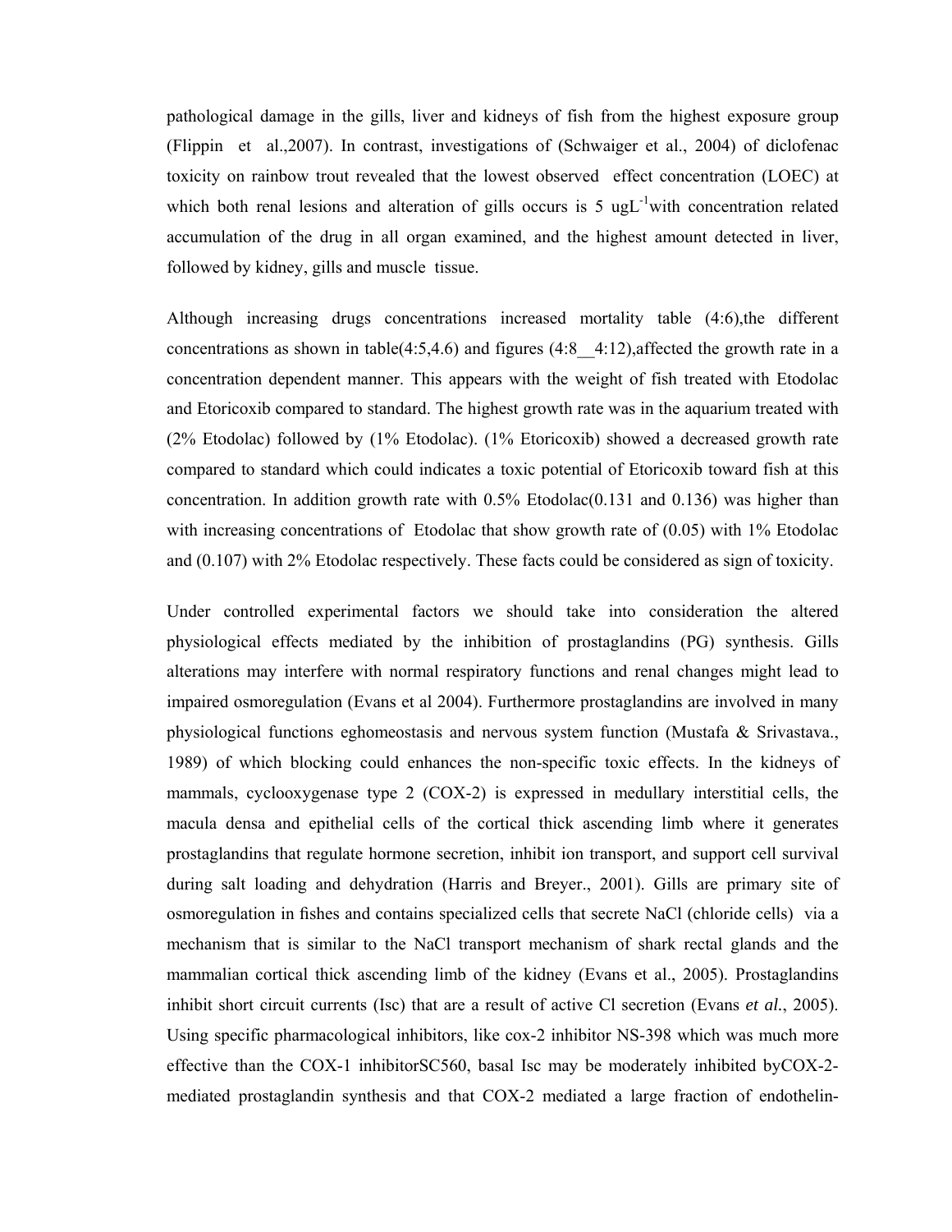pathological damage in the gills, liver and kidneys of fish from the highest exposure group (Flippin et al.,2007). In contrast, investigations of (Schwaiger et al., 2004) of diclofenac toxicity on rainbow trout revealed that the lowest observed effect concentration (LOEC) at which both renal lesions and alteration of gills occurs is 5 $ugL^{-1}$with concentration related accumulation of the drug in all organ examined, and the highest amount detected in liver, followed by kidney, gills and muscle tissue.

Although increasing drugs concentrations increased mortality table (4:6),the different concentrations as shown in table(4:5,4.6) and figures (4:8__4:12),affected the growth rate in a concentration dependent manner. This appears with the weight of fish treated with Etodolac and Etoricoxib compared to standard. The highest growth rate was in the aquarium treated with (2% Etodolac) followed by (1% Etodolac). (1% Etoricoxib) showed a decreased growth rate compared to standard which could indicates a toxic potential of Etoricoxib toward fish at this concentration. In addition growth rate with 0.5% Etodolac(0.131 and 0.136) was higher than with increasing concentrations of Etodolac that show growth rate of (0.05) with 1% Etodolac and (0.107) with 2% Etodolac respectively. These facts could be considered as sign of toxicity.

Under controlled experimental factors we should take into consideration the altered physiological effects mediated by the inhibition of prostaglandins (PG) synthesis. Gills alterations may interfere with normal respiratory functions and renal changes might lead to impaired osmoregulation (Evans et al 2004). Furthermore prostaglandins are involved in many physiological functions eghomeostasis and nervous system function (Mustafa & Srivastava., 1989) of which blocking could enhances the non-specific toxic effects. In the kidneys of mammals, cyclooxygenase type 2 (COX-2) is expressed in medullary interstitial cells, the macula densa and epithelial cells of the cortical thick ascending limb where it generates prostaglandins that regulate hormone secretion, inhibit ion transport, and support cell survival during salt loading and dehydration (Harris and Breyer., 2001). Gills are primary site of osmoregulation in fishes and contains specialized cells that secrete NaCl (chloride cells) via a mechanism that is similar to the NaCl transport mechanism of shark rectal glands and the mammalian cortical thick ascending limb of the kidney (Evans et al., 2005). Prostaglandins inhibit short circuit currents (Isc) that are a result of active Cl secretion (Evans *et al.*, 2005). Using specific pharmacological inhibitors, like cox-2 inhibitor NS-398 which was much more effective than the COX-1 inhibitorSC560, basal Isc may be moderately inhibited byCOX-2-mediated prostaglandin synthesis and that COX-2 mediated a large fraction of endothelin-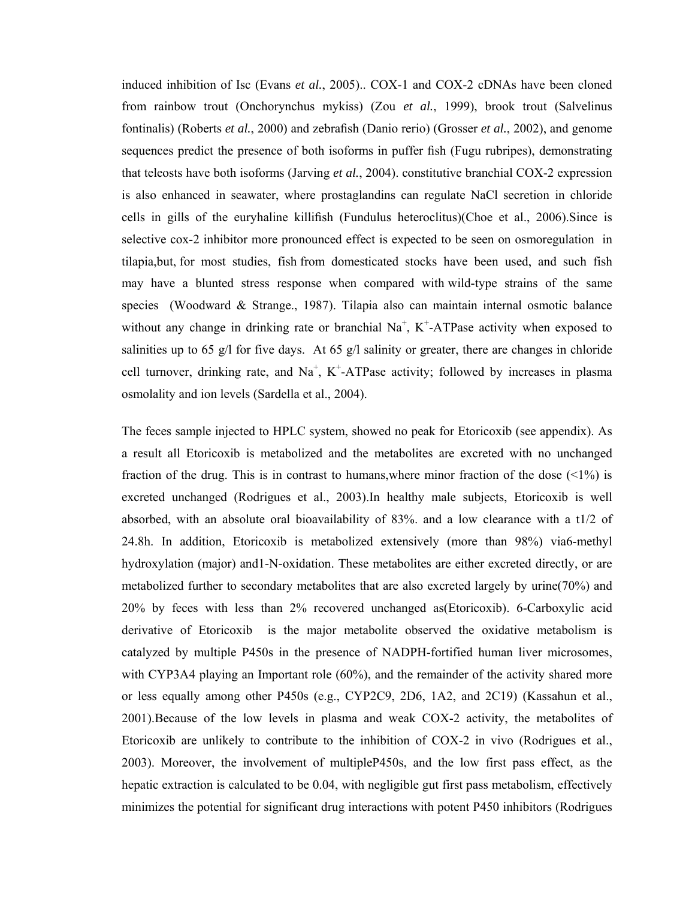induced inhibition of Isc (Evans *et al.*, 2005).. COX-1 and COX-2 cDNAs have been cloned from rainbow trout (Onchorynchus mykiss) (Zou *et al.*, 1999), brook trout (Salvelinus fontinalis) (Roberts *et al.*, 2000) and zebrafish (Danio rerio) (Grosser *et al.*, 2002), and genome sequences predict the presence of both isoforms in puffer fish (Fugu rubripes), demonstrating that teleosts have both isoforms (Jarving *et al.*, 2004). constitutive branchial COX-2 expression is also enhanced in seawater, where prostaglandins can regulate NaCl secretion in chloride cells in gills of the euryhaline killifish (Fundulus heteroclitus)(Choe et al., 2006).Since is selective cox-2 inhibitor more pronounced effect is expected to be seen on osmoregulation in tilapia,but, for most studies, fish from domesticated stocks have been used, and such fish may have a blunted stress response when compared with wild-type strains of the same species (Woodward & Strange., 1987). Tilapia also can maintain internal osmotic balance without any change in drinking rate or branchial $Na^+$, $K^+$-ATPase activity when exposed to salinities up to 65 g/l for five days. At 65 g/l salinity or greater, there are changes in chloride cell turnover, drinking rate, and $Na^+$, $K^+$-ATPase activity; followed by increases in plasma osmolality and ion levels (Sardella et al., 2004).

The feces sample injected to HPLC system, showed no peak for Etoricoxib (see appendix). As a result all Etoricoxib is metabolized and the metabolites are excreted with no unchanged fraction of the drug. This is in contrast to humans,where minor fraction of the dose (<1%) is excreted unchanged (Rodrigues et al., 2003).In healthy male subjects, Etoricoxib is well absorbed, with an absolute oral bioavailability of 83%. and a low clearance with a t1/2 of 24.8h. In addition, Etoricoxib is metabolized extensively (more than 98%) via6-methyl hydroxylation (major) and1-N-oxidation. These metabolites are either excreted directly, or are metabolized further to secondary metabolites that are also excreted largely by urine(70%) and 20% by feces with less than 2% recovered unchanged as(Etoricoxib). 6-Carboxylic acid derivative of Etoricoxib is the major metabolite observed the oxidative metabolism is catalyzed by multiple P450s in the presence of NADPH-fortified human liver microsomes, with CYP3A4 playing an Important role (60%), and the remainder of the activity shared more or less equally among other P450s (e.g., CYP2C9, 2D6, 1A2, and 2C19) (Kassahun et al., 2001).Because of the low levels in plasma and weak COX-2 activity, the metabolites of Etoricoxib are unlikely to contribute to the inhibition of COX-2 in vivo (Rodrigues et al., 2003). Moreover, the involvement of multipleP450s, and the low first pass effect, as the hepatic extraction is calculated to be 0.04, with negligible gut first pass metabolism, effectively minimizes the potential for significant drug interactions with potent P450 inhibitors (Rodrigues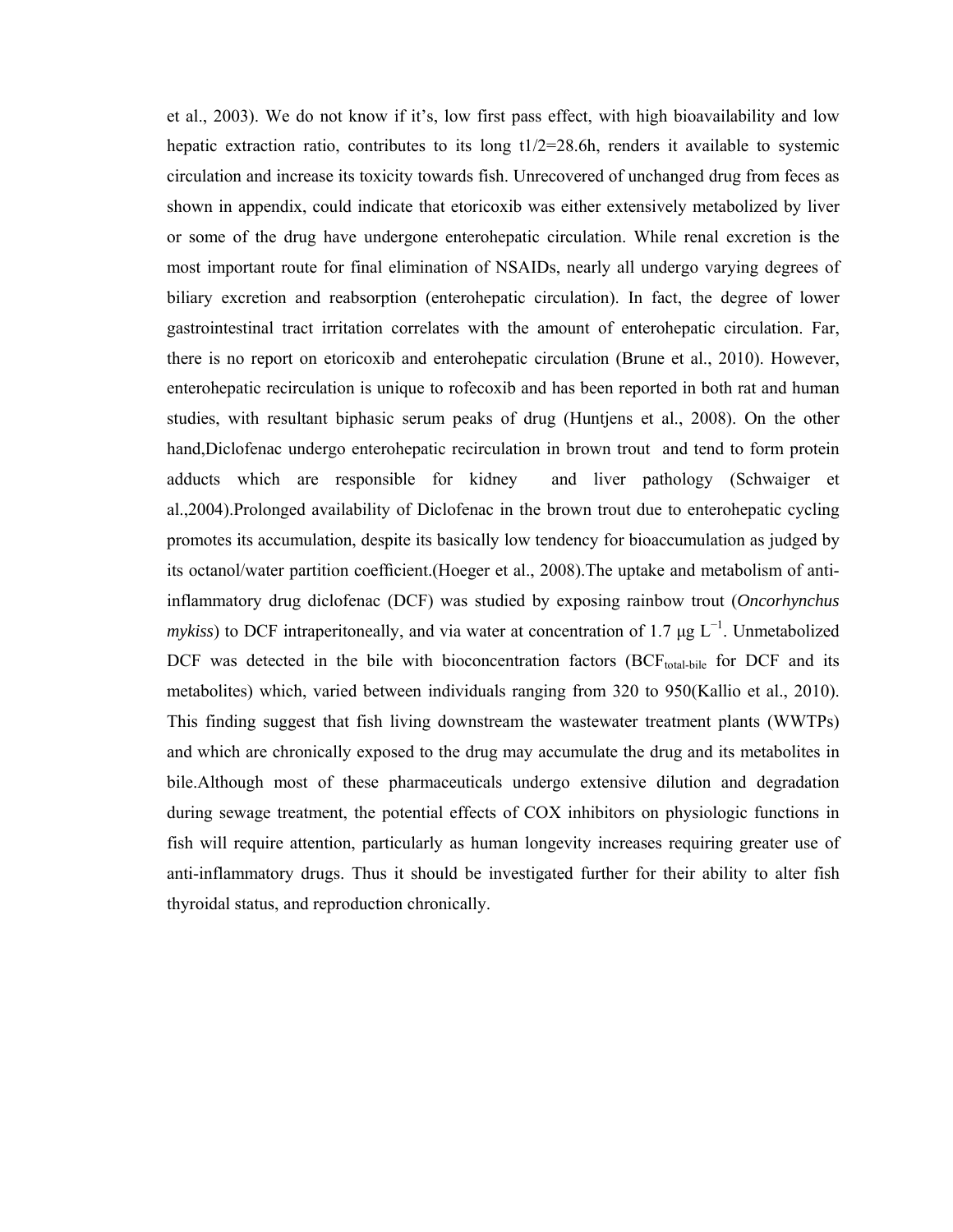et al., 2003). We do not know if it's, low first pass effect, with high bioavailability and low hepatic extraction ratio, contributes to its long t1/2=28.6h, renders it available to systemic circulation and increase its toxicity towards fish. Unrecovered of unchanged drug from feces as shown in appendix, could indicate that etoricoxib was either extensively metabolized by liver or some of the drug have undergone enterohepatic circulation. While renal excretion is the most important route for final elimination of NSAIDs, nearly all undergo varying degrees of biliary excretion and reabsorption (enterohepatic circulation). In fact, the degree of lower gastrointestinal tract irritation correlates with the amount of enterohepatic circulation. Far, there is no report on etoricoxib and enterohepatic circulation (Brune et al., 2010). However, enterohepatic recirculation is unique to rofecoxib and has been reported in both rat and human studies, with resultant biphasic serum peaks of drug (Huntjens et al., 2008). On the other hand,Diclofenac undergo enterohepatic recirculation in brown trout and tend to form protein adducts which are responsible for kidney and liver pathology (Schwaiger et al.,2004).Prolonged availability of Diclofenac in the brown trout due to enterohepatic cycling promotes its accumulation, despite its basically low tendency for bioaccumulation as judged by its octanol/water partition coefficient.(Hoeger et al., 2008).The uptake and metabolism of anti-inflammatory drug diclofenac (DCF) was studied by exposing rainbow trout (*Oncorhynchus mykiss*) to DCF intraperitoneally, and via water at concentration of 1.7 μg $L^{-1}$. Unmetabolized DCF was detected in the bile with bioconcentration factors ($BCF_{total\text{-}bile}$ for DCF and its metabolites) which, varied between individuals ranging from 320 to 950(Kallio et al., 2010). This finding suggest that fish living downstream the wastewater treatment plants (WWTPs) and which are chronically exposed to the drug may accumulate the drug and its metabolites in bile.Although most of these pharmaceuticals undergo extensive dilution and degradation during sewage treatment, the potential effects of COX inhibitors on physiologic functions in fish will require attention, particularly as human longevity increases requiring greater use of anti-inflammatory drugs. Thus it should be investigated further for their ability to alter fish thyroidal status, and reproduction chronically.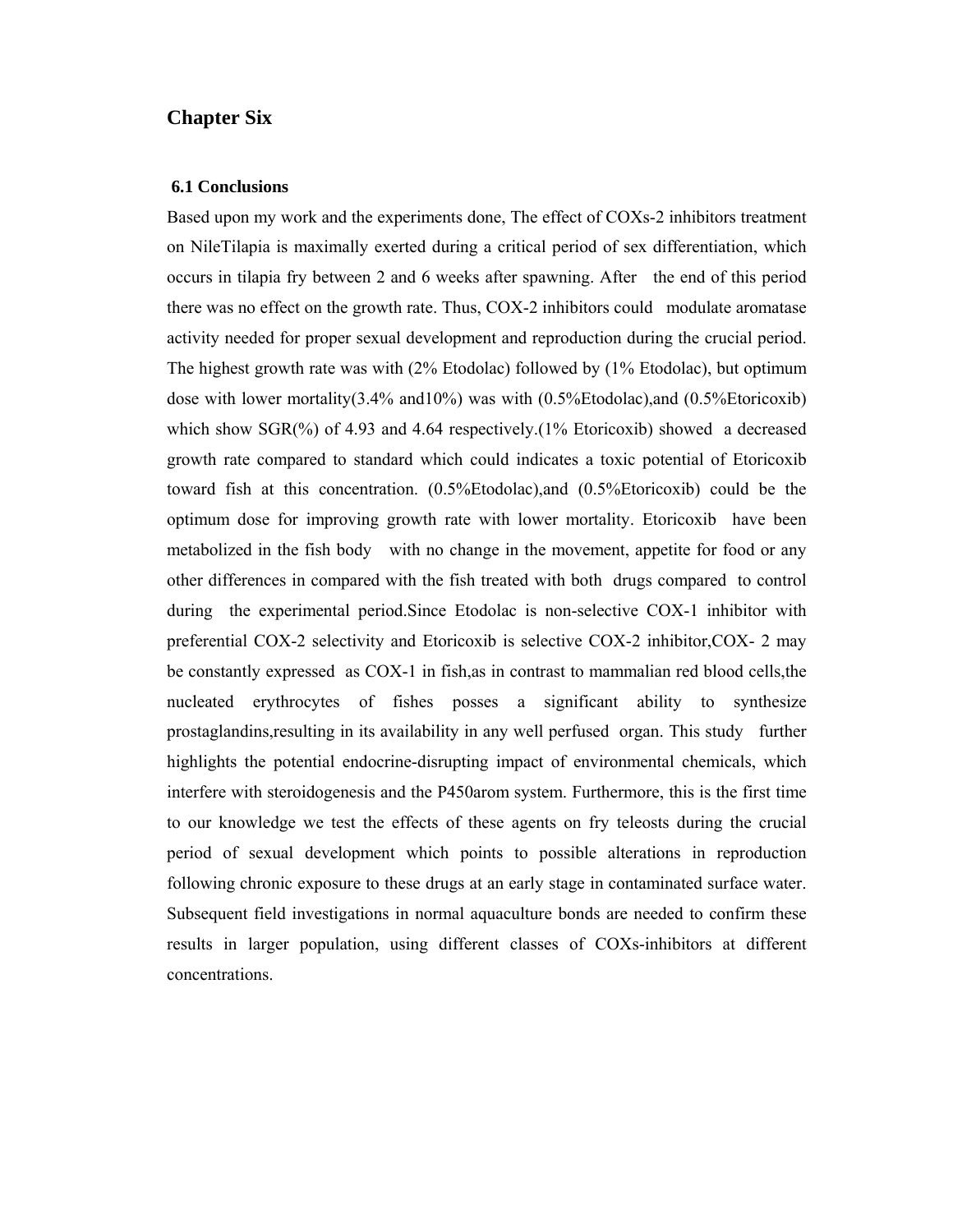# Chapter Six

## 6.1 Conclusions

Based upon my work and the experiments done, The effect of COXs-2 inhibitors treatment on NileTilapia is maximally exerted during a critical period of sex differentiation, which occurs in tilapia fry between 2 and 6 weeks after spawning. After the end of this period there was no effect on the growth rate. Thus, COX-2 inhibitors could modulate aromatase activity needed for proper sexual development and reproduction during the crucial period. The highest growth rate was with (2% Etodolac) followed by (1% Etodolac), but optimum dose with lower mortality(3.4% and10%) was with (0.5%Etodolac),and (0.5%Etoricoxib) which show SGR(%) of 4.93 and 4.64 respectively.(1% Etoricoxib) showed a decreased growth rate compared to standard which could indicates a toxic potential of Etoricoxib toward fish at this concentration. (0.5%Etodolac),and (0.5%Etoricoxib) could be the optimum dose for improving growth rate with lower mortality. Etoricoxib have been metabolized in the fish body with no change in the movement, appetite for food or any other differences in compared with the fish treated with both drugs compared to control during the experimental period.Since Etodolac is non-selective COX-1 inhibitor with preferential COX-2 selectivity and Etoricoxib is selective COX-2 inhibitor,COX- 2 may be constantly expressed as COX-1 in fish,as in contrast to mammalian red blood cells,the nucleated erythrocytes of fishes posses a significant ability to synthesize prostaglandins,resulting in its availability in any well perfused organ. This study further highlights the potential endocrine-disrupting impact of environmental chemicals, which interfere with steroidogenesis and the P450arom system. Furthermore, this is the first time to our knowledge we test the effects of these agents on fry teleosts during the crucial period of sexual development which points to possible alterations in reproduction following chronic exposure to these drugs at an early stage in contaminated surface water. Subsequent field investigations in normal aquaculture bonds are needed to confirm these results in larger population, using different classes of COXs-inhibitors at different concentrations.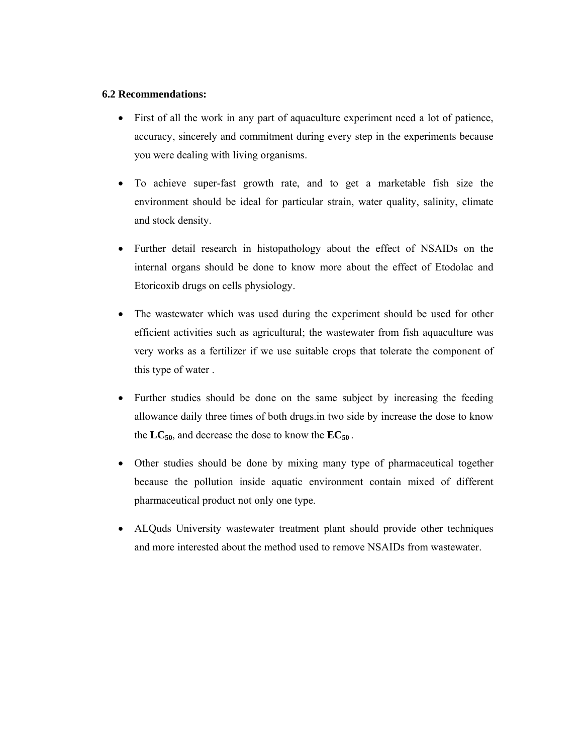### 6.2 Recommendations:

- First of all the work in any part of aquaculture experiment need a lot of patience, accuracy, sincerely and commitment during every step in the experiments because you were dealing with living organisms.

- To achieve super-fast growth rate, and to get a marketable fish size the environment should be ideal for particular strain, water quality, salinity, climate and stock density.

- Further detail research in histopathology about the effect of NSAIDs on the internal organs should be done to know more about the effect of Etodolac and Etoricoxib drugs on cells physiology.

- The wastewater which was used during the experiment should be used for other efficient activities such as agricultural; the wastewater from fish aquaculture was very works as a fertilizer if we use suitable crops that tolerate the component of this type of water .

- Further studies should be done on the same subject by increasing the feeding allowance daily three times of both drugs.in two side by increase the dose to know the $\mathbf{LC_{50}}$, and decrease the dose to know the $\mathbf{EC_{50}}$ .

- Other studies should be done by mixing many type of pharmaceutical together because the pollution inside aquatic environment contain mixed of different pharmaceutical product not only one type.

- ALQuds University wastewater treatment plant should provide other techniques and more interested about the method used to remove NSAIDs from wastewater.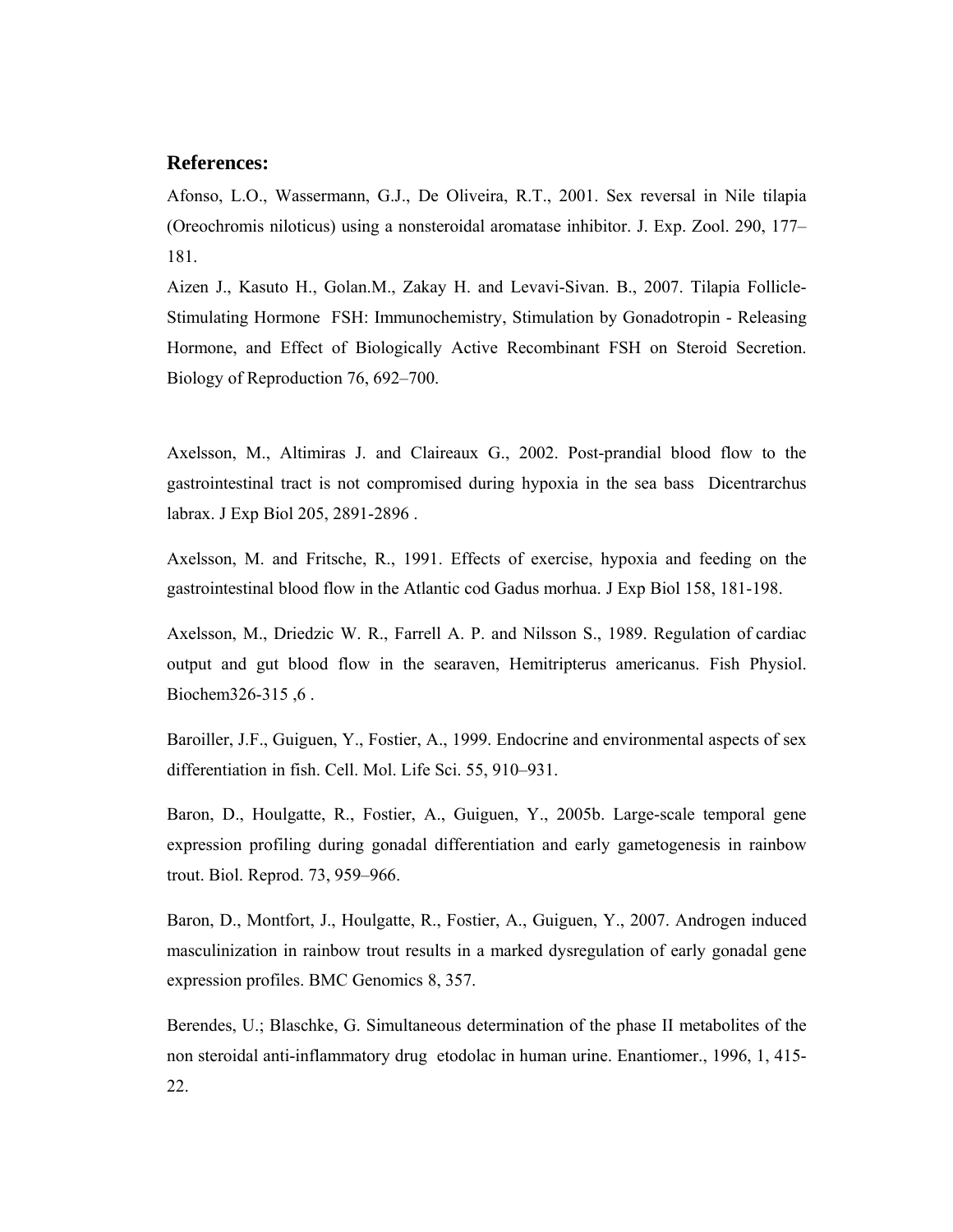## References:

Afonso, L.O., Wassermann, G.J., De Oliveira, R.T., 2001. Sex reversal in Nile tilapia (Oreochromis niloticus) using a nonsteroidal aromatase inhibitor. J. Exp. Zool. 290, 177–181.

Aizen J., Kasuto H., Golan.M., Zakay H. and Levavi-Sivan. B., 2007. Tilapia Follicle-Stimulating Hormone FSH: Immunochemistry, Stimulation by Gonadotropin - Releasing Hormone, and Effect of Biologically Active Recombinant FSH on Steroid Secretion. Biology of Reproduction 76, 692–700.

Axelsson, M., Altimiras J. and Claireaux G., 2002. Post-prandial blood flow to the gastrointestinal tract is not compromised during hypoxia in the sea bass Dicentrarchus labrax. J Exp Biol 205, 2891-2896 .

Axelsson, M. and Fritsche, R., 1991. Effects of exercise, hypoxia and feeding on the gastrointestinal blood flow in the Atlantic cod Gadus morhua. J Exp Biol 158, 181-198.

Axelsson, M., Driedzic W. R., Farrell A. P. and Nilsson S., 1989. Regulation of cardiac output and gut blood flow in the searaven, Hemitripterus americanus. Fish Physiol. Biochem326-315 ,6 .

Baroiller, J.F., Guiguen, Y., Fostier, A., 1999. Endocrine and environmental aspects of sex differentiation in fish. Cell. Mol. Life Sci. 55, 910–931.

Baron, D., Houlgatte, R., Fostier, A., Guiguen, Y., 2005b. Large-scale temporal gene expression profiling during gonadal differentiation and early gametogenesis in rainbow trout. Biol. Reprod. 73, 959–966.

Baron, D., Montfort, J., Houlgatte, R., Fostier, A., Guiguen, Y., 2007. Androgen induced masculinization in rainbow trout results in a marked dysregulation of early gonadal gene expression profiles. BMC Genomics 8, 357.

Berendes, U.; Blaschke, G. Simultaneous determination of the phase II metabolites of the non steroidal anti-inflammatory drug etodolac in human urine. Enantiomer., 1996, 1, 415-22.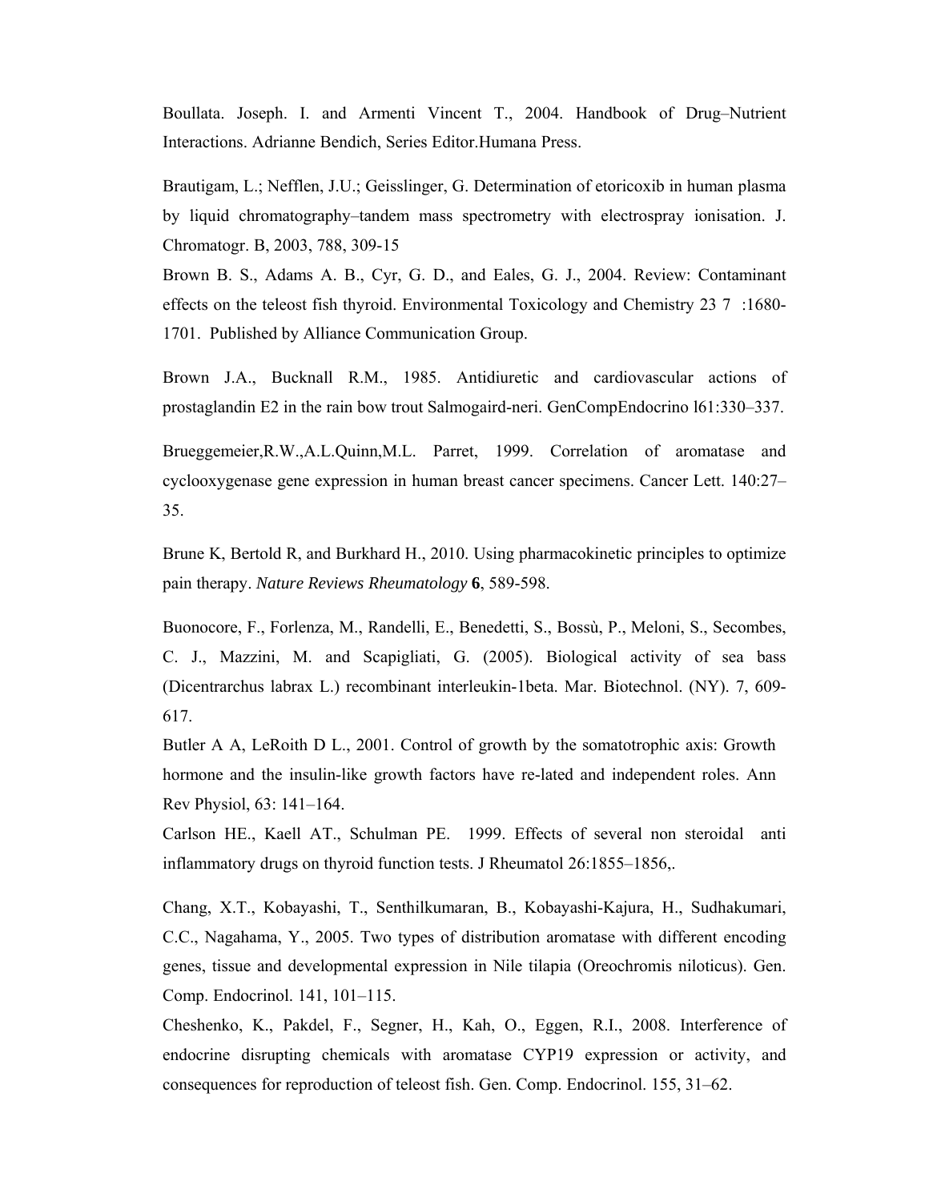Boullata. Joseph. I. and Armenti Vincent T., 2004. Handbook of Drug–Nutrient Interactions. Adrianne Bendich, Series Editor.Humana Press.

Brautigam, L.; Nefflen, J.U.; Geisslinger, G. Determination of etoricoxib in human plasma by liquid chromatography–tandem mass spectrometry with electrospray ionisation. J. Chromatogr. B, 2003, 788, 309-15

Brown B. S., Adams A. B., Cyr, G. D., and Eales, G. J., 2004. Review: Contaminant effects on the teleost fish thyroid. Environmental Toxicology and Chemistry 23 7 :1680-1701. Published by Alliance Communication Group.

Brown J.A., Bucknall R.M., 1985. Antidiuretic and cardiovascular actions of prostaglandin E2 in the rain bow trout Salmogaird-neri. GenCompEndocrino l61:330–337.

Brueggemeier,R.W.,A.L.Quinn,M.L. Parret, 1999. Correlation of aromatase and cyclooxygenase gene expression in human breast cancer specimens. Cancer Lett. 140:27–35.

Brune K, Bertold R, and Burkhard H., 2010. Using pharmacokinetic principles to optimize pain therapy. *Nature Reviews Rheumatology* **6**, 589-598.

Buonocore, F., Forlenza, M., Randelli, E., Benedetti, S., Bossù, P., Meloni, S., Secombes, C. J., Mazzini, M. and Scapigliati, G. (2005). Biological activity of sea bass (Dicentrarchus labrax L.) recombinant interleukin-1beta. Mar. Biotechnol. (NY). 7, 609-617.

Butler A A, LeRoith D L., 2001. Control of growth by the somatotrophic axis: Growth hormone and the insulin-like growth factors have re-lated and independent roles. Ann Rev Physiol, 63: 141–164.

Carlson HE., Kaell AT., Schulman PE. 1999. Effects of several non steroidal anti inflammatory drugs on thyroid function tests. J Rheumatol 26:1855–1856,.

Chang, X.T., Kobayashi, T., Senthilkumaran, B., Kobayashi-Kajura, H., Sudhakumari, C.C., Nagahama, Y., 2005. Two types of distribution aromatase with different encoding genes, tissue and developmental expression in Nile tilapia (Oreochromis niloticus). Gen. Comp. Endocrinol. 141, 101–115.

Cheshenko, K., Pakdel, F., Segner, H., Kah, O., Eggen, R.I., 2008. Interference of endocrine disrupting chemicals with aromatase CYP19 expression or activity, and consequences for reproduction of teleost fish. Gen. Comp. Endocrinol. 155, 31–62.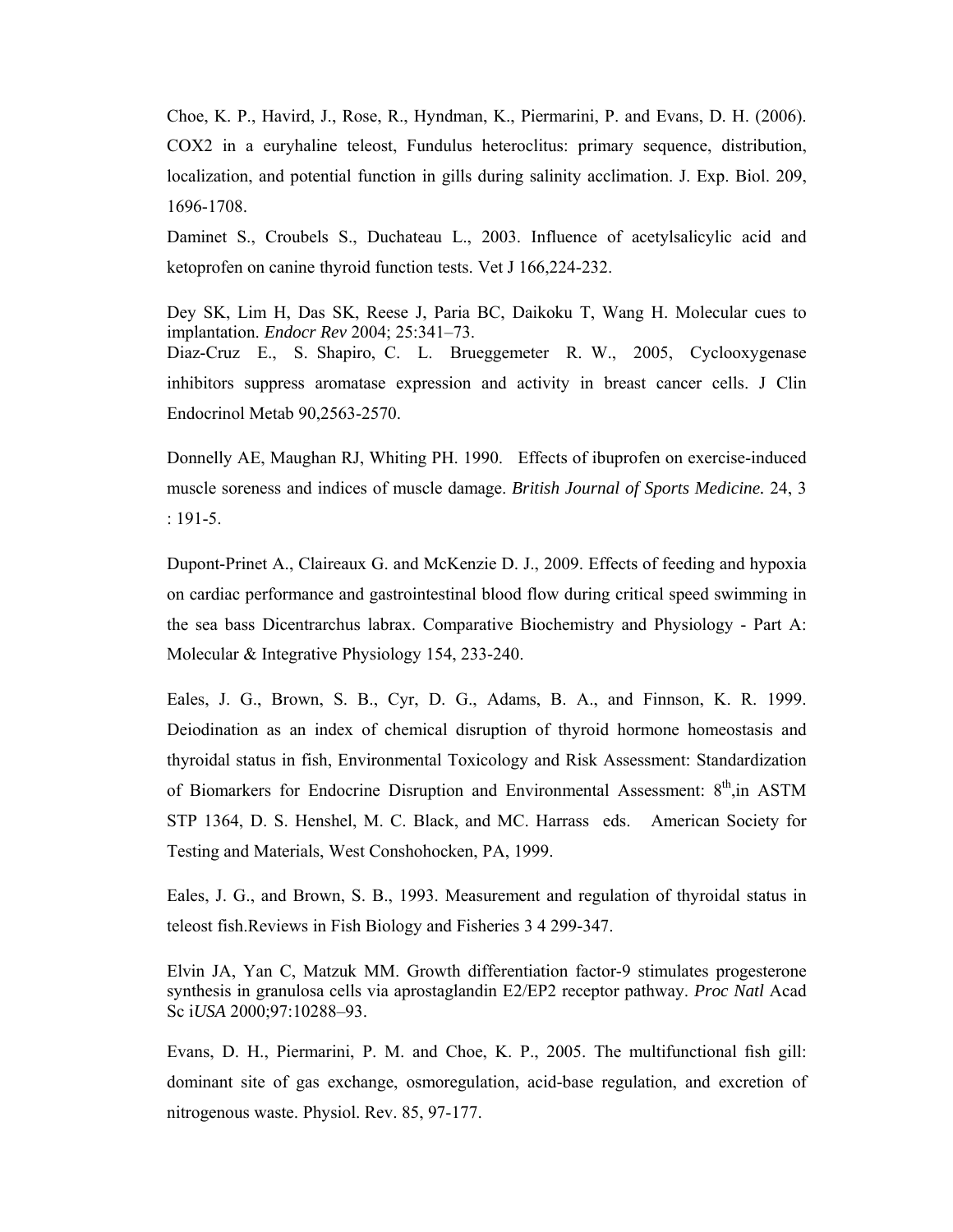Choe, K. P., Havird, J., Rose, R., Hyndman, K., Piermarini, P. and Evans, D. H. (2006). COX2 in a euryhaline teleost, Fundulus heteroclitus: primary sequence, distribution, localization, and potential function in gills during salinity acclimation. J. Exp. Biol. 209, 1696-1708.

Daminet S., Croubels S., Duchateau L., 2003. Influence of acetylsalicylic acid and ketoprofen on canine thyroid function tests. Vet J 166,224-232.

Dey SK, Lim H, Das SK, Reese J, Paria BC, Daikoku T, Wang H. Molecular cues to implantation. *Endocr Rev* 2004; 25:341–73.

Diaz-Cruz E., S. Shapiro, C. L. Brueggemeter R. W., 2005, Cyclooxygenase inhibitors suppress aromatase expression and activity in breast cancer cells. J Clin Endocrinol Metab 90,2563-2570.

Donnelly AE, Maughan RJ, Whiting PH. 1990. Effects of ibuprofen on exercise-induced muscle soreness and indices of muscle damage. *British Journal of Sports Medicine.* 24, 3 : 191-5.

Dupont-Prinet A., Claireaux G. and McKenzie D. J., 2009. Effects of feeding and hypoxia on cardiac performance and gastrointestinal blood flow during critical speed swimming in the sea bass Dicentrarchus labrax. Comparative Biochemistry and Physiology - Part A: Molecular & Integrative Physiology 154, 233-240.

Eales, J. G., Brown, S. B., Cyr, D. G., Adams, B. A., and Finnson, K. R. 1999. Deiodination as an index of chemical disruption of thyroid hormone homeostasis and thyroidal status in fish, Environmental Toxicology and Risk Assessment: Standardization of Biomarkers for Endocrine Disruption and Environmental Assessment: 8th,in ASTM STP 1364, D. S. Henshel, M. C. Black, and MC. Harrass eds. American Society for Testing and Materials, West Conshohocken, PA, 1999.

Eales, J. G., and Brown, S. B., 1993. Measurement and regulation of thyroidal status in teleost fish.Reviews in Fish Biology and Fisheries 3 4 299-347.

Elvin JA, Yan C, Matzuk MM. Growth differentiation factor-9 stimulates progesterone synthesis in granulosa cells via aprostaglandin E2/EP2 receptor pathway. *Proc Natl* Acad Sc i*USA* 2000;97:10288–93.

Evans, D. H., Piermarini, P. M. and Choe, K. P., 2005. The multifunctional fish gill: dominant site of gas exchange, osmoregulation, acid-base regulation, and excretion of nitrogenous waste. Physiol. Rev. 85, 97-177.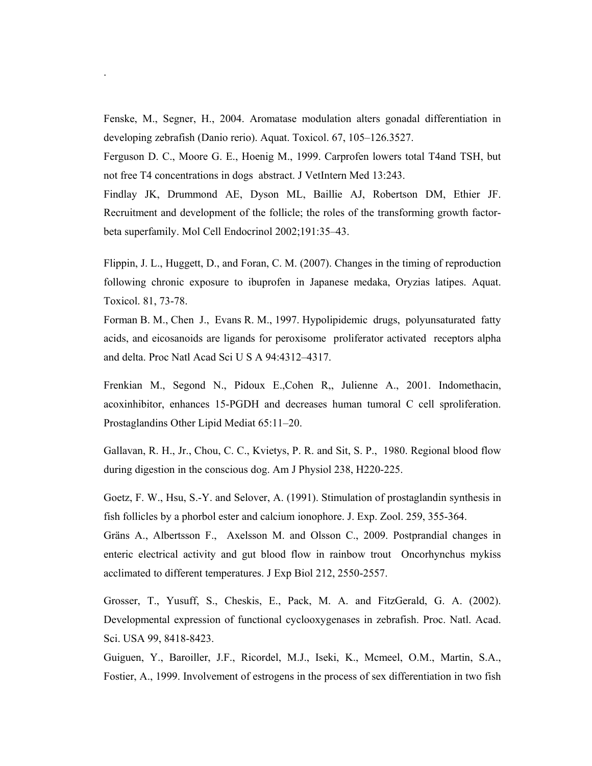.

Fenske, M., Segner, H., 2004. Aromatase modulation alters gonadal differentiation in developing zebrafish (Danio rerio). Aquat. Toxicol. 67, 105–126.3527.

Ferguson D. C., Moore G. E., Hoenig M., 1999. Carprofen lowers total T4and TSH, but not free T4 concentrations in dogs abstract. J VetIntern Med 13:243.

Findlay JK, Drummond AE, Dyson ML, Baillie AJ, Robertson DM, Ethier JF. Recruitment and development of the follicle; the roles of the transforming growth factor-beta superfamily. Mol Cell Endocrinol 2002;191:35–43.

Flippin, J. L., Huggett, D., and Foran, C. M. (2007). Changes in the timing of reproduction following chronic exposure to ibuprofen in Japanese medaka, Oryzias latipes. Aquat. Toxicol. 81, 73-78.

Forman B. M., Chen J., Evans R. M., 1997. Hypolipidemic drugs, polyunsaturated fatty acids, and eicosanoids are ligands for peroxisome proliferator activated receptors alpha and delta. Proc Natl Acad Sci U S A 94:4312–4317.

Frenkian M., Segond N., Pidoux E.,Cohen R,, Julienne A., 2001. Indomethacin, acoxinhibitor, enhances 15-PGDH and decreases human tumoral C cell sproliferation. Prostaglandins Other Lipid Mediat 65:11–20.

Gallavan, R. H., Jr., Chou, C. C., Kvietys, P. R. and Sit, S. P., 1980. Regional blood flow during digestion in the conscious dog. Am J Physiol 238, H220-225.

Goetz, F. W., Hsu, S.-Y. and Selover, A. (1991). Stimulation of prostaglandin synthesis in fish follicles by a phorbol ester and calcium ionophore. J. Exp. Zool. 259, 355-364.

Gräns A., Albertsson F., Axelsson M. and Olsson C., 2009. Postprandial changes in enteric electrical activity and gut blood flow in rainbow trout Oncorhynchus mykiss acclimated to different temperatures. J Exp Biol 212, 2550-2557.

Grosser, T., Yusuff, S., Cheskis, E., Pack, M. A. and FitzGerald, G. A. (2002). Developmental expression of functional cyclooxygenases in zebrafish. Proc. Natl. Acad. Sci. USA 99, 8418-8423.

Guiguen, Y., Baroiller, J.F., Ricordel, M.J., Iseki, K., Mcmeel, O.M., Martin, S.A., Fostier, A., 1999. Involvement of estrogens in the process of sex differentiation in two fish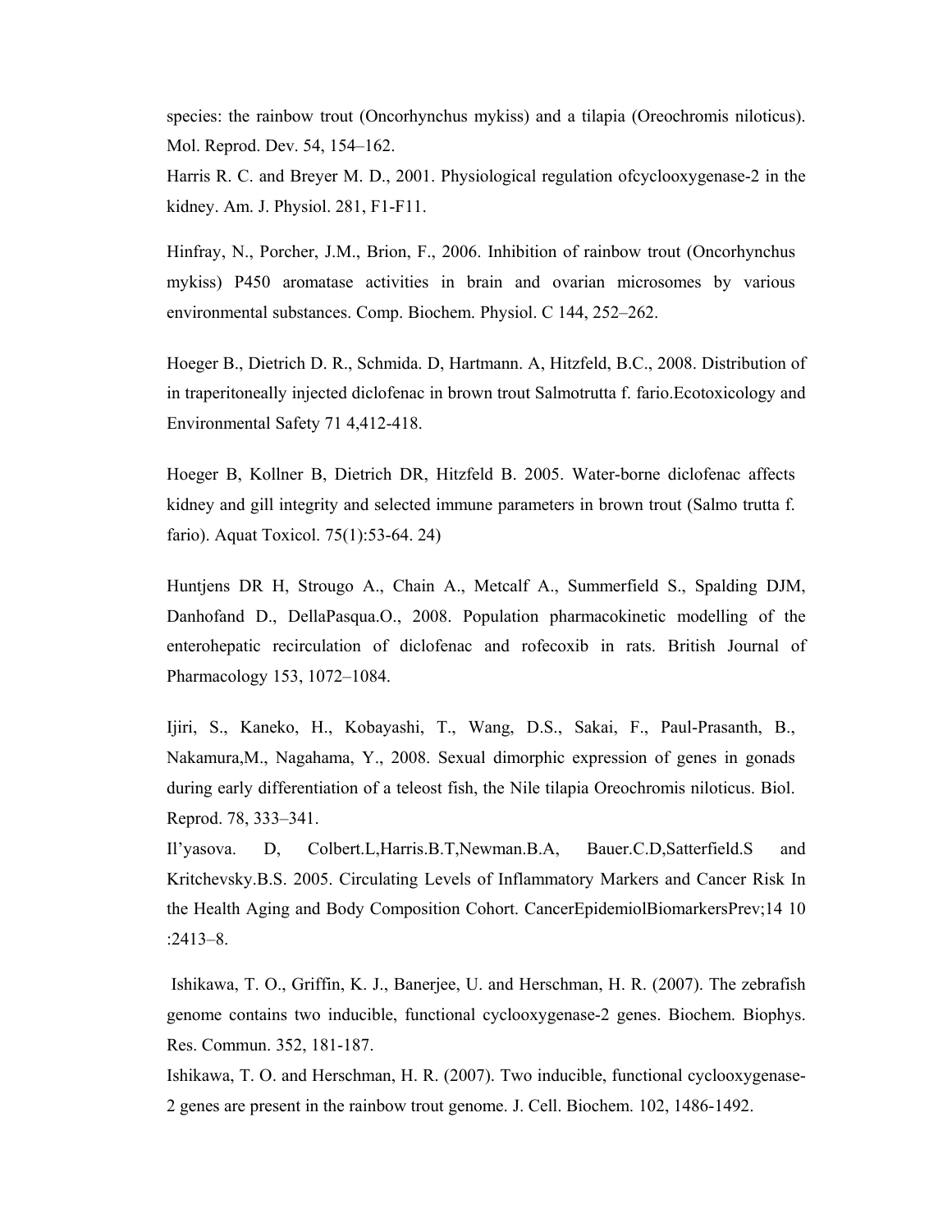species: the rainbow trout (Oncorhynchus mykiss) and a tilapia (Oreochromis niloticus). Mol. Reprod. Dev. 54, 154–162.

Harris R. C. and Breyer M. D., 2001. Physiological regulation ofcyclooxygenase-2 in the kidney. Am. J. Physiol. 281, F1-F11.

Hinfray, N., Porcher, J.M., Brion, F., 2006. Inhibition of rainbow trout (Oncorhynchus mykiss) P450 aromatase activities in brain and ovarian microsomes by various environmental substances. Comp. Biochem. Physiol. C 144, 252–262.

Hoeger B., Dietrich D. R., Schmida. D, Hartmann. A, Hitzfeld, B.C., 2008. Distribution of in traperitoneally injected diclofenac in brown trout Salmotrutta f. fario.Ecotoxicology and Environmental Safety 71 4,412-418.

Hoeger B, Kollner B, Dietrich DR, Hitzfeld B. 2005. Water-borne diclofenac affects kidney and gill integrity and selected immune parameters in brown trout (Salmo trutta f. fario). Aquat Toxicol. 75(1):53-64. 24)

Huntjens DR H, Strougo A., Chain A., Metcalf A., Summerfield S., Spalding DJM, Danhofand D., DellaPasqua.O., 2008. Population pharmacokinetic modelling of the enterohepatic recirculation of diclofenac and rofecoxib in rats. British Journal of Pharmacology 153, 1072–1084.

Ijiri, S., Kaneko, H., Kobayashi, T., Wang, D.S., Sakai, F., Paul-Prasanth, B., Nakamura,M., Nagahama, Y., 2008. Sexual dimorphic expression of genes in gonads during early differentiation of a teleost fish, the Nile tilapia Oreochromis niloticus. Biol. Reprod. 78, 333–341.

Il'yasova. D, Colbert.L,Harris.B.T,Newman.B.A, Bauer.C.D,Satterfield.S and Kritchevsky.B.S. 2005. Circulating Levels of Inflammatory Markers and Cancer Risk In the Health Aging and Body Composition Cohort. CancerEpidemiolBiomarkersPrev;14 10 :2413–8.

Ishikawa, T. O., Griffin, K. J., Banerjee, U. and Herschman, H. R. (2007). The zebrafish genome contains two inducible, functional cyclooxygenase-2 genes. Biochem. Biophys. Res. Commun. 352, 181-187.

Ishikawa, T. O. and Herschman, H. R. (2007). Two inducible, functional cyclooxygenase-2 genes are present in the rainbow trout genome. J. Cell. Biochem. 102, 1486-1492.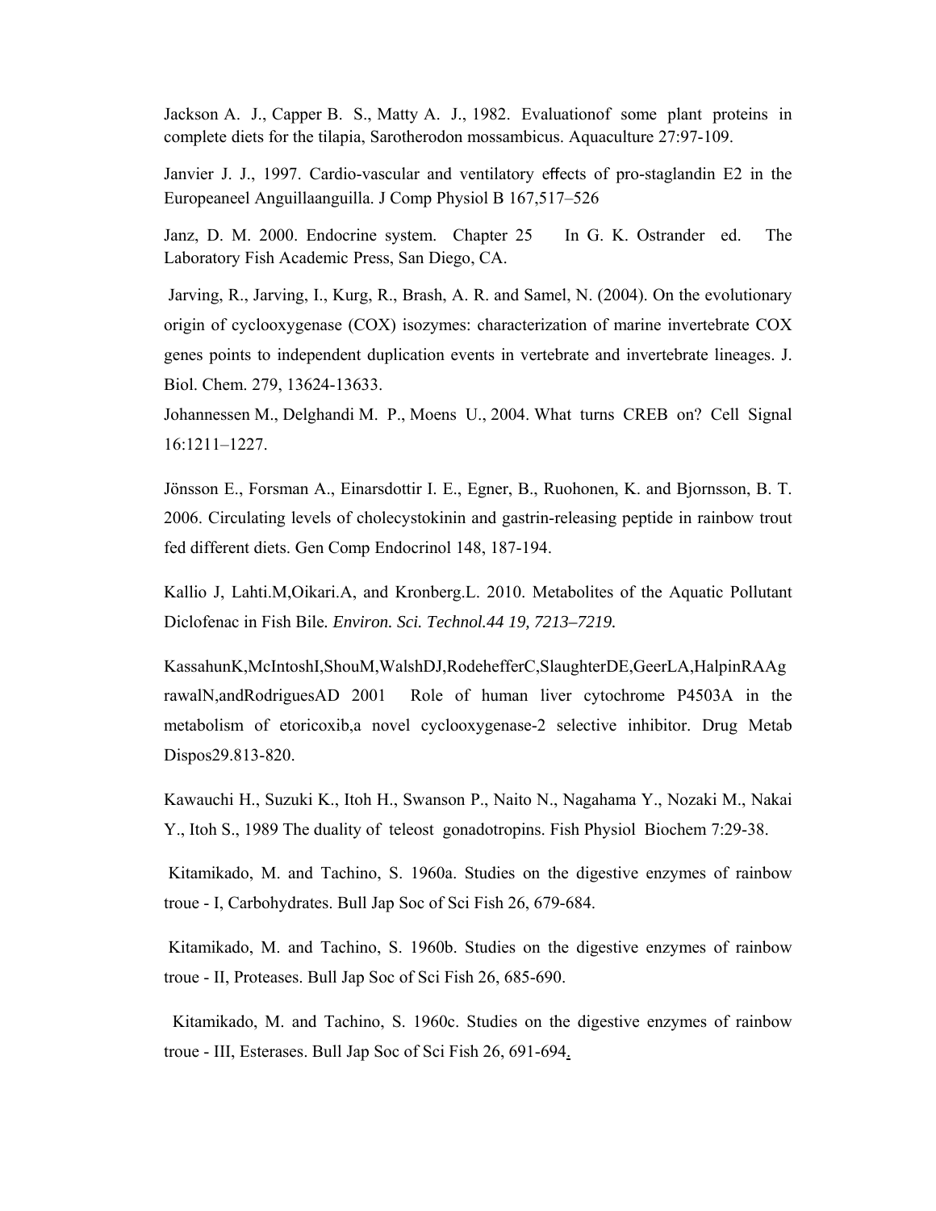Jackson A. J., Capper B. S., Matty A. J., 1982. Evaluationof some plant proteins in complete diets for the tilapia, Sarotherodon mossambicus. Aquaculture 27:97-109.

Janvier J. J., 1997. Cardio-vascular and ventilatory effects of pro-staglandin E2 in the Europeaneel Anguillaanguilla. J Comp Physiol B 167,517–526

Janz, D. M. 2000. Endocrine system. Chapter 25 In G. K. Ostrander ed. The Laboratory Fish Academic Press, San Diego, CA.

Jarving, R., Jarving, I., Kurg, R., Brash, A. R. and Samel, N. (2004). On the evolutionary origin of cyclooxygenase (COX) isozymes: characterization of marine invertebrate COX genes points to independent duplication events in vertebrate and invertebrate lineages. J. Biol. Chem. 279, 13624-13633.

Johannessen M., Delghandi M. P., Moens U., 2004. What turns CREB on? Cell Signal 16:1211–1227.

Jönsson E., Forsman A., Einarsdottir I. E., Egner, B., Ruohonen, K. and Bjornsson, B. T. 2006. Circulating levels of cholecystokinin and gastrin-releasing peptide in rainbow trout fed different diets. Gen Comp Endocrinol 148, 187-194.

Kallio J, Lahti.M,Oikari.A, and Kronberg.L. 2010. Metabolites of the Aquatic Pollutant Diclofenac in Fish Bile. *Environ. Sci. Technol.44 19, 7213–7219.*

KassahunK,McIntoshI,ShouM,WalshDJ,RodehefferC,SlaughterDE,GeerLA,HalpinRAAgrawalN,andRodriguesAD 2001 Role of human liver cytochrome P4503A in the metabolism of etoricoxib,a novel cyclooxygenase-2 selective inhibitor. Drug Metab Dispos29.813-820.

Kawauchi H., Suzuki K., Itoh H., Swanson P., Naito N., Nagahama Y., Nozaki M., Nakai Y., Itoh S., 1989 The duality of teleost gonadotropins. Fish Physiol Biochem 7:29-38.

Kitamikado, M. and Tachino, S. 1960a. Studies on the digestive enzymes of rainbow troue - I, Carbohydrates. Bull Jap Soc of Sci Fish 26, 679-684.

Kitamikado, M. and Tachino, S. 1960b. Studies on the digestive enzymes of rainbow troue - II, Proteases. Bull Jap Soc of Sci Fish 26, 685-690.

Kitamikado, M. and Tachino, S. 1960c. Studies on the digestive enzymes of rainbow troue - III, Esterases. Bull Jap Soc of Sci Fish 26, 691-694.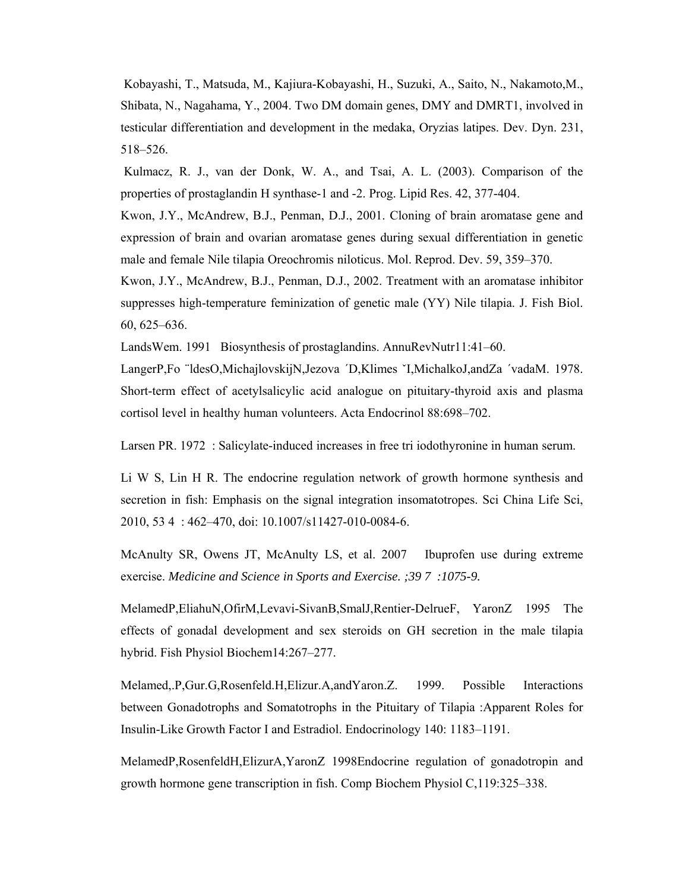Kobayashi, T., Matsuda, M., Kajiura-Kobayashi, H., Suzuki, A., Saito, N., Nakamoto,M., Shibata, N., Nagahama, Y., 2004. Two DM domain genes, DMY and DMRT1, involved in testicular differentiation and development in the medaka, Oryzias latipes. Dev. Dyn. 231, 518–526.

Kulmacz, R. J., van der Donk, W. A., and Tsai, A. L. (2003). Comparison of the properties of prostaglandin H synthase-1 and -2. Prog. Lipid Res. 42, 377-404.

Kwon, J.Y., McAndrew, B.J., Penman, D.J., 2001. Cloning of brain aromatase gene and expression of brain and ovarian aromatase genes during sexual differentiation in genetic male and female Nile tilapia Oreochromis niloticus. Mol. Reprod. Dev. 59, 359–370.

Kwon, J.Y., McAndrew, B.J., Penman, D.J., 2002. Treatment with an aromatase inhibitor suppresses high-temperature feminization of genetic male (YY) Nile tilapia. J. Fish Biol. 60, 625–636.

LandsWem. 1991 Biosynthesis of prostaglandins. AnnuRevNutr11:41–60.

LangerP,Fo ¨ldesO,MichajlovskijN,Jezova ´D,Klimes ˇI,MichalkoJ,andZa ´vadaM. 1978. Short-term effect of acetylsalicylic acid analogue on pituitary-thyroid axis and plasma cortisol level in healthy human volunteers. Acta Endocrinol 88:698–702.

Larsen PR. 1972 : Salicylate-induced increases in free tri iodothyronine in human serum.

Li W S, Lin H R. The endocrine regulation network of growth hormone synthesis and secretion in fish: Emphasis on the signal integration insomatotropes. Sci China Life Sci, 2010, 53 4 : 462–470, doi: 10.1007/s11427-010-0084-6.

McAnulty SR, Owens JT, McAnulty LS, et al. 2007 Ibuprofen use during extreme exercise. *Medicine and Science in Sports and Exercise. ;39 7 :1075-9.*

MelamedP,EliahuN,OfirM,Levavi-SivanB,SmalJ,Rentier-DelrueF, YaronZ 1995 The effects of gonadal development and sex steroids on GH secretion in the male tilapia hybrid. Fish Physiol Biochem14:267–277.

Melamed,.P,Gur.G,Rosenfeld.H,Elizur.A,andYaron.Z. 1999. Possible Interactions between Gonadotrophs and Somatotrophs in the Pituitary of Tilapia :Apparent Roles for Insulin-Like Growth Factor I and Estradiol. Endocrinology 140: 1183–1191.

MelamedP,RosenfeldH,ElizurA,YaronZ 1998Endocrine regulation of gonadotropin and growth hormone gene transcription in fish. Comp Biochem Physiol C,119:325–338.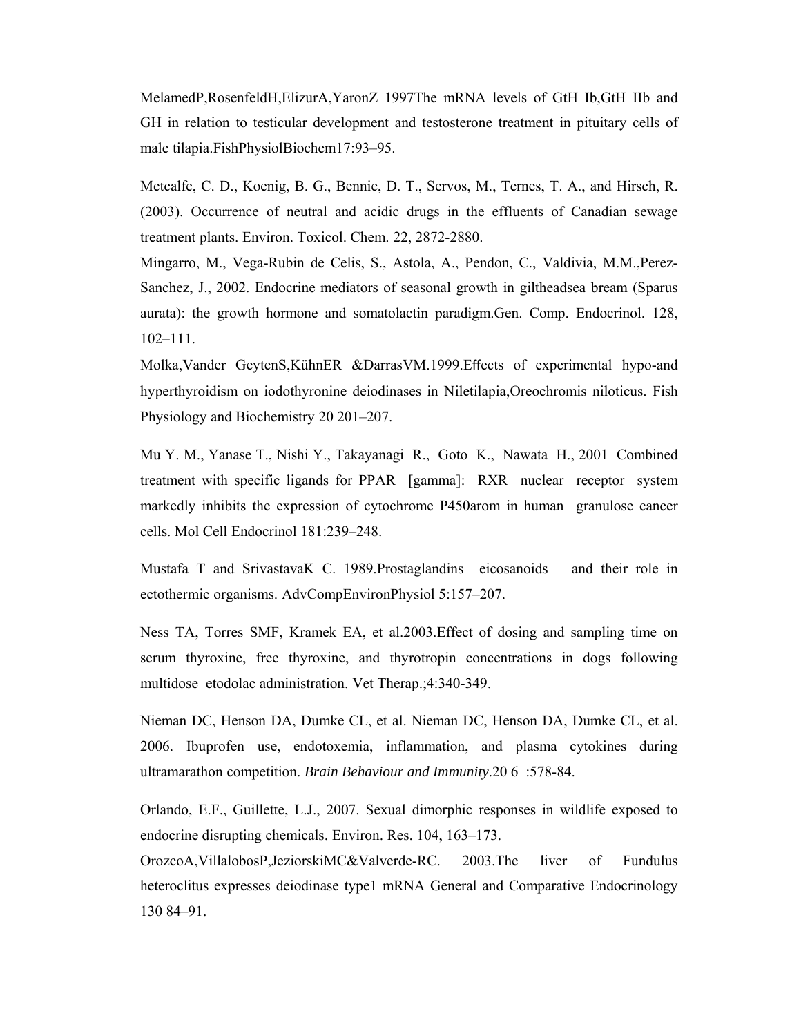MelamedP,RosenfeldH,ElizurA,YaronZ 1997The mRNA levels of GtH Ib,GtH IIb and GH in relation to testicular development and testosterone treatment in pituitary cells of male tilapia.FishPhysiolBiochem17:93–95.

Metcalfe, C. D., Koenig, B. G., Bennie, D. T., Servos, M., Ternes, T. A., and Hirsch, R. (2003). Occurrence of neutral and acidic drugs in the effluents of Canadian sewage treatment plants. Environ. Toxicol. Chem. 22, 2872-2880.

Mingarro, M., Vega-Rubin de Celis, S., Astola, A., Pendon, C., Valdivia, M.M.,Perez-Sanchez, J., 2002. Endocrine mediators of seasonal growth in giltheadsea bream (Sparus aurata): the growth hormone and somatolactin paradigm.Gen. Comp. Endocrinol. 128, 102–111.

Molka,Vander GeytenS,KühnER &DarrasVM.1999.Effects of experimental hypo-and hyperthyroidism on iodothyronine deiodinases in Niletilapia,Oreochromis niloticus. Fish Physiology and Biochemistry 20 201–207.

Mu Y. M., Yanase T., Nishi Y., Takayanagi R., Goto K., Nawata H., 2001 Combined treatment with specific ligands for PPAR [gamma]: RXR nuclear receptor system markedly inhibits the expression of cytochrome P450arom in human granulose cancer cells. Mol Cell Endocrinol 181:239–248.

Mustafa T and SrivastavaK C. 1989.Prostaglandins eicosanoids and their role in ectothermic organisms. AdvCompEnvironPhysiol 5:157–207.

Ness TA, Torres SMF, Kramek EA, et al.2003.Effect of dosing and sampling time on serum thyroxine, free thyroxine, and thyrotropin concentrations in dogs following multidose etodolac administration. Vet Therap.;4:340-349.

Nieman DC, Henson DA, Dumke CL, et al. Nieman DC, Henson DA, Dumke CL, et al. 2006. Ibuprofen use, endotoxemia, inflammation, and plasma cytokines during ultramarathon competition. *Brain Behaviour and Immunity*.20 6 :578-84.

Orlando, E.F., Guillette, L.J., 2007. Sexual dimorphic responses in wildlife exposed to endocrine disrupting chemicals. Environ. Res. 104, 163–173.

OrozcoA,VillalobosP,JeziorskiMC&Valverde-RC. 2003.The liver of Fundulus heteroclitus expresses deiodinase type1 mRNA General and Comparative Endocrinology 130 84–91.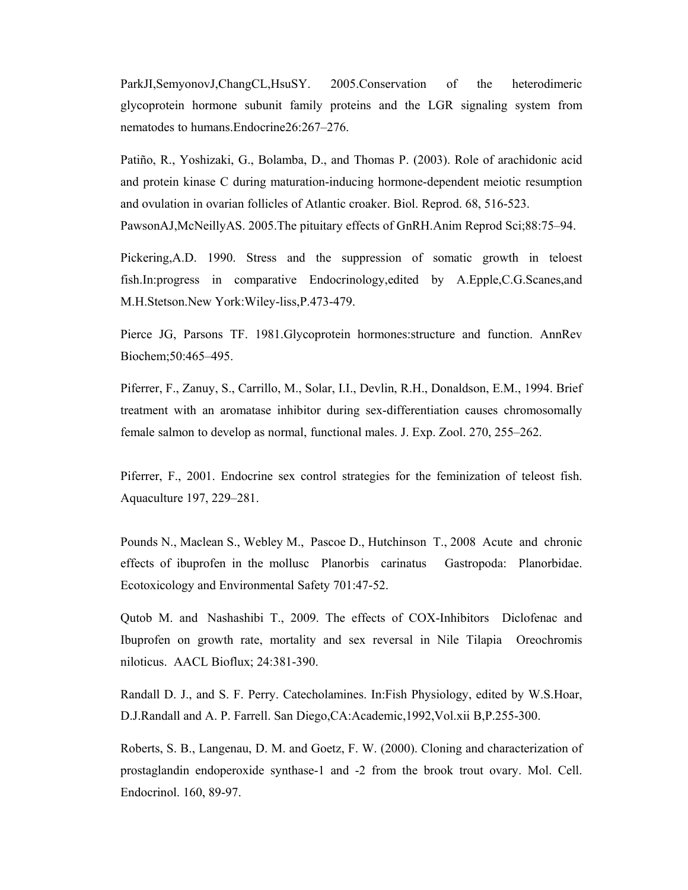ParkJI,SemyonovJ,ChangCL,HsuSY. 2005.Conservation of the heterodimeric glycoprotein hormone subunit family proteins and the LGR signaling system from nematodes to humans.Endocrine26:267–276.

Patiño, R., Yoshizaki, G., Bolamba, D., and Thomas P. (2003). Role of arachidonic acid and protein kinase C during maturation-inducing hormone-dependent meiotic resumption and ovulation in ovarian follicles of Atlantic croaker. Biol. Reprod. 68, 516-523.
PawsonAJ,McNeillyAS. 2005.The pituitary effects of GnRH.Anim Reprod Sci;88:75–94.

Pickering,A.D. 1990. Stress and the suppression of somatic growth in teloest fish.In:progress in comparative Endocrinology,edited by A.Epple,C.G.Scanes,and M.H.Stetson.New York:Wiley-liss,P.473-479.

Pierce JG, Parsons TF. 1981.Glycoprotein hormones:structure and function. AnnRev Biochem;50:465–495.

Piferrer, F., Zanuy, S., Carrillo, M., Solar, I.I., Devlin, R.H., Donaldson, E.M., 1994. Brief treatment with an aromatase inhibitor during sex-differentiation causes chromosomally female salmon to develop as normal, functional males. J. Exp. Zool. 270, 255–262.

Piferrer, F., 2001. Endocrine sex control strategies for the feminization of teleost fish. Aquaculture 197, 229–281.

Pounds N., Maclean S., Webley M., Pascoe D., Hutchinson T., 2008 Acute and chronic effects of ibuprofen in the mollusc Planorbis carinatus Gastropoda: Planorbidae. Ecotoxicology and Environmental Safety 701:47-52.

Qutob M. and Nashashibi T., 2009. The effects of COX-Inhibitors Diclofenac and Ibuprofen on growth rate, mortality and sex reversal in Nile Tilapia Oreochromis niloticus. AACL Bioflux; 24:381-390.

Randall D. J., and S. F. Perry. Catecholamines. In:Fish Physiology, edited by W.S.Hoar, D.J.Randall and A. P. Farrell. San Diego,CA:Academic,1992,Vol.xii B,P.255-300.

Roberts, S. B., Langenau, D. M. and Goetz, F. W. (2000). Cloning and characterization of prostaglandin endoperoxide synthase-1 and -2 from the brook trout ovary. Mol. Cell. Endocrinol. 160, 89-97.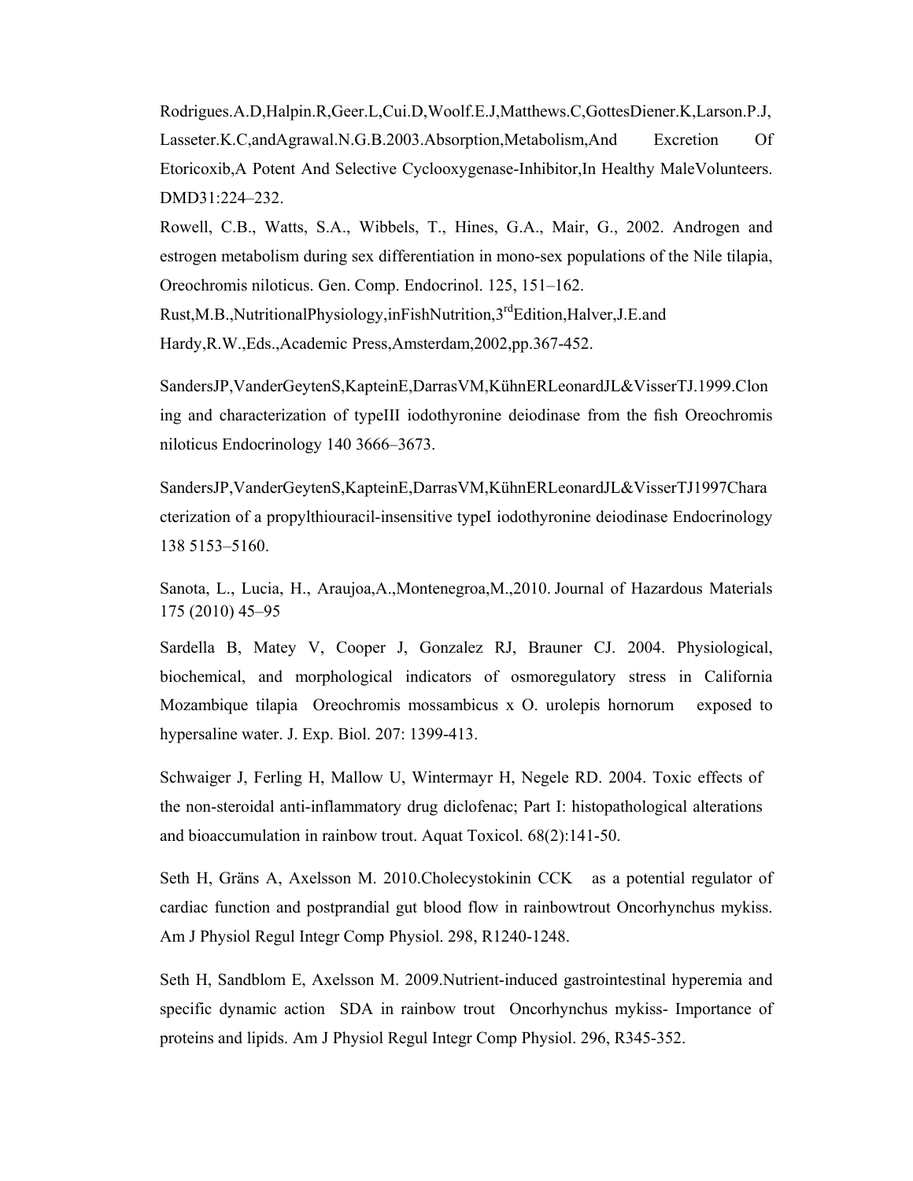Rodrigues.A.D,Halpin.R,Geer.L,Cui.D,Woolf.E.J,Matthews.C,GottesDiener.K,Larson.P.J, Lasseter.K.C,andAgrawal.N.G.B.2003.Absorption,Metabolism,And Excretion Of Etoricoxib,A Potent And Selective Cyclooxygenase-Inhibitor,In Healthy MaleVolunteers. DMD31:224–232.

Rowell, C.B., Watts, S.A., Wibbels, T., Hines, G.A., Mair, G., 2002. Androgen and estrogen metabolism during sex differentiation in mono-sex populations of the Nile tilapia, Oreochromis niloticus. Gen. Comp. Endocrinol. 125, 151–162.

Rust,M.B.,NutritionalPhysiology,inFishNutrition,3rdEdition,Halver,J.E.and Hardy,R.W.,Eds.,Academic Press,Amsterdam,2002,pp.367-452.

SandersJP,VanderGeytenS,KapteinE,DarrasVM,KühnERLeonardJL&VisserTJ.1999.Cloning and characterization of typeIII iodothyronine deiodinase from the fish Oreochromis niloticus Endocrinology 140 3666–3673.

SandersJP,VanderGeytenS,KapteinE,DarrasVM,KühnERLeonardJL&VisserTJ1997Characterization of a propylthiouracil-insensitive typeI iodothyronine deiodinase Endocrinology 138 5153–5160.

Sanota, L., Lucia, H., Araujoa,A.,Montenegroa,M.,2010. Journal of Hazardous Materials 175 (2010) 45–95

Sardella B, Matey V, Cooper J, Gonzalez RJ, Brauner CJ. 2004. Physiological, biochemical, and morphological indicators of osmoregulatory stress in California Mozambique tilapia Oreochromis mossambicus x O. urolepis hornorum exposed to hypersaline water. J. Exp. Biol. 207: 1399-413.

Schwaiger J, Ferling H, Mallow U, Wintermayr H, Negele RD. 2004. Toxic effects of the non-steroidal anti-inflammatory drug diclofenac; Part I: histopathological alterations and bioaccumulation in rainbow trout. Aquat Toxicol. 68(2):141-50.

Seth H, Gräns A, Axelsson M. 2010.Cholecystokinin CCK as a potential regulator of cardiac function and postprandial gut blood flow in rainbowtrout Oncorhynchus mykiss. Am J Physiol Regul Integr Comp Physiol. 298, R1240-1248.

Seth H, Sandblom E, Axelsson M. 2009.Nutrient-induced gastrointestinal hyperemia and specific dynamic action SDA in rainbow trout Oncorhynchus mykiss- Importance of proteins and lipids. Am J Physiol Regul Integr Comp Physiol. 296, R345-352.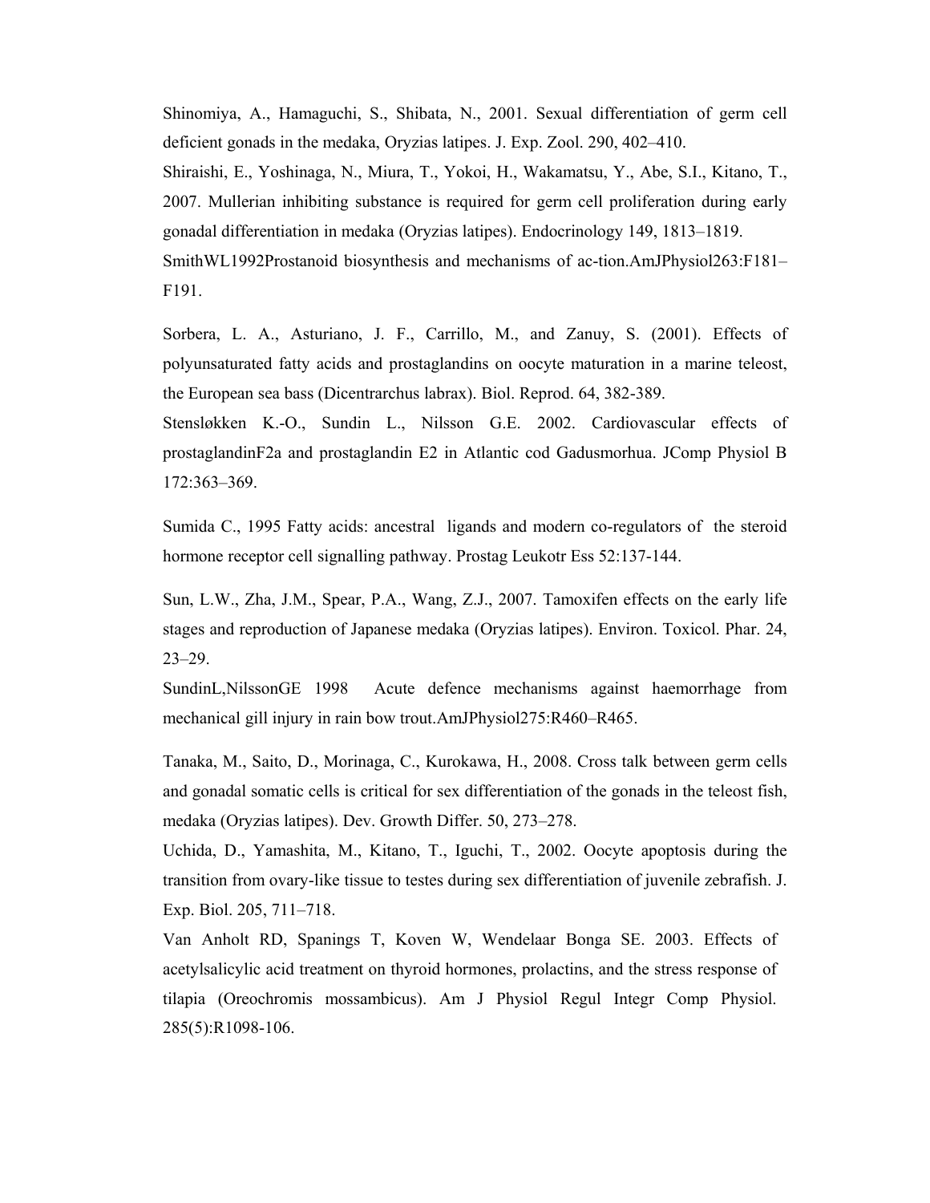Shinomiya, A., Hamaguchi, S., Shibata, N., 2001. Sexual differentiation of germ cell deficient gonads in the medaka, Oryzias latipes. J. Exp. Zool. 290, 402–410.

Shiraishi, E., Yoshinaga, N., Miura, T., Yokoi, H., Wakamatsu, Y., Abe, S.I., Kitano, T., 2007. Mullerian inhibiting substance is required for germ cell proliferation during early gonadal differentiation in medaka (Oryzias latipes). Endocrinology 149, 1813–1819.

SmithWL1992Prostanoid biosynthesis and mechanisms of ac-tion.AmJPhysiol263:F181–F191.

Sorbera, L. A., Asturiano, J. F., Carrillo, M., and Zanuy, S. (2001). Effects of polyunsaturated fatty acids and prostaglandins on oocyte maturation in a marine teleost, the European sea bass (Dicentrarchus labrax). Biol. Reprod. 64, 382-389.

Stensløkken K.-O., Sundin L., Nilsson G.E. 2002. Cardiovascular effects of prostaglandinF2a and prostaglandin E2 in Atlantic cod Gadusmorhua. JComp Physiol B 172:363–369.

Sumida C., 1995 Fatty acids: ancestral ligands and modern co-regulators of the steroid hormone receptor cell signalling pathway. Prostag Leukotr Ess 52:137-144.

Sun, L.W., Zha, J.M., Spear, P.A., Wang, Z.J., 2007. Tamoxifen effects on the early life stages and reproduction of Japanese medaka (Oryzias latipes). Environ. Toxicol. Phar. 24, 23–29.

SundinL,NilssonGE 1998 Acute defence mechanisms against haemorrhage from mechanical gill injury in rain bow trout.AmJPhysiol275:R460–R465.

Tanaka, M., Saito, D., Morinaga, C., Kurokawa, H., 2008. Cross talk between germ cells and gonadal somatic cells is critical for sex differentiation of the gonads in the teleost fish, medaka (Oryzias latipes). Dev. Growth Differ. 50, 273–278.

Uchida, D., Yamashita, M., Kitano, T., Iguchi, T., 2002. Oocyte apoptosis during the transition from ovary-like tissue to testes during sex differentiation of juvenile zebrafish. J. Exp. Biol. 205, 711–718.

Van Anholt RD, Spanings T, Koven W, Wendelaar Bonga SE. 2003. Effects of acetylsalicylic acid treatment on thyroid hormones, prolactins, and the stress response of tilapia (Oreochromis mossambicus). Am J Physiol Regul Integr Comp Physiol. 285(5):R1098-106.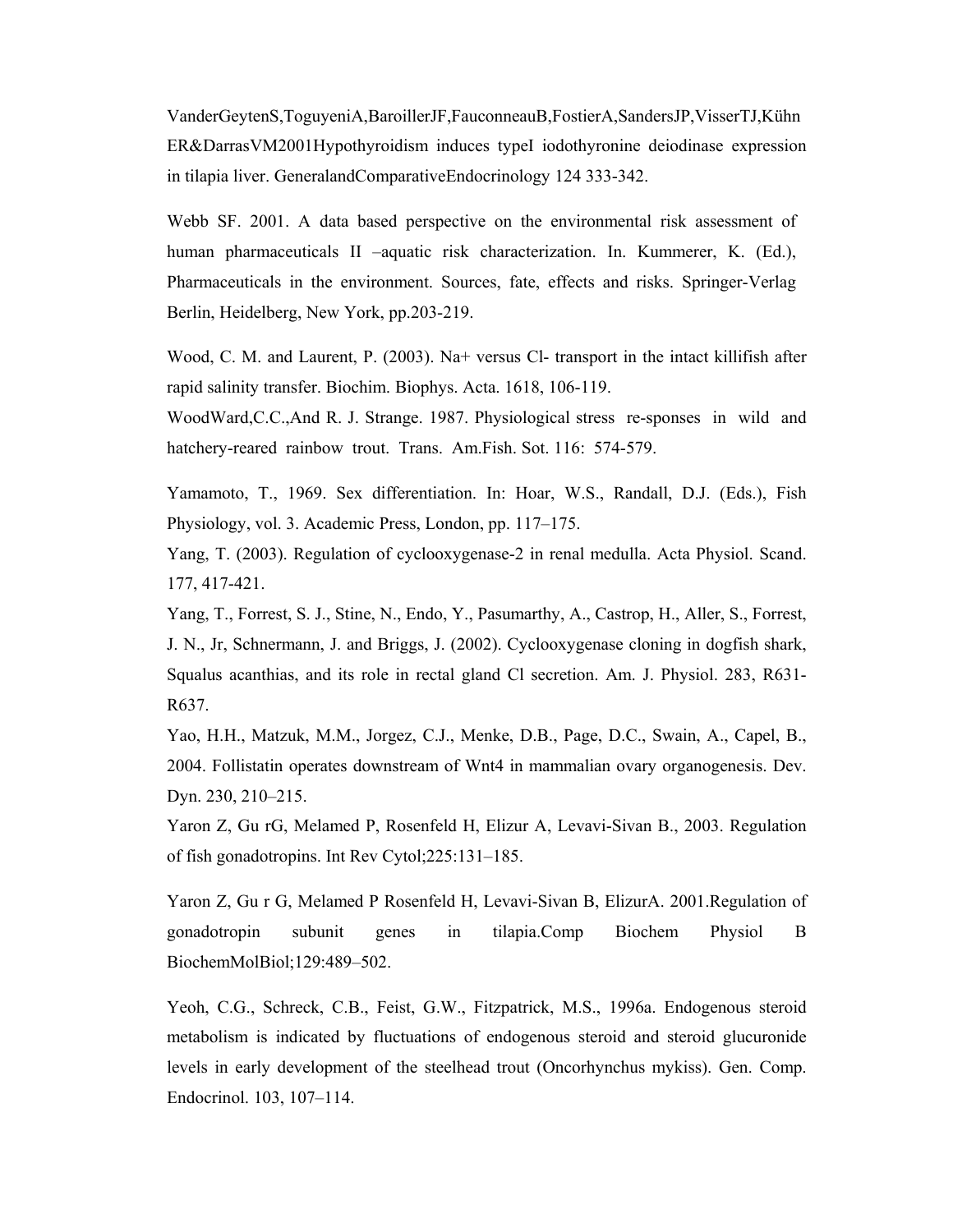VanderGeytenS,ToguyeniA,BaroillerJF,FauconneauB,FostierA,SandersJP,VisserTJ,Kühn ER&DarrasVM2001Hypothyroidism induces typeI iodothyronine deiodinase expression in tilapia liver. GeneralandComparativeEndocrinology 124 333-342.

Webb SF. 2001. A data based perspective on the environmental risk assessment of human pharmaceuticals II –aquatic risk characterization. In. Kummerer, K. (Ed.), Pharmaceuticals in the environment. Sources, fate, effects and risks. Springer-Verlag Berlin, Heidelberg, New York, pp.203-219.

Wood, C. M. and Laurent, P. (2003). Na+ versus Cl- transport in the intact killifish after rapid salinity transfer. Biochim. Biophys. Acta. 1618, 106-119.

WoodWard,C.C.,And R. J. Strange. 1987. Physiological stress re-sponses in wild and hatchery-reared rainbow trout. Trans. Am.Fish. Sot. 116: 574-579.

Yamamoto, T., 1969. Sex differentiation. In: Hoar, W.S., Randall, D.J. (Eds.), Fish Physiology, vol. 3. Academic Press, London, pp. 117–175.

Yang, T. (2003). Regulation of cyclooxygenase-2 in renal medulla. Acta Physiol. Scand. 177, 417-421.

Yang, T., Forrest, S. J., Stine, N., Endo, Y., Pasumarthy, A., Castrop, H., Aller, S., Forrest, J. N., Jr, Schnermann, J. and Briggs, J. (2002). Cyclooxygenase cloning in dogfish shark, Squalus acanthias, and its role in rectal gland Cl secretion. Am. J. Physiol. 283, R631-R637.

Yao, H.H., Matzuk, M.M., Jorgez, C.J., Menke, D.B., Page, D.C., Swain, A., Capel, B., 2004. Follistatin operates downstream of Wnt4 in mammalian ovary organogenesis. Dev. Dyn. 230, 210–215.

Yaron Z, Gu rG, Melamed P, Rosenfeld H, Elizur A, Levavi-Sivan B., 2003. Regulation of fish gonadotropins. Int Rev Cytol;225:131–185.

Yaron Z, Gu r G, Melamed P Rosenfeld H, Levavi-Sivan B, ElizurA. 2001.Regulation of gonadotropin subunit genes in tilapia.Comp Biochem Physiol B BiochemMolBiol;129:489–502.

Yeoh, C.G., Schreck, C.B., Feist, G.W., Fitzpatrick, M.S., 1996a. Endogenous steroid metabolism is indicated by fluctuations of endogenous steroid and steroid glucuronide levels in early development of the steelhead trout (Oncorhynchus mykiss). Gen. Comp. Endocrinol. 103, 107–114.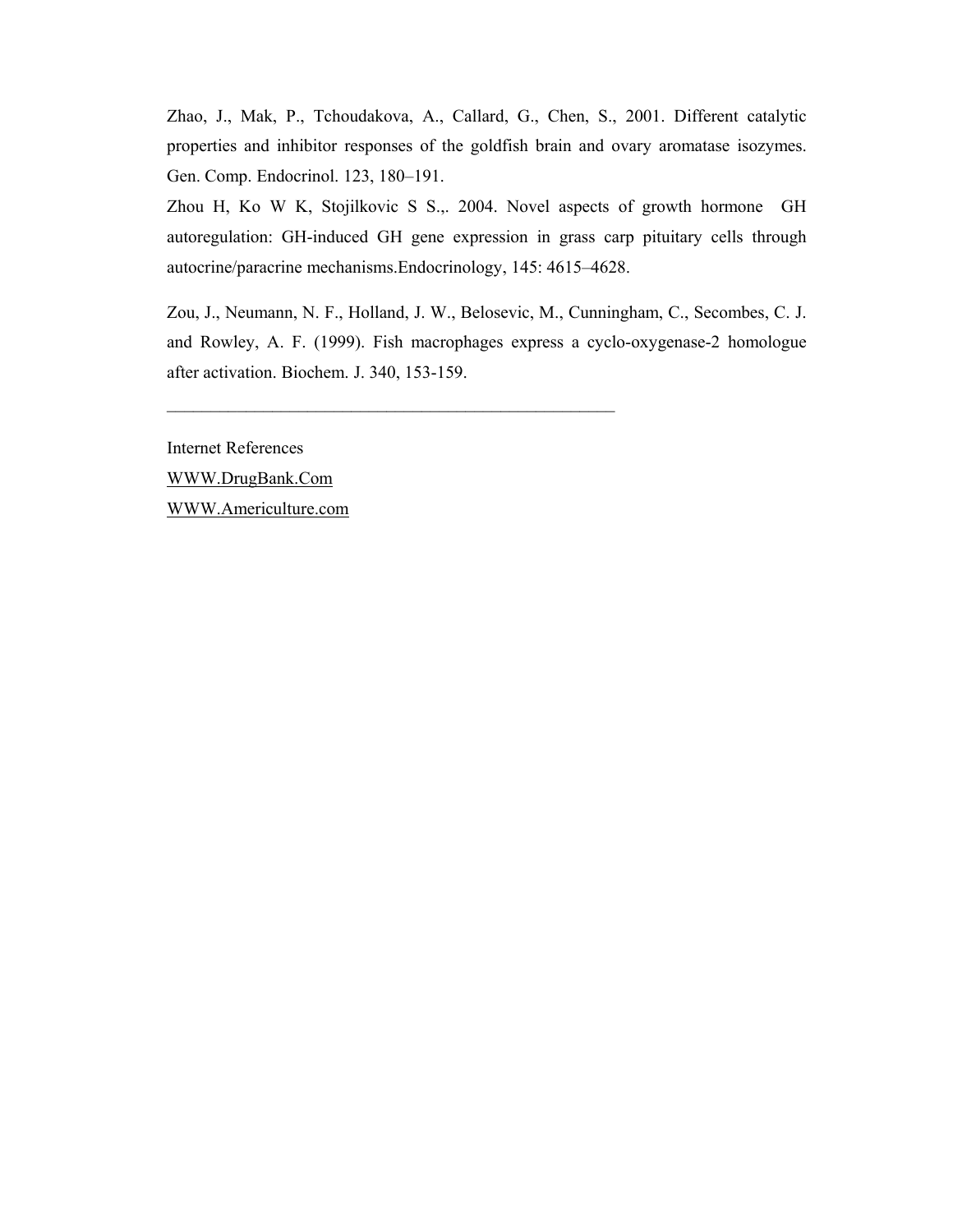Zhao, J., Mak, P., Tchoudakova, A., Callard, G., Chen, S., 2001. Different catalytic properties and inhibitor responses of the goldfish brain and ovary aromatase isozymes. Gen. Comp. Endocrinol. 123, 180–191.

Zhou H, Ko W K, Stojilkovic S S.,. 2004. Novel aspects of growth hormone GH autoregulation: GH-induced GH gene expression in grass carp pituitary cells through autocrine/paracrine mechanisms.Endocrinology, 145: 4615–4628.

Zou, J., Neumann, N. F., Holland, J. W., Belosevic, M., Cunningham, C., Secombes, C. J. and Rowley, A. F. (1999). Fish macrophages express a cyclo-oxygenase-2 homologue after activation. Biochem. J. 340, 153-159.

---

Internet References

WWW.DrugBank.Com

WWW.Americulture.com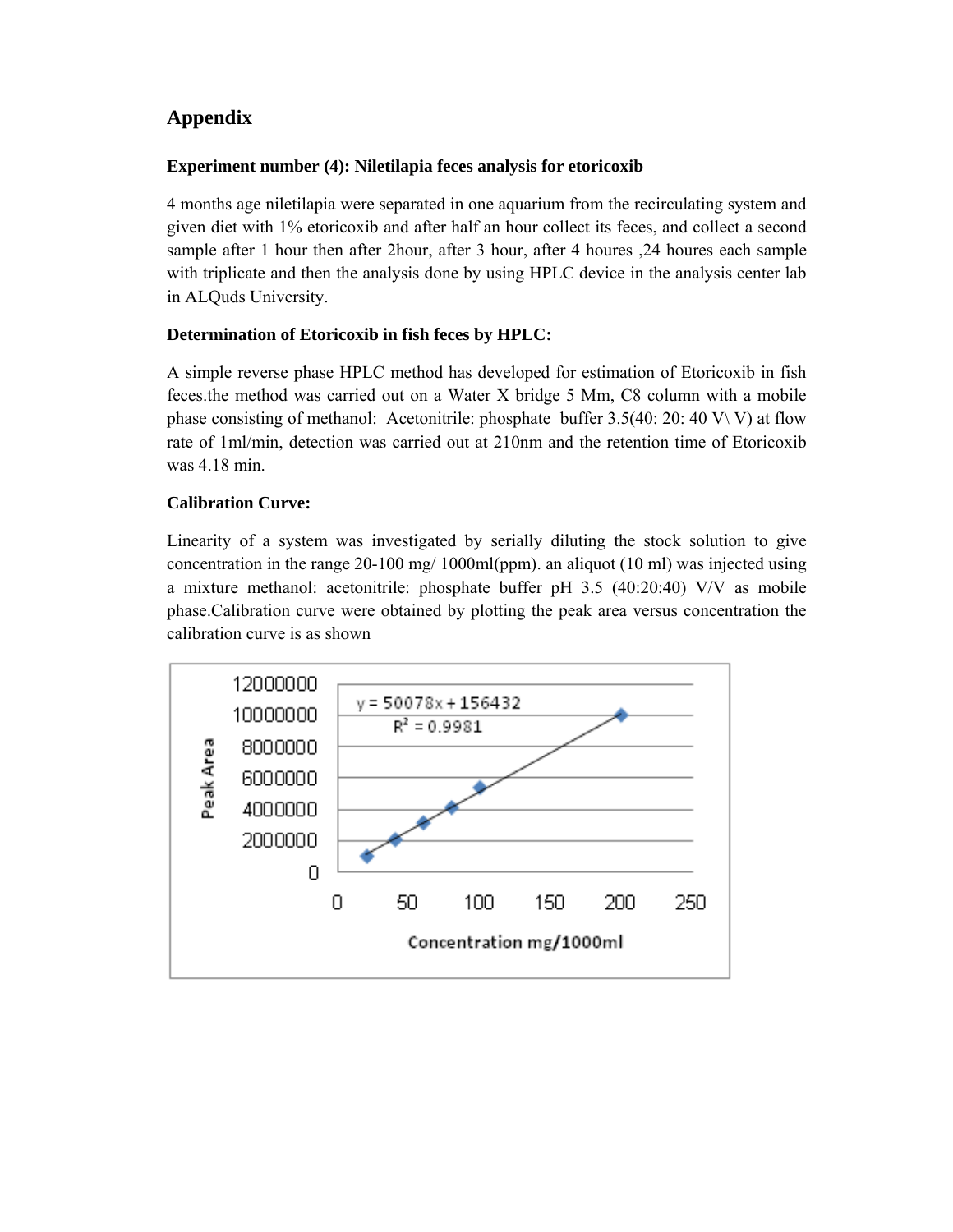## Appendix

**Experiment number (4): Niletilapia feces analysis for etoricoxib**

4 months age niletilapia were separated in one aquarium from the recirculating system and given diet with 1% etoricoxib and after half an hour collect its feces, and collect a second sample after 1 hour then after 2hour, after 3 hour, after 4 houres ,24 houres each sample with triplicate and then the analysis done by using HPLC device in the analysis center lab in ALQuds University.

**Determination of Etoricoxib in fish feces by HPLC:**

A simple reverse phase HPLC method has developed for estimation of Etoricoxib in fish feces.the method was carried out on a Water X bridge 5 Mm, C8 column with a mobile phase consisting of methanol: Acetonitrile: phosphate buffer 3.5(40: 20: 40 V\ V) at flow rate of 1ml/min, detection was carried out at 210nm and the retention time of Etoricoxib was 4.18 min.

**Calibration Curve:**

Linearity of a system was investigated by serially diluting the stock solution to give concentration in the range 20-100 mg/ 1000ml(ppm). an aliquot (10 ml) was injected using a mixture methanol: acetonitrile: phosphate buffer pH 3.5 (40:20:40) V/V as mobile phase.Calibration curve were obtained by plotting the peak area versus concentration the calibration curve is as shown

$y = 50078x + 156432$

$R^2 = 0.9981$

Peak Area

Concentration mg/1000ml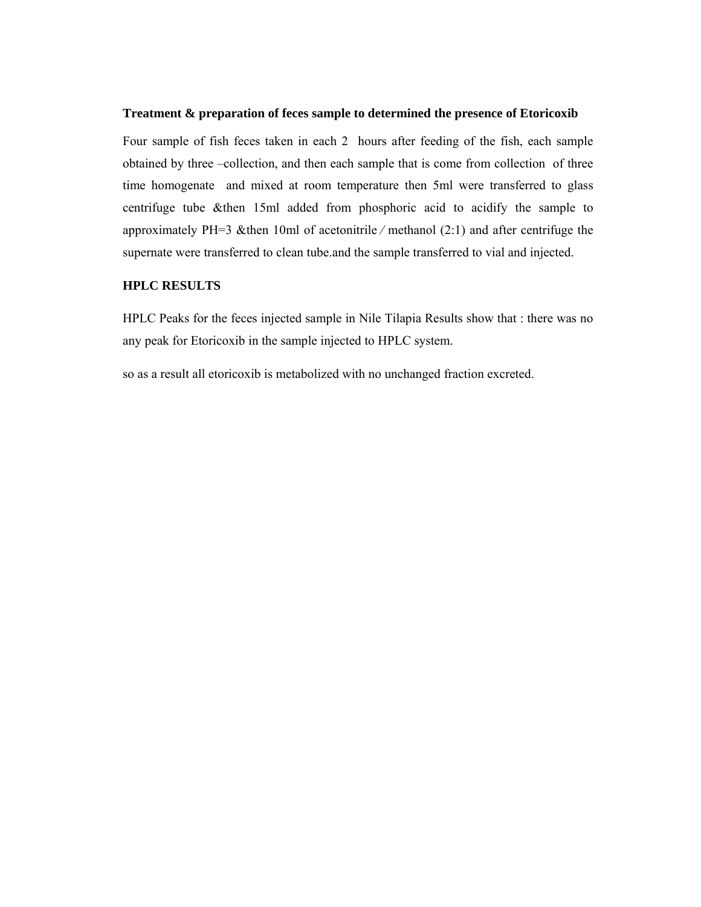**Treatment & preparation of feces sample to determined the presence of Etoricoxib**

Four sample of fish feces taken in each 2 hours after feeding of the fish, each sample obtained by three –collection, and then each sample that is come from collection of three time homogenate and mixed at room temperature then 5ml were transferred to glass centrifuge tube &then 15ml added from phosphoric acid to acidify the sample to approximately PH=3 &then 10ml of acetonitrile ⁄ methanol (2:1) and after centrifuge the supernate were transferred to clean tube.and the sample transferred to vial and injected.

**HPLC RESULTS**

HPLC Peaks for the feces injected sample in Nile Tilapia Results show that : there was no any peak for Etoricoxib in the sample injected to HPLC system.

so as a result all etoricoxib is metabolized with no unchanged fraction excreted.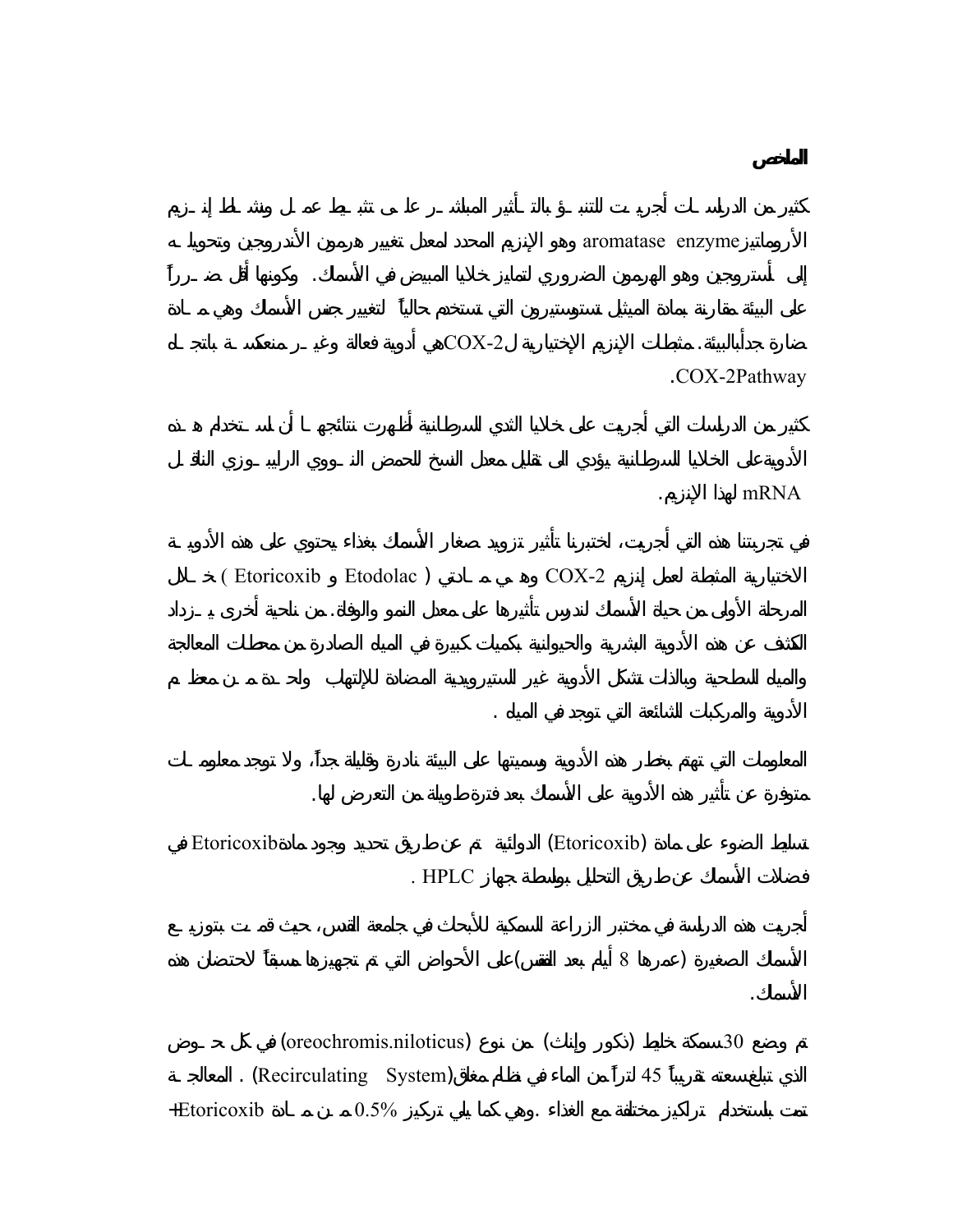**الملخص**

كثير من الدراسات أجريت للتنبؤ بالتأثير المباشر على تثبيط عمل ونشاط إنزيم الأروماتيز aromatase enzyme وهو الإنزيم المحدد لمعدل تغيير هرمون الأندروجين وتحويله إلى أستروجين وهو الهرمون الضروري لتمايز خلايا المبيض في الأسماك. وكونها أقل ضرراً على البيئة مقارنة بمادة الميثيل تستوستيرون التي تستخدم حالياً لتغيير جنس الأسماك وهي مادة ضارة جداًبالبيئة. مثبطات الإنزيم الإختيارية لCOX-2 هي أدوية فعالة وغير منعكسة باتجاه COX-2Pathway.

كثير من الدراسات التي أجريت على خلايا الثدي السرطانية أظهرت نتائجها أن استخدام هذه الأدوية على الخلايا السرطانية يؤدي الى تقليل معدل النسخ للحمض النووي الرايبوزي الناقل mRNA لهذا الإنزيم.

في تجربتنا هذه التي أجريت، اختبرنا تأثير تزويد صغار الأسماك بغذاء يحتوي على هذه الأدوية الاختيارية المثبطة لعمل إنزيم COX-2 وهي مادتي ( Etodolac و Etoricoxib ) خلال المرحلة الأولى من حياة الأسماك لندرس تأثيرها على معدل النمو والوفاة. من ناحية أخرى يزداد الكشف عن هذه الأدوية البشرية والحيوانية بكميات كبيرة في المياه الصادرة من محطات المعالجة والمياه السطحية وبالذات تشكل الأدوية غير الستيرويدية المضادة للإلتهاب واحدة من معظم الأدوية والمركبات الشائعة التي توجد في المياه .

المعلومات التي تهتم بخطر هذه الأدوية وسميتها على البيئة نادرة وقليلة جداً، ولا توجد معلومات متوفرة عن تأثير هذه الأدوية على الأسماك بعد فترة طويلة من التعرض لها.

تسليط الضوء على مادة (Etoricoxib) الدوائية تم عن طريق تحديد وجود مادة Etoricoxib في فضلات الأسماك عن طريق التحليل بواسطة جهاز HPLC .

أجريت هذه الدراسة في مختبر الزراعة السمكية للأبحاث في جامعة القدس، حيث قمت بتوزيع الأسماك الصغيرة (عمرها 8 أيام بعد الفقس) على الأحواض التي تم تجهيزها مسبقاً لاحتضان هذه الأسماك.

تم وضع 30 سمكة خليط (ذكور وإناث) من نوع (oreochromis.niloticus) في كل حوض الذي تبلغ سعته تقريباً 45 لتراً من الماء في نظام مغلق (Recirculating System) . المعالجة تمت باستخدام تراكيز مختلفة مع الغذاء .وهي كما يلي تركيز 0.5% من مادة Etoricoxib +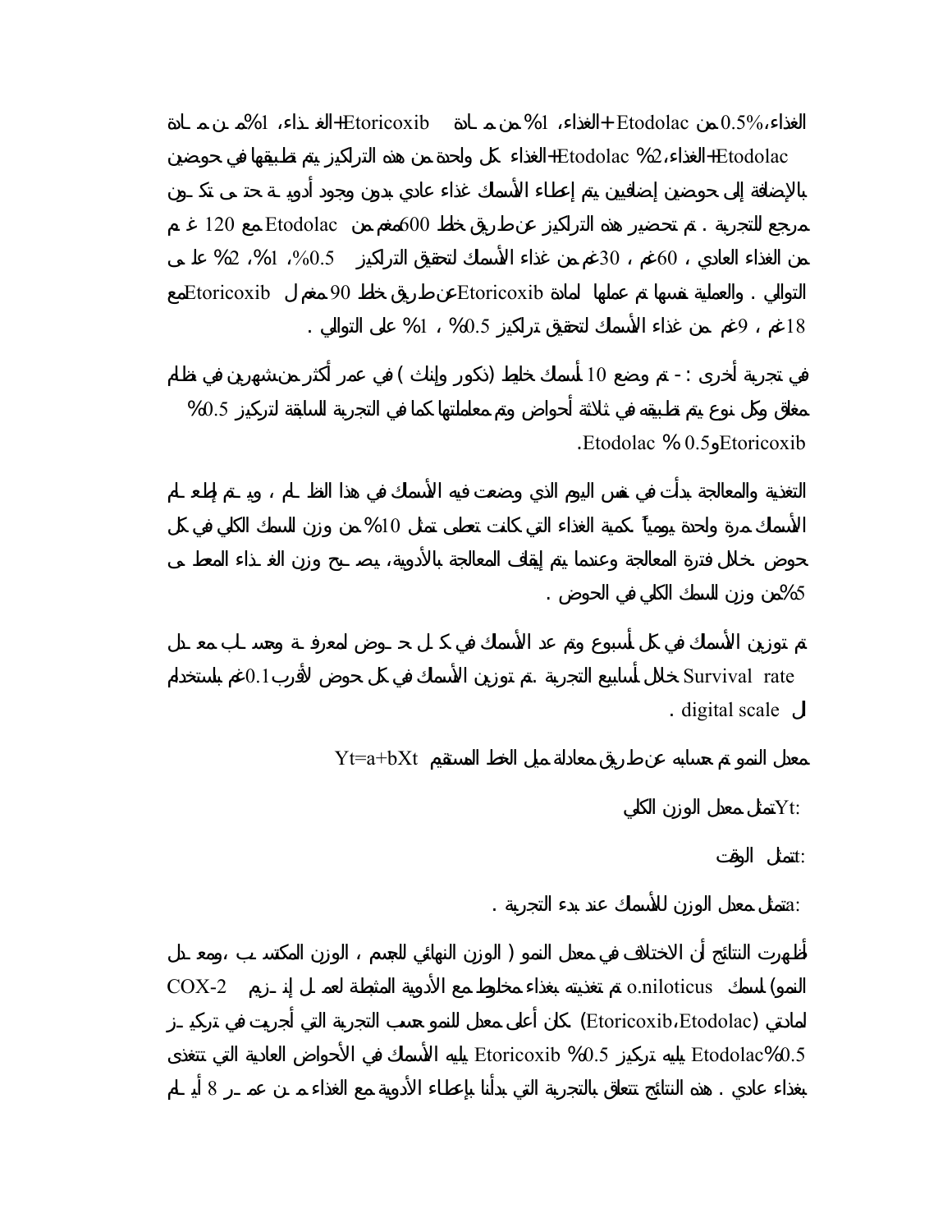الغذاء،0.5% من Etodolac + الغذاء، 1% من مادة Etoricoxib + الغذاء، 1% من مادة Etodolac + الغذاء، 2% Etodolac + الغذاء كل واحدة من هذه التراكيز يتم تطبيقها في حوضين بالإضافة إلى حوضين إضافيين يتم إعطاء الأسماك غذاء عادي بدون وجود أدوية حتى تكون مرجع للتجربة . تم تحضير هذه التراكيز عن طريق خلط 600ملغم من Etodolac مع 120 غم من الغذاء العادي ، 60غم ، 30غم من غذاء الأسماك لتحقيق التراكيز 0.5%، 1%، 2% على التوالي . والعملية نفسها تم عملها لمادة Etoricoxib عن طريق خلط 90 ملغم لEtoricoxib مع 18غم ، 9غم من غذاء الأسماك لتحقيق تراكيز 0.5% ، 1% على التوالي .

في تجربة أخرى : - تم وضع 10 أسماك خليط (ذكور وإناث ) في عمر أكثر من شهرين في نظام مغلق وكل نوع يتم تطبيقه في ثلاثة أحواض وتم معاملتها كما في التجربة السابقة لتركيز 0.5% Etoricoxib و0.5 % Etodolac.

التغذية والمعالجة بدأت في نفس اليوم الذي وضعت فيه الأسماك في هذا النظام ، ويتم إطعام الأسماك مرة واحدة يومياً كمية الغذاء التي كانت تعطى تمثل 10% من وزن السمك الكلي في كل حوض خلال فترة المعالجة وعندما يتم إيقاف المعالجة بالأدوية، يصبح وزن الغذاء المعطى 5% من وزن السمك الكلي في الحوض .

تم توزين الأسماك في كل أسبوع وتم عد الأسماك في كل حوض لمعرفة وحساب معدل Survival rate خلال أسابيع التجربة .تم توزين الأسماك في كل حوض لأقرب 0.1غم باستخدام ال digital scale .

معدل النمو تم حسابه عن طريق معادلة ميل الخط المستقيم $Yt=a+bXt$

Yt: تمثل معدل الوزن الكلي

: تمثل الوقت

a: تمثل معدل الوزن للأسماك عند بدء التجربة .

أظهرت النتائج أن الاختلاف في معدل النمو ( الوزن النهائي للجسم ، الوزن المكتسب ، ومعدل النمو) لسمك o.niloticus تم تغذيته بغذاء مخلوط مع الأدوية المثبطة لعمل إنزيم COX-2 لمادتي (Etoricoxib،Etodolac) كان أعلى معدل للنمو حسب التجربة التي أجريت في تركيز 0.5%Etodolac يليه تركيز 0.5% Etoricoxib يليه الأسماك في الأحواض العادية التي تتغذى بغذاء عادي . هذه النتائج تتعلق بالتجربة التي بدأنا بإعطاء الأدوية مع الغذاء من عمر 8 أيام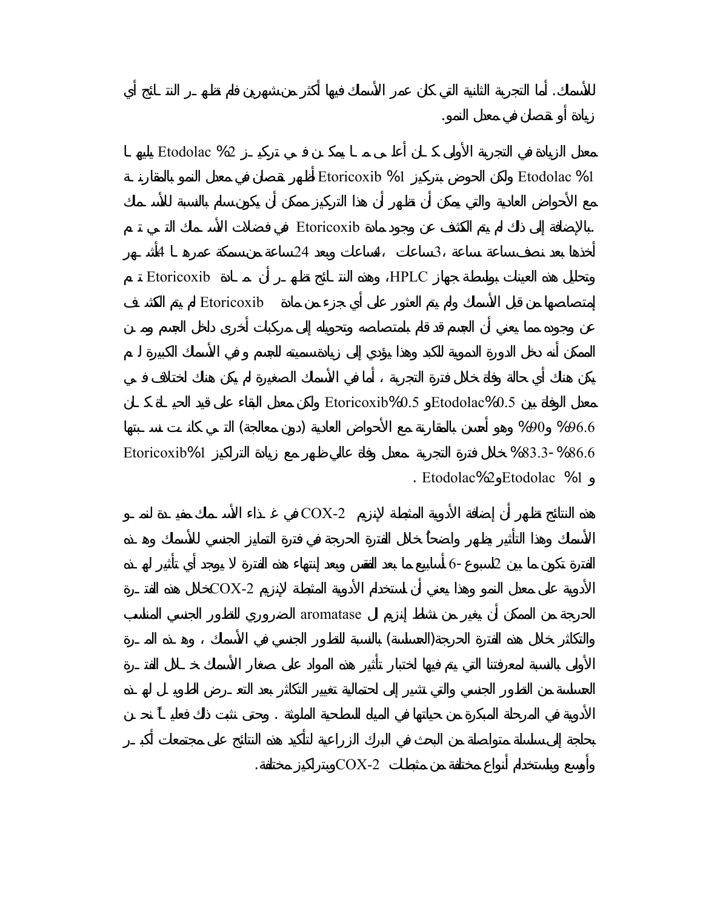للأسماك. أما التجربة الثانية التي كان عمر الأسماك فيها أكثر من شهرين فلم تظهر النتائج أي زيادة أو نقصان في معدل النمو.

معدل الزيادة في التجربة الأولى كان أعلى ما يمكن في تركيز 2% Etodolac يليها Etodolac 1% ولكن الحوض بتركيز 1% Etoricoxib أظهر نقصان في معدل النمو بالمقارنة مع الأحواض العادية والتي يمكن أن تظهر أن هذا التركيز ممكن أن يكون سام بالنسبة للأسماك. بالإضافة إلى ذلك لم يتم الكشف عن وجود مادة Etoricoxib في فضلات الأسماك التي تم أخذها بعد نصف ساعة، ساعة، 3 ساعات، 4 ساعات وبعد 24 ساعة من سمكة عمرها 4 أشهر وتحليل هذه العينات بواسطة جهاز HPLC، وهذه النتائج تظهر أن مادة Etoricoxib تم إمتصاصها من قبل الأسماك ولم يتم العثور على أي جزء من مادة Etoricoxib لم يتم الكشف عن وجوده مما يعني أن الجسم قد قام بامتصاصه وتحويله إلى مركبات أخرى داخل الجسم ومن الممكن أنه دخل الدورة الدموية للكبد وهذا يؤدي إلى زيادة سميته للجسم وفي الأسماك الكبيرة لم يكن هناك أي حالة وفاة خلال فترة التجربة، أما في الأسماك الصغيرة لم يكن هناك اختلاف في معدل الوفاة بين 0.5% Etodolac و 0.5% Etoricoxib ولكن معدل البقاء على قيد الحياة كان 96.6% و 90% وهو أحسن بالمقارنة مع الأحواض العادية (دون معالجة) التي كانت نسبتها 86.6% - 83.3% خلال فترة التجربة. معدل وفاة عالي ظهر مع زيادة التراكيز 1% Etoricoxib و 1% Etodolac و 2% Etodolac.

هذه النتائج تظهر أن إضافة الأدوية المثبطة لإنزيم COX-2 في غذاء الأسماك مفيدة لنمو الأسماك وهذا التأثير يظهر واضحاً خلال الفترة الحرجة في فترة التمايز الجنسي للأسماك وهذه الفترة تكون ما بين 2 أسبوع - 6 أسابيع ما بعد الفقس وبعد إنتهاء هذه الفترة لا يوجد أي تأثير لهذه الأدوية على معدل النمو وهذا يعني أن استخدام الأدوية المثبطة لإنزيم COX-2 خلال هذه الفترة الحرجة من الممكن أن يغير من نشاط إنزيم ال aromatase الضروري للتطور الجنسي المناسب والتكاثر خلال هذه الفترة الحرجة (الحساسة) بالنسبة للتطور الجنسي في الأسماك، وهذه المرة الأولى بالنسبة لمعرفتنا التي يتم فيها اختبار تأثير هذه المواد على صغار الأسماك خلال الفترة الحساسة من التطور الجنسي والتي تشير إلى احتمالية تغيير التكاثر بعد التعرض الطويل لهذه الأدوية في المرحلة المبكرة من حياتها في المياه السطحية الملوثة. وحتى نثبت ذلك فعلياً نحن بحاجة إلى سلسلة متواصلة من البحث في البرك الزراعية لتأكيد هذه النتائج على مجتمعات أكبر وأوسع وباستخدام أنواع مختلفة من مثبطات COX-2 وبتراكيز مختلفة.